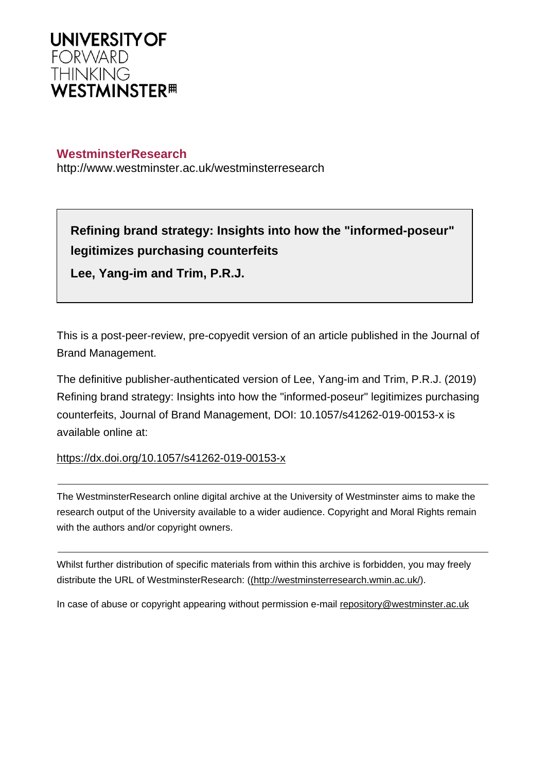UNIVERSITY OF
FORWARD
THINKING
WESTMINSTER

**WestminsterResearch**

http://www.westminster.ac.uk/westminsterresearch

**Refining brand strategy: Insights into how the "informed-poseur" legitimizes purchasing counterfeits**

**Lee, Yang-im and Trim, P.R.J.**

This is a post-peer-review, pre-copyedit version of an article published in the Journal of Brand Management.

The definitive publisher-authenticated version of Lee, Yang-im and Trim, P.R.J. (2019) Refining brand strategy: Insights into how the "informed-poseur" legitimizes purchasing counterfeits, Journal of Brand Management, DOI: 10.1057/s41262-019-00153-x is available online at:

https://dx.doi.org/10.1057/s41262-019-00153-x

---

The WestminsterResearch online digital archive at the University of Westminster aims to make the research output of the University available to a wider audience. Copyright and Moral Rights remain with the authors and/or copyright owners.

---

Whilst further distribution of specific materials from within this archive is forbidden, you may freely distribute the URL of WestminsterResearch: ((http://westminsterresearch.wmin.ac.uk/).

In case of abuse or copyright appearing without permission e-mail repository@westminster.ac.uk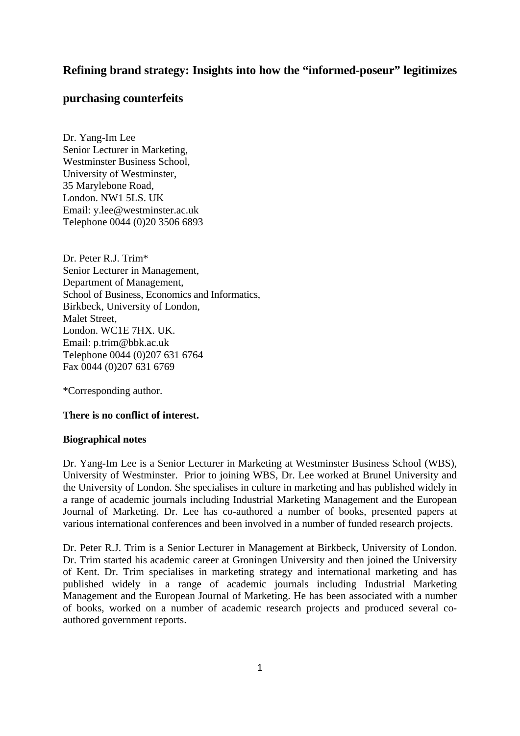# Refining brand strategy: Insights into how the "informed-poseur" legitimizes purchasing counterfeits

Dr. Yang-Im Lee
Senior Lecturer in Marketing,
Westminster Business School,
University of Westminster,
35 Marylebone Road,
London. NW1 5LS. UK
Email: y.lee@westminster.ac.uk
Telephone 0044 (0)20 3506 6893

Dr. Peter R.J. Trim*
Senior Lecturer in Management,
Department of Management,
School of Business, Economics and Informatics,
Birkbeck, University of London,
Malet Street,
London. WC1E 7HX. UK.
Email: p.trim@bbk.ac.uk
Telephone 0044 (0)207 631 6764
Fax 0044 (0)207 631 6769

*Corresponding author.

**There is no conflict of interest.**

**Biographical notes**

Dr. Yang-Im Lee is a Senior Lecturer in Marketing at Westminster Business School (WBS), University of Westminster. Prior to joining WBS, Dr. Lee worked at Brunel University and the University of London. She specialises in culture in marketing and has published widely in a range of academic journals including Industrial Marketing Management and the European Journal of Marketing. Dr. Lee has co-authored a number of books, presented papers at various international conferences and been involved in a number of funded research projects.

Dr. Peter R.J. Trim is a Senior Lecturer in Management at Birkbeck, University of London. Dr. Trim started his academic career at Groningen University and then joined the University of Kent. Dr. Trim specialises in marketing strategy and international marketing and has published widely in a range of academic journals including Industrial Marketing Management and the European Journal of Marketing. He has been associated with a number of books, worked on a number of academic research projects and produced several co-authored government reports.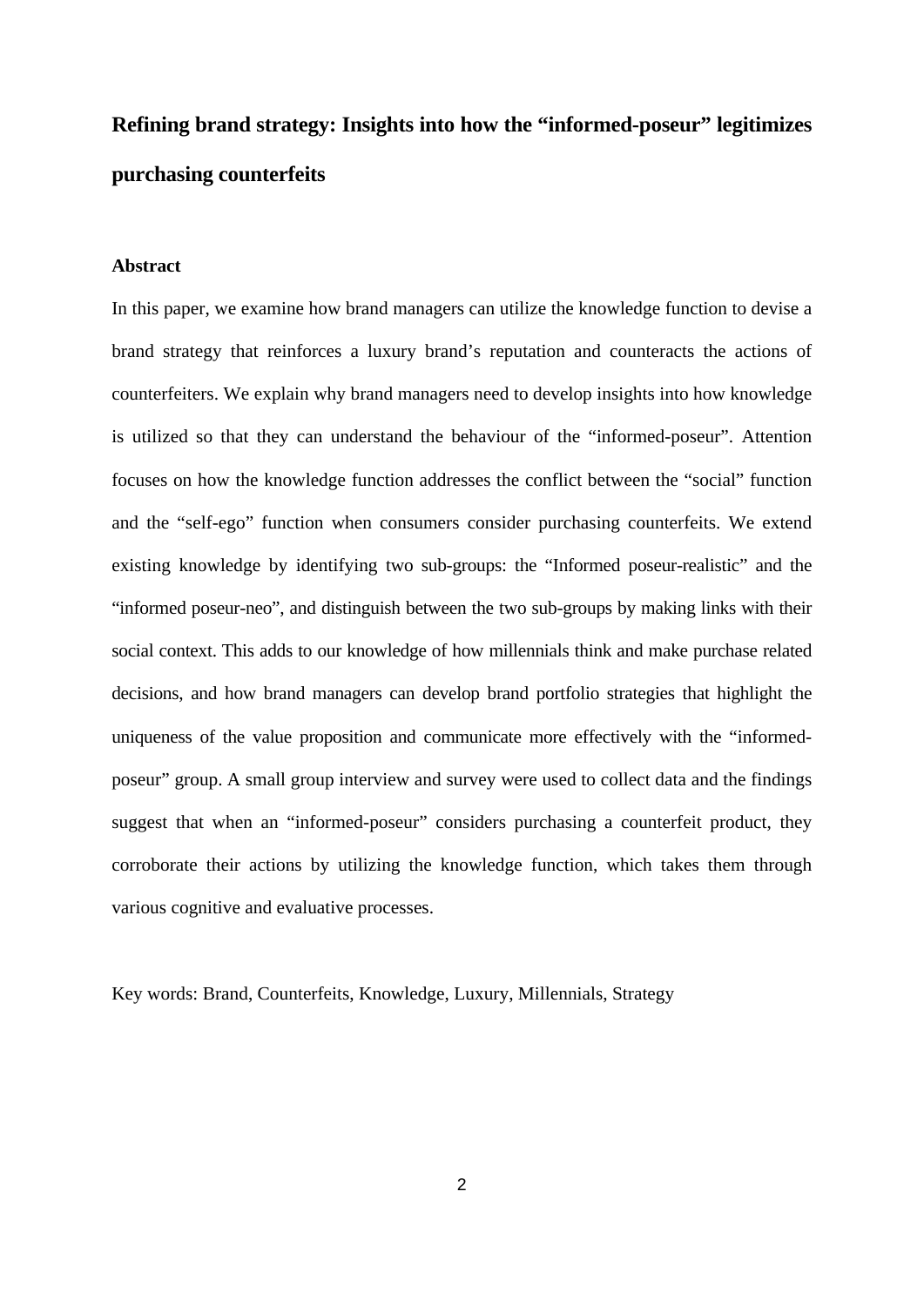# Refining brand strategy: Insights into how the "informed-poseur" legitimizes purchasing counterfeits

## Abstract

In this paper, we examine how brand managers can utilize the knowledge function to devise a brand strategy that reinforces a luxury brand's reputation and counteracts the actions of counterfeiters. We explain why brand managers need to develop insights into how knowledge is utilized so that they can understand the behaviour of the "informed-poseur". Attention focuses on how the knowledge function addresses the conflict between the "social" function and the "self-ego" function when consumers consider purchasing counterfeits. We extend existing knowledge by identifying two sub-groups: the "Informed poseur-realistic" and the "informed poseur-neo", and distinguish between the two sub-groups by making links with their social context. This adds to our knowledge of how millennials think and make purchase related decisions, and how brand managers can develop brand portfolio strategies that highlight the uniqueness of the value proposition and communicate more effectively with the "informed-poseur" group. A small group interview and survey were used to collect data and the findings suggest that when an "informed-poseur" considers purchasing a counterfeit product, they corroborate their actions by utilizing the knowledge function, which takes them through various cognitive and evaluative processes.

Key words: Brand, Counterfeits, Knowledge, Luxury, Millennials, Strategy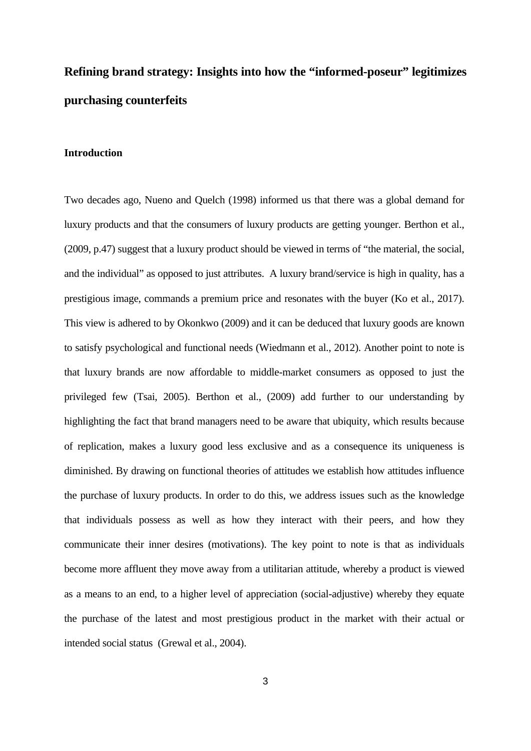# Refining brand strategy: Insights into how the “informed-poseur” legitimizes purchasing counterfeits

## Introduction

Two decades ago, Nueno and Quelch (1998) informed us that there was a global demand for luxury products and that the consumers of luxury products are getting younger. Berthon et al., (2009, p.47) suggest that a luxury product should be viewed in terms of “the material, the social, and the individual” as opposed to just attributes. A luxury brand/service is high in quality, has a prestigious image, commands a premium price and resonates with the buyer (Ko et al., 2017). This view is adhered to by Okonkwo (2009) and it can be deduced that luxury goods are known to satisfy psychological and functional needs (Wiedmann et al., 2012). Another point to note is that luxury brands are now affordable to middle-market consumers as opposed to just the privileged few (Tsai, 2005). Berthon et al., (2009) add further to our understanding by highlighting the fact that brand managers need to be aware that ubiquity, which results because of replication, makes a luxury good less exclusive and as a consequence its uniqueness is diminished. By drawing on functional theories of attitudes we establish how attitudes influence the purchase of luxury products. In order to do this, we address issues such as the knowledge that individuals possess as well as how they interact with their peers, and how they communicate their inner desires (motivations). The key point to note is that as individuals become more affluent they move away from a utilitarian attitude, whereby a product is viewed as a means to an end, to a higher level of appreciation (social-adjustive) whereby they equate the purchase of the latest and most prestigious product in the market with their actual or intended social status (Grewal et al., 2004).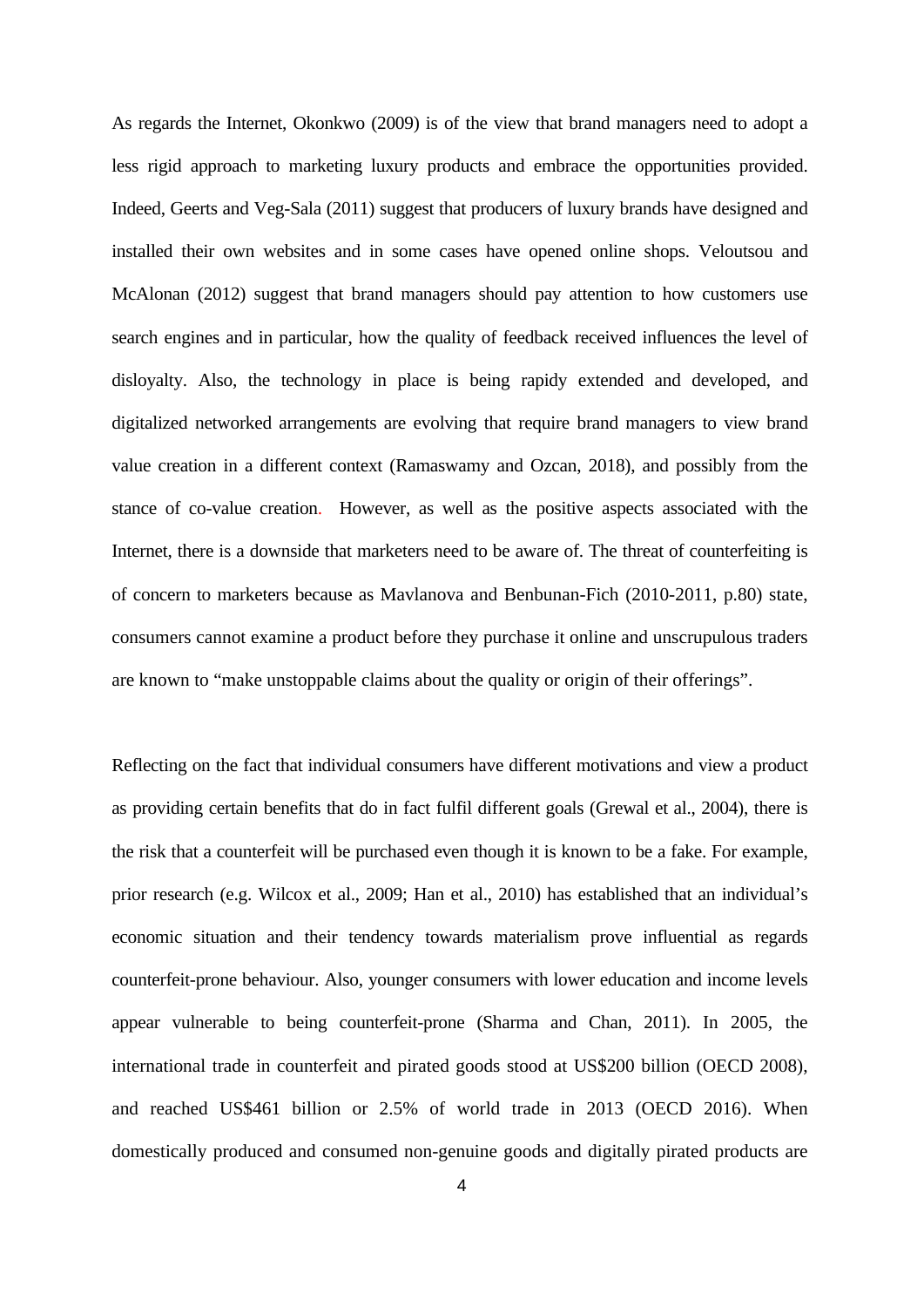As regards the Internet, Okonkwo (2009) is of the view that brand managers need to adopt a less rigid approach to marketing luxury products and embrace the opportunities provided. Indeed, Geerts and Veg-Sala (2011) suggest that producers of luxury brands have designed and installed their own websites and in some cases have opened online shops. Veloutsou and McAlonan (2012) suggest that brand managers should pay attention to how customers use search engines and in particular, how the quality of feedback received influences the level of disloyalty. Also, the technology in place is being rapidy extended and developed, and digitalized networked arrangements are evolving that require brand managers to view brand value creation in a different context (Ramaswamy and Ozcan, 2018), and possibly from the stance of co-value creation. However, as well as the positive aspects associated with the Internet, there is a downside that marketers need to be aware of. The threat of counterfeiting is of concern to marketers because as Mavlanova and Benbunan-Fich (2010-2011, p.80) state, consumers cannot examine a product before they purchase it online and unscrupulous traders are known to "make unstoppable claims about the quality or origin of their offerings".

Reflecting on the fact that individual consumers have different motivations and view a product as providing certain benefits that do in fact fulfil different goals (Grewal et al., 2004), there is the risk that a counterfeit will be purchased even though it is known to be a fake. For example, prior research (e.g. Wilcox et al., 2009; Han et al., 2010) has established that an individual's economic situation and their tendency towards materialism prove influential as regards counterfeit-prone behaviour. Also, younger consumers with lower education and income levels appear vulnerable to being counterfeit-prone (Sharma and Chan, 2011). In 2005, the international trade in counterfeit and pirated goods stood at US$200 billion (OECD 2008), and reached US$461 billion or 2.5% of world trade in 2013 (OECD 2016). When domestically produced and consumed non-genuine goods and digitally pirated products are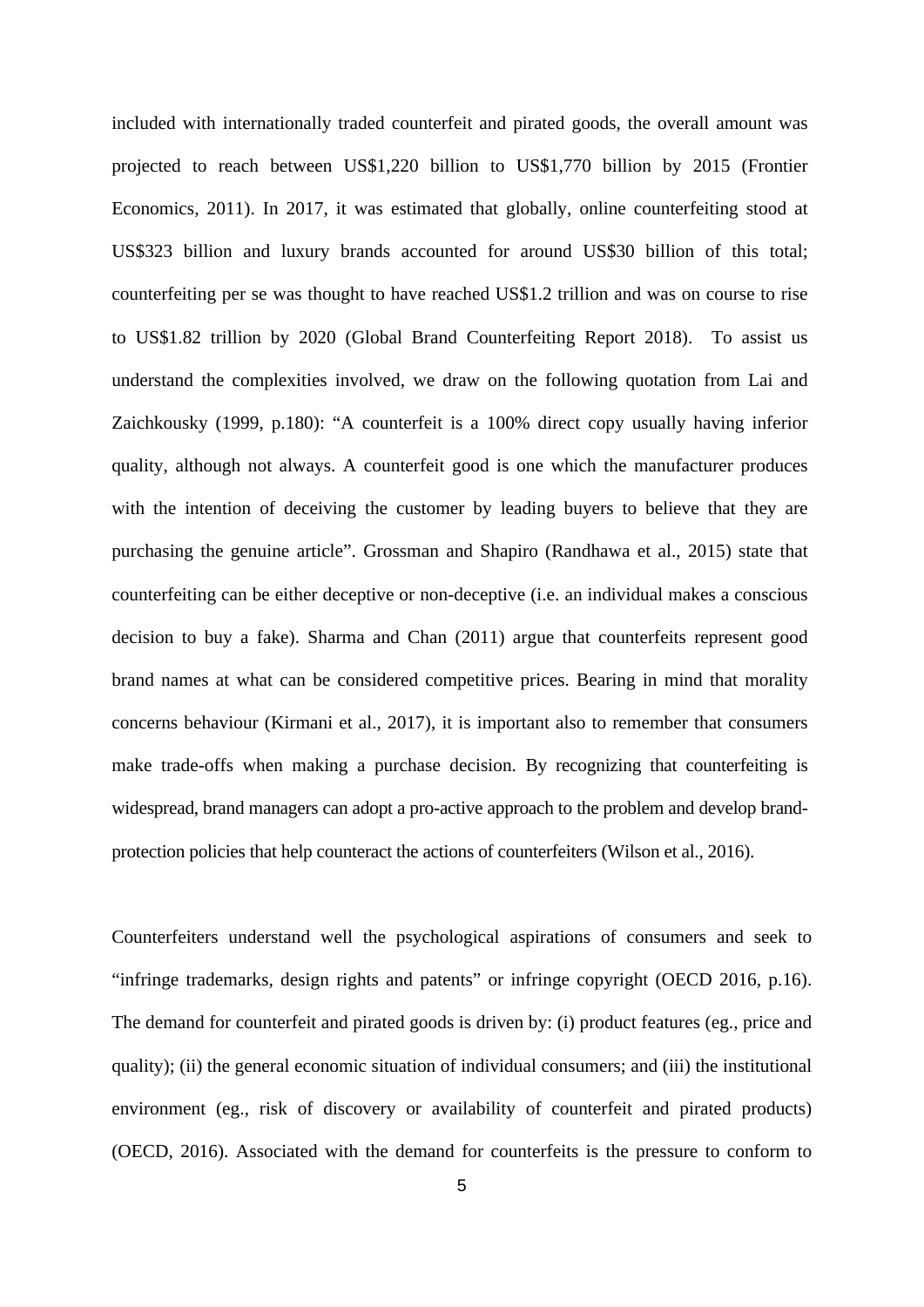included with internationally traded counterfeit and pirated goods, the overall amount was projected to reach between US$1,220 billion to US$1,770 billion by 2015 (Frontier Economics, 2011). In 2017, it was estimated that globally, online counterfeiting stood at US$323 billion and luxury brands accounted for around US$30 billion of this total; counterfeiting per se was thought to have reached US$1.2 trillion and was on course to rise to US$1.82 trillion by 2020 (Global Brand Counterfeiting Report 2018). To assist us understand the complexities involved, we draw on the following quotation from Lai and Zaichkousky (1999, p.180): "A counterfeit is a 100% direct copy usually having inferior quality, although not always. A counterfeit good is one which the manufacturer produces with the intention of deceiving the customer by leading buyers to believe that they are purchasing the genuine article". Grossman and Shapiro (Randhawa et al., 2015) state that counterfeiting can be either deceptive or non-deceptive (i.e. an individual makes a conscious decision to buy a fake). Sharma and Chan (2011) argue that counterfeits represent good brand names at what can be considered competitive prices. Bearing in mind that morality concerns behaviour (Kirmani et al., 2017), it is important also to remember that consumers make trade-offs when making a purchase decision. By recognizing that counterfeiting is widespread, brand managers can adopt a pro-active approach to the problem and develop brand-protection policies that help counteract the actions of counterfeiters (Wilson et al., 2016).

Counterfeiters understand well the psychological aspirations of consumers and seek to "infringe trademarks, design rights and patents" or infringe copyright (OECD 2016, p.16). The demand for counterfeit and pirated goods is driven by: (i) product features (eg., price and quality); (ii) the general economic situation of individual consumers; and (iii) the institutional environment (eg., risk of discovery or availability of counterfeit and pirated products) (OECD, 2016). Associated with the demand for counterfeits is the pressure to conform to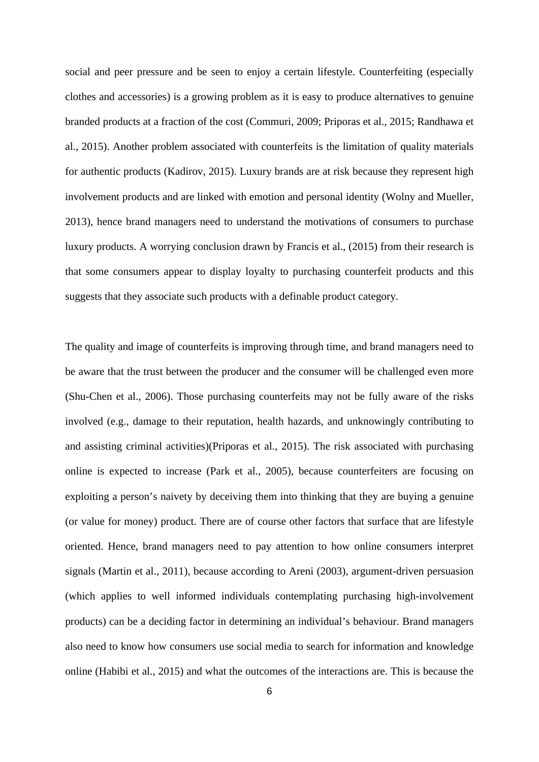social and peer pressure and be seen to enjoy a certain lifestyle. Counterfeiting (especially clothes and accessories) is a growing problem as it is easy to produce alternatives to genuine branded products at a fraction of the cost (Commuri, 2009; Priporas et al., 2015; Randhawa et al., 2015). Another problem associated with counterfeits is the limitation of quality materials for authentic products (Kadirov, 2015). Luxury brands are at risk because they represent high involvement products and are linked with emotion and personal identity (Wolny and Mueller, 2013), hence brand managers need to understand the motivations of consumers to purchase luxury products. A worrying conclusion drawn by Francis et al., (2015) from their research is that some consumers appear to display loyalty to purchasing counterfeit products and this suggests that they associate such products with a definable product category.

The quality and image of counterfeits is improving through time, and brand managers need to be aware that the trust between the producer and the consumer will be challenged even more (Shu-Chen et al., 2006). Those purchasing counterfeits may not be fully aware of the risks involved (e.g., damage to their reputation, health hazards, and unknowingly contributing to and assisting criminal activities)(Priporas et al., 2015). The risk associated with purchasing online is expected to increase (Park et al., 2005), because counterfeiters are focusing on exploiting a person's naivety by deceiving them into thinking that they are buying a genuine (or value for money) product. There are of course other factors that surface that are lifestyle oriented. Hence, brand managers need to pay attention to how online consumers interpret signals (Martin et al., 2011), because according to Areni (2003), argument-driven persuasion (which applies to well informed individuals contemplating purchasing high-involvement products) can be a deciding factor in determining an individual's behaviour. Brand managers also need to know how consumers use social media to search for information and knowledge online (Habibi et al., 2015) and what the outcomes of the interactions are. This is because the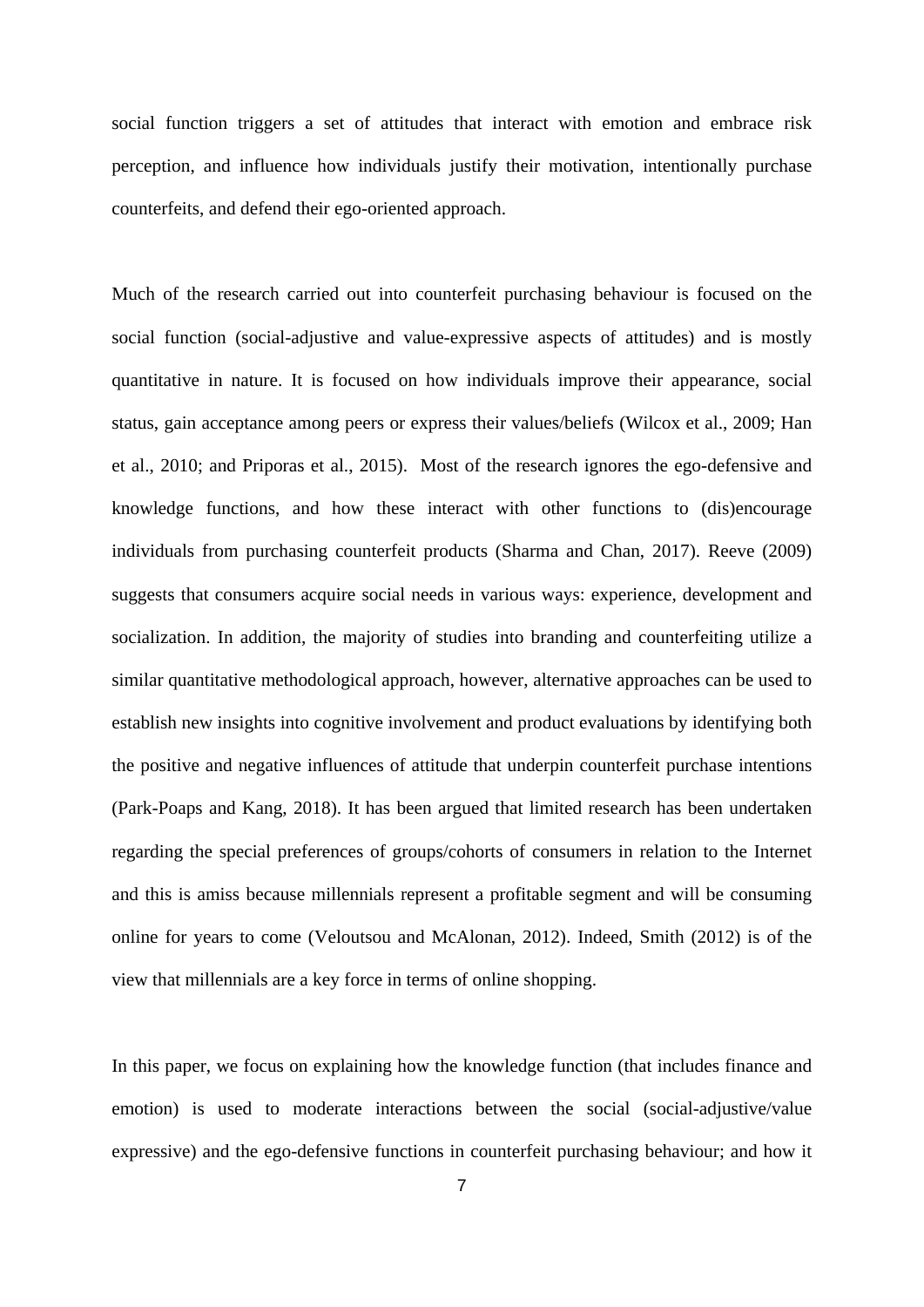social function triggers a set of attitudes that interact with emotion and embrace risk perception, and influence how individuals justify their motivation, intentionally purchase counterfeits, and defend their ego-oriented approach.

Much of the research carried out into counterfeit purchasing behaviour is focused on the social function (social-adjustive and value-expressive aspects of attitudes) and is mostly quantitative in nature. It is focused on how individuals improve their appearance, social status, gain acceptance among peers or express their values/beliefs (Wilcox et al., 2009; Han et al., 2010; and Priporas et al., 2015). Most of the research ignores the ego-defensive and knowledge functions, and how these interact with other functions to (dis)encourage individuals from purchasing counterfeit products (Sharma and Chan, 2017). Reeve (2009) suggests that consumers acquire social needs in various ways: experience, development and socialization. In addition, the majority of studies into branding and counterfeiting utilize a similar quantitative methodological approach, however, alternative approaches can be used to establish new insights into cognitive involvement and product evaluations by identifying both the positive and negative influences of attitude that underpin counterfeit purchase intentions (Park-Poaps and Kang, 2018). It has been argued that limited research has been undertaken regarding the special preferences of groups/cohorts of consumers in relation to the Internet and this is amiss because millennials represent a profitable segment and will be consuming online for years to come (Veloutsou and McAlonan, 2012). Indeed, Smith (2012) is of the view that millennials are a key force in terms of online shopping.

In this paper, we focus on explaining how the knowledge function (that includes finance and emotion) is used to moderate interactions between the social (social-adjustive/value expressive) and the ego-defensive functions in counterfeit purchasing behaviour; and how it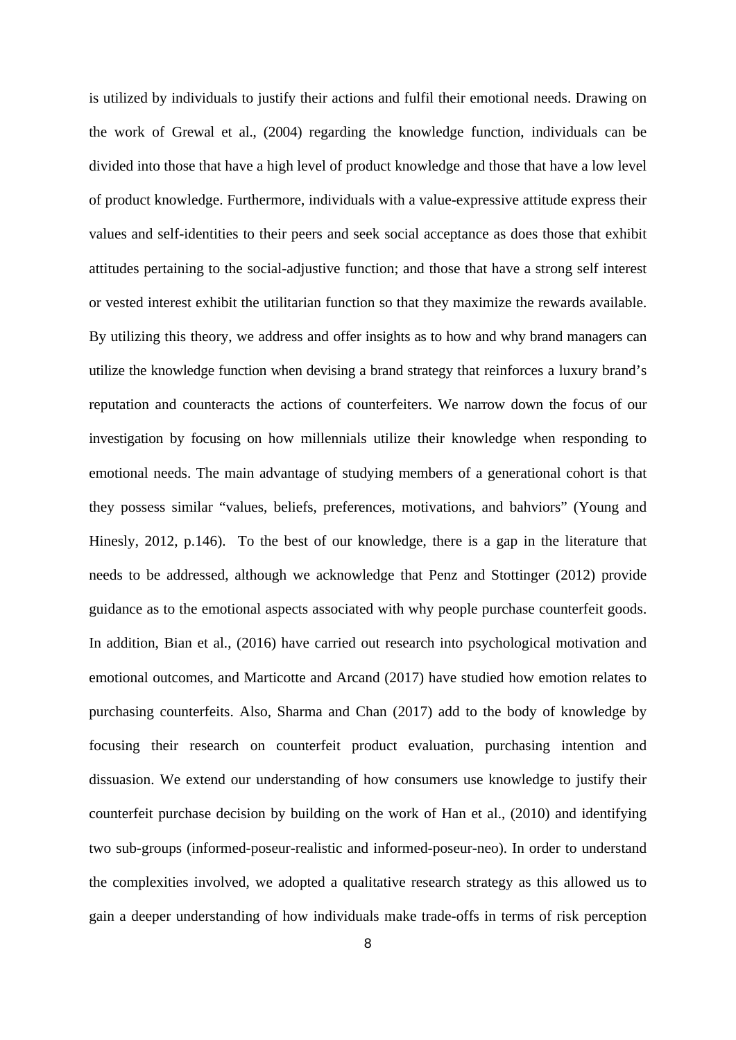is utilized by individuals to justify their actions and fulfil their emotional needs. Drawing on the work of Grewal et al., (2004) regarding the knowledge function, individuals can be divided into those that have a high level of product knowledge and those that have a low level of product knowledge. Furthermore, individuals with a value-expressive attitude express their values and self-identities to their peers and seek social acceptance as does those that exhibit attitudes pertaining to the social-adjustive function; and those that have a strong self interest or vested interest exhibit the utilitarian function so that they maximize the rewards available. By utilizing this theory, we address and offer insights as to how and why brand managers can utilize the knowledge function when devising a brand strategy that reinforces a luxury brand's reputation and counteracts the actions of counterfeiters. We narrow down the focus of our investigation by focusing on how millennials utilize their knowledge when responding to emotional needs. The main advantage of studying members of a generational cohort is that they possess similar "values, beliefs, preferences, motivations, and bahviors" (Young and Hinesly, 2012, p.146). To the best of our knowledge, there is a gap in the literature that needs to be addressed, although we acknowledge that Penz and Stottinger (2012) provide guidance as to the emotional aspects associated with why people purchase counterfeit goods. In addition, Bian et al., (2016) have carried out research into psychological motivation and emotional outcomes, and Marticotte and Arcand (2017) have studied how emotion relates to purchasing counterfeits. Also, Sharma and Chan (2017) add to the body of knowledge by focusing their research on counterfeit product evaluation, purchasing intention and dissuasion. We extend our understanding of how consumers use knowledge to justify their counterfeit purchase decision by building on the work of Han et al., (2010) and identifying two sub-groups (informed-poseur-realistic and informed-poseur-neo). In order to understand the complexities involved, we adopted a qualitative research strategy as this allowed us to gain a deeper understanding of how individuals make trade-offs in terms of risk perception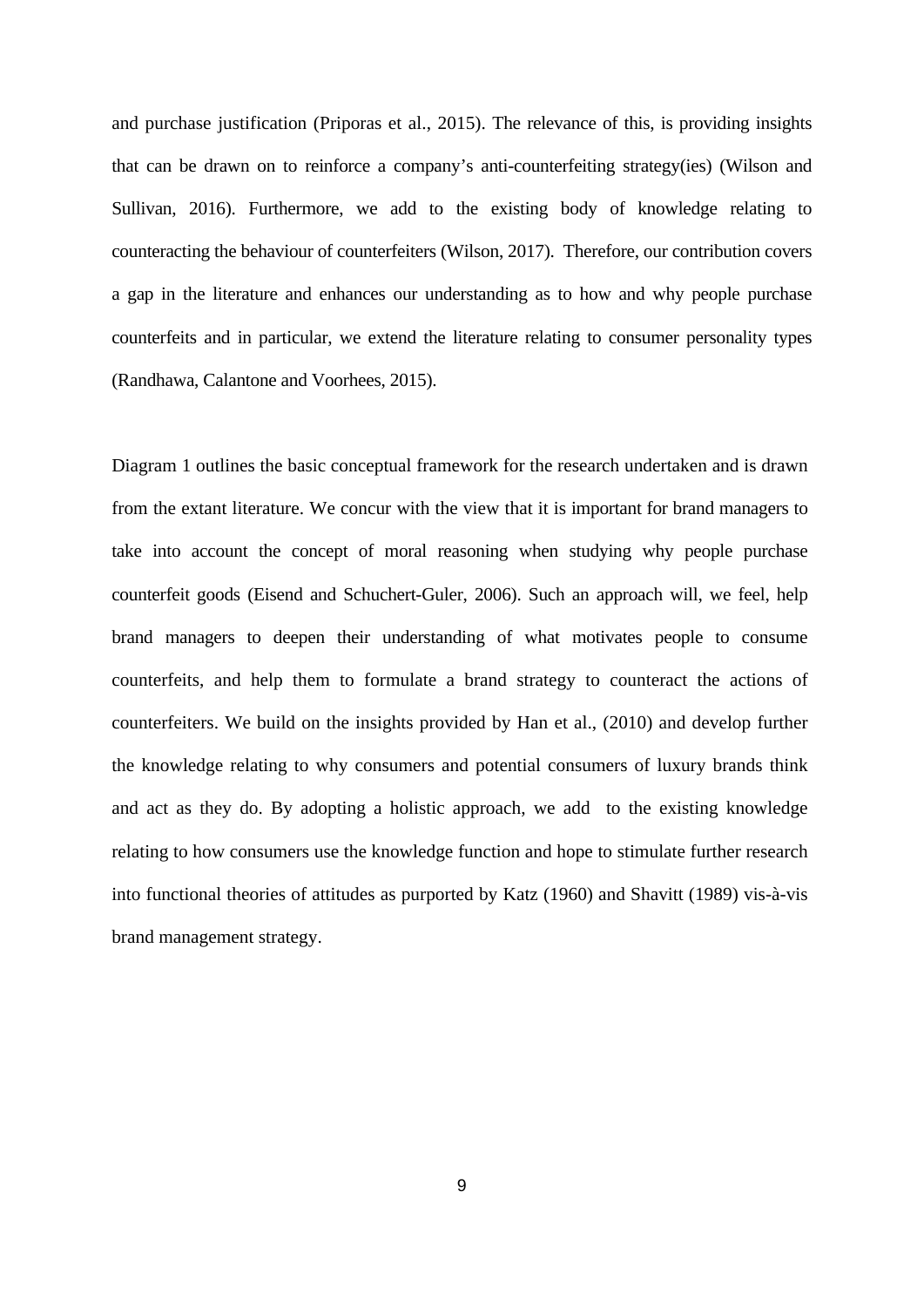and purchase justification (Priporas et al., 2015). The relevance of this, is providing insights that can be drawn on to reinforce a company's anti-counterfeiting strategy(ies) (Wilson and Sullivan, 2016). Furthermore, we add to the existing body of knowledge relating to counteracting the behaviour of counterfeiters (Wilson, 2017). Therefore, our contribution covers a gap in the literature and enhances our understanding as to how and why people purchase counterfeits and in particular, we extend the literature relating to consumer personality types (Randhawa, Calantone and Voorhees, 2015).

Diagram 1 outlines the basic conceptual framework for the research undertaken and is drawn from the extant literature. We concur with the view that it is important for brand managers to take into account the concept of moral reasoning when studying why people purchase counterfeit goods (Eisend and Schuchert-Guler, 2006). Such an approach will, we feel, help brand managers to deepen their understanding of what motivates people to consume counterfeits, and help them to formulate a brand strategy to counteract the actions of counterfeiters. We build on the insights provided by Han et al., (2010) and develop further the knowledge relating to why consumers and potential consumers of luxury brands think and act as they do. By adopting a holistic approach, we add to the existing knowledge relating to how consumers use the knowledge function and hope to stimulate further research into functional theories of attitudes as purported by Katz (1960) and Shavitt (1989) vis-à-vis brand management strategy.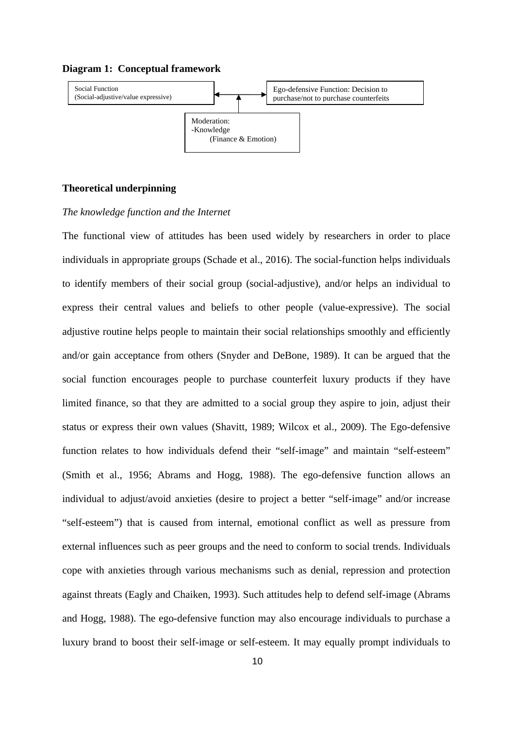**Diagram 1: Conceptual framework**

Social Function
(Social-adjustive/value expressive)

Ego-defensive Function: Decision to purchase/not to purchase counterfeits

Moderation:
-Knowledge
(Finance & Emotion)

**Theoretical underpinning**

*The knowledge function and the Internet*

The functional view of attitudes has been used widely by researchers in order to place individuals in appropriate groups (Schade et al., 2016). The social-function helps individuals to identify members of their social group (social-adjustive), and/or helps an individual to express their central values and beliefs to other people (value-expressive). The social adjustive routine helps people to maintain their social relationships smoothly and efficiently and/or gain acceptance from others (Snyder and DeBone, 1989). It can be argued that the social function encourages people to purchase counterfeit luxury products if they have limited finance, so that they are admitted to a social group they aspire to join, adjust their status or express their own values (Shavitt, 1989; Wilcox et al., 2009). The Ego-defensive function relates to how individuals defend their "self-image" and maintain "self-esteem" (Smith et al., 1956; Abrams and Hogg, 1988). The ego-defensive function allows an individual to adjust/avoid anxieties (desire to project a better "self-image" and/or increase "self-esteem") that is caused from internal, emotional conflict as well as pressure from external influences such as peer groups and the need to conform to social trends. Individuals cope with anxieties through various mechanisms such as denial, repression and protection against threats (Eagly and Chaiken, 1993). Such attitudes help to defend self-image (Abrams and Hogg, 1988). The ego-defensive function may also encourage individuals to purchase a luxury brand to boost their self-image or self-esteem. It may equally prompt individuals to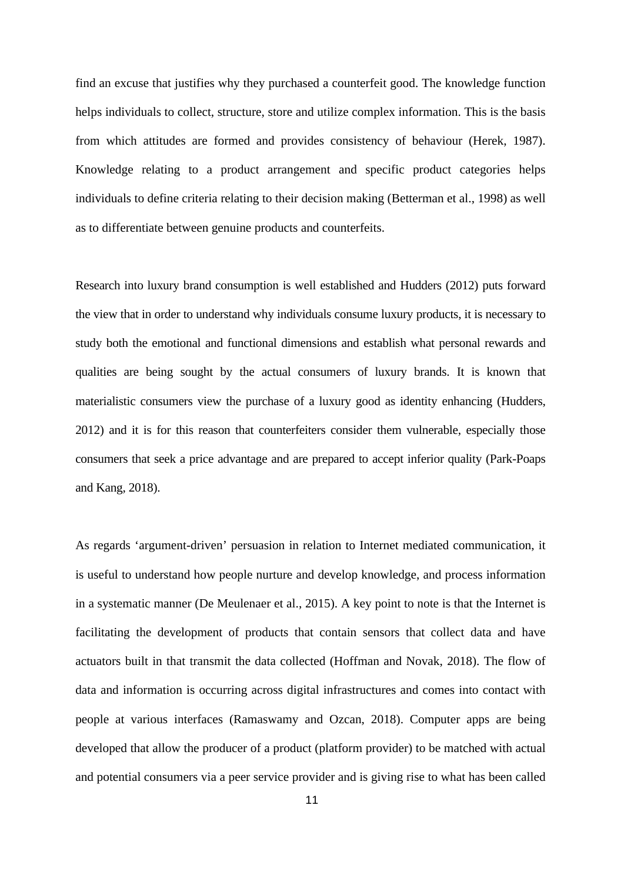find an excuse that justifies why they purchased a counterfeit good. The knowledge function helps individuals to collect, structure, store and utilize complex information. This is the basis from which attitudes are formed and provides consistency of behaviour (Herek, 1987). Knowledge relating to a product arrangement and specific product categories helps individuals to define criteria relating to their decision making (Betterman et al., 1998) as well as to differentiate between genuine products and counterfeits.

Research into luxury brand consumption is well established and Hudders (2012) puts forward the view that in order to understand why individuals consume luxury products, it is necessary to study both the emotional and functional dimensions and establish what personal rewards and qualities are being sought by the actual consumers of luxury brands. It is known that materialistic consumers view the purchase of a luxury good as identity enhancing (Hudders, 2012) and it is for this reason that counterfeiters consider them vulnerable, especially those consumers that seek a price advantage and are prepared to accept inferior quality (Park-Poaps and Kang, 2018).

As regards 'argument-driven' persuasion in relation to Internet mediated communication, it is useful to understand how people nurture and develop knowledge, and process information in a systematic manner (De Meulenaer et al., 2015). A key point to note is that the Internet is facilitating the development of products that contain sensors that collect data and have actuators built in that transmit the data collected (Hoffman and Novak, 2018). The flow of data and information is occurring across digital infrastructures and comes into contact with people at various interfaces (Ramaswamy and Ozcan, 2018). Computer apps are being developed that allow the producer of a product (platform provider) to be matched with actual and potential consumers via a peer service provider and is giving rise to what has been called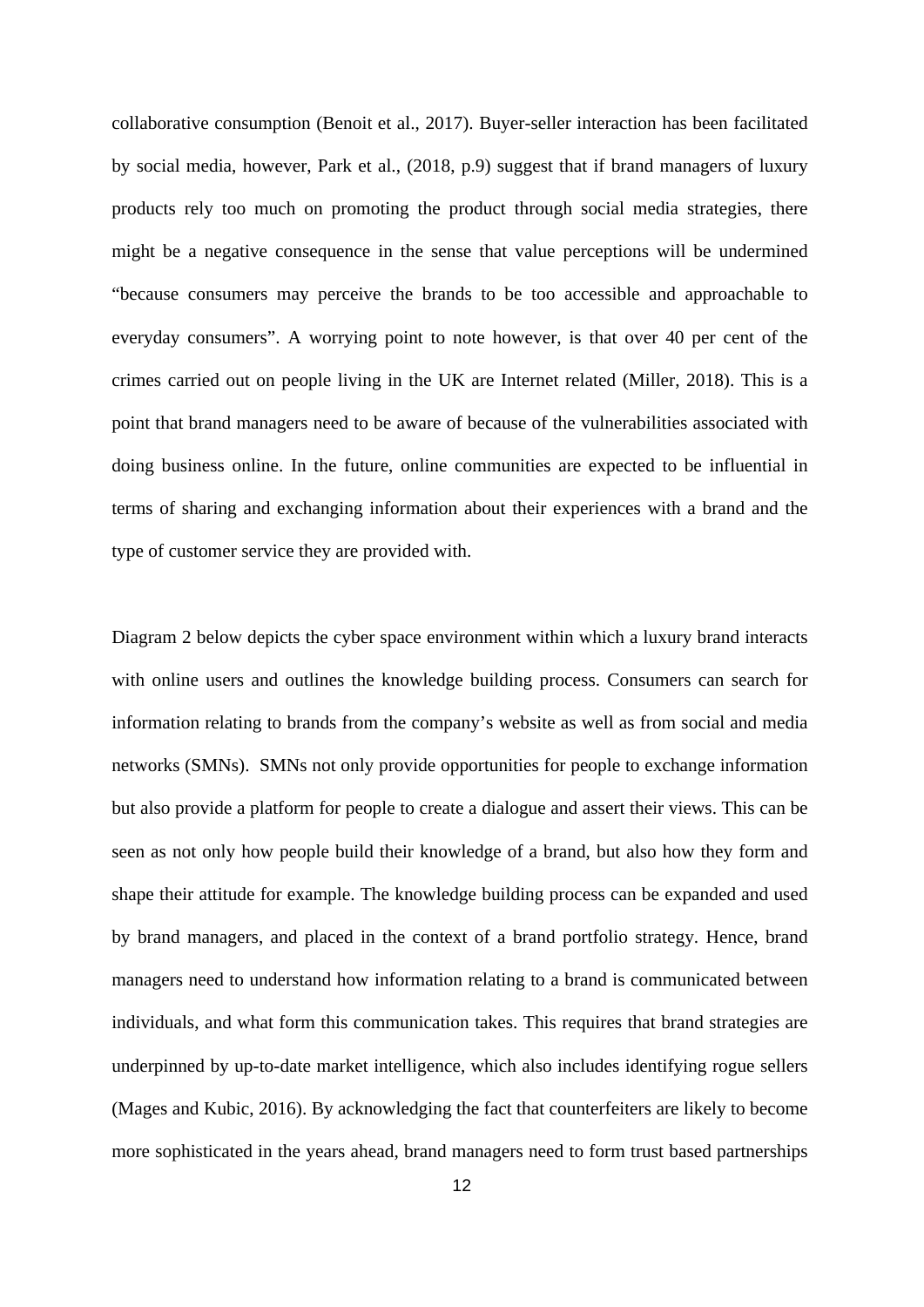collaborative consumption (Benoit et al., 2017). Buyer-seller interaction has been facilitated by social media, however, Park et al., (2018, p.9) suggest that if brand managers of luxury products rely too much on promoting the product through social media strategies, there might be a negative consequence in the sense that value perceptions will be undermined "because consumers may perceive the brands to be too accessible and approachable to everyday consumers". A worrying point to note however, is that over 40 per cent of the crimes carried out on people living in the UK are Internet related (Miller, 2018). This is a point that brand managers need to be aware of because of the vulnerabilities associated with doing business online. In the future, online communities are expected to be influential in terms of sharing and exchanging information about their experiences with a brand and the type of customer service they are provided with.

Diagram 2 below depicts the cyber space environment within which a luxury brand interacts with online users and outlines the knowledge building process. Consumers can search for information relating to brands from the company's website as well as from social and media networks (SMNs). SMNs not only provide opportunities for people to exchange information but also provide a platform for people to create a dialogue and assert their views. This can be seen as not only how people build their knowledge of a brand, but also how they form and shape their attitude for example. The knowledge building process can be expanded and used by brand managers, and placed in the context of a brand portfolio strategy. Hence, brand managers need to understand how information relating to a brand is communicated between individuals, and what form this communication takes. This requires that brand strategies are underpinned by up-to-date market intelligence, which also includes identifying rogue sellers (Mages and Kubic, 2016). By acknowledging the fact that counterfeiters are likely to become more sophisticated in the years ahead, brand managers need to form trust based partnerships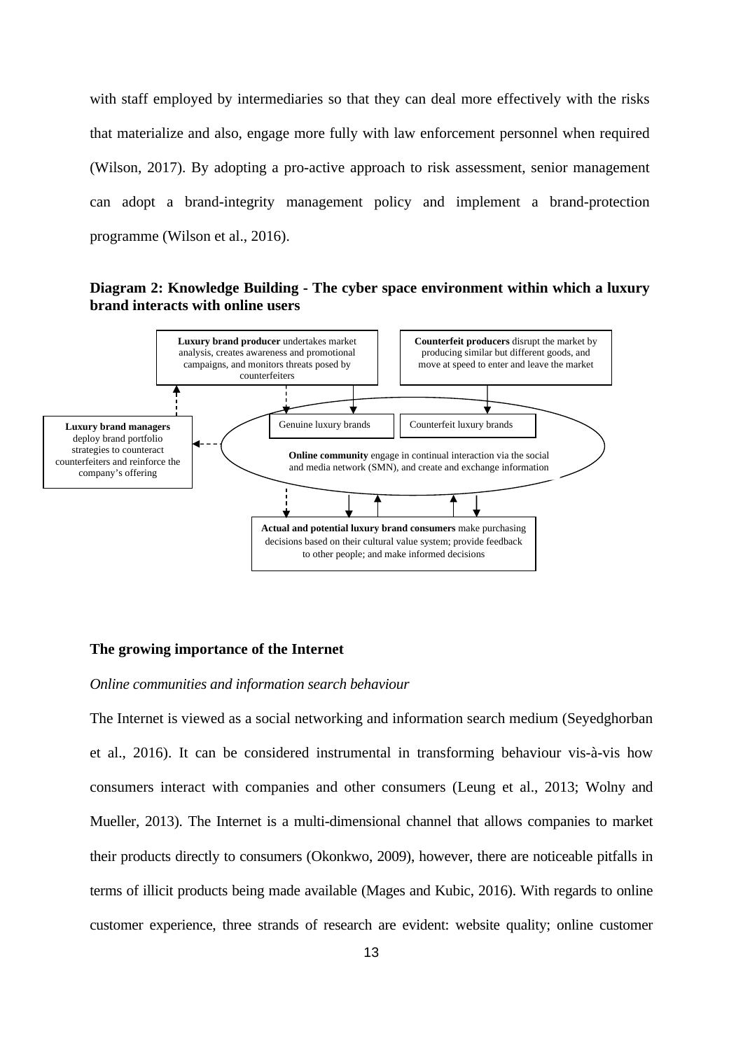with staff employed by intermediaries so that they can deal more effectively with the risks that materialize and also, engage more fully with law enforcement personnel when required (Wilson, 2017). By adopting a pro-active approach to risk assessment, senior management can adopt a brand-integrity management policy and implement a brand-protection programme (Wilson et al., 2016).

**Diagram 2: Knowledge Building - The cyber space environment within which a luxury brand interacts with online users**

**Luxury brand producer** undertakes market analysis, creates awareness and promotional campaigns, and monitors threats posed by counterfeiters

**Counterfeit producers** disrupt the market by producing similar but different goods, and move at speed to enter and leave the market

**Luxury brand managers** deploy brand portfolio strategies to counteract counterfeiters and reinforce the company's offering

Genuine luxury brands

Counterfeit luxury brands

**Online community** engage in continual interaction via the social and media network (SMN), and create and exchange information

**Actual and potential luxury brand consumers** make purchasing decisions based on their cultural value system; provide feedback to other people; and make informed decisions

## The growing importance of the Internet

*Online communities and information search behaviour*

The Internet is viewed as a social networking and information search medium (Seyedghorban et al., 2016). It can be considered instrumental in transforming behaviour vis-à-vis how consumers interact with companies and other consumers (Leung et al., 2013; Wolny and Mueller, 2013). The Internet is a multi-dimensional channel that allows companies to market their products directly to consumers (Okonkwo, 2009), however, there are noticeable pitfalls in terms of illicit products being made available (Mages and Kubic, 2016). With regards to online customer experience, three strands of research are evident: website quality; online customer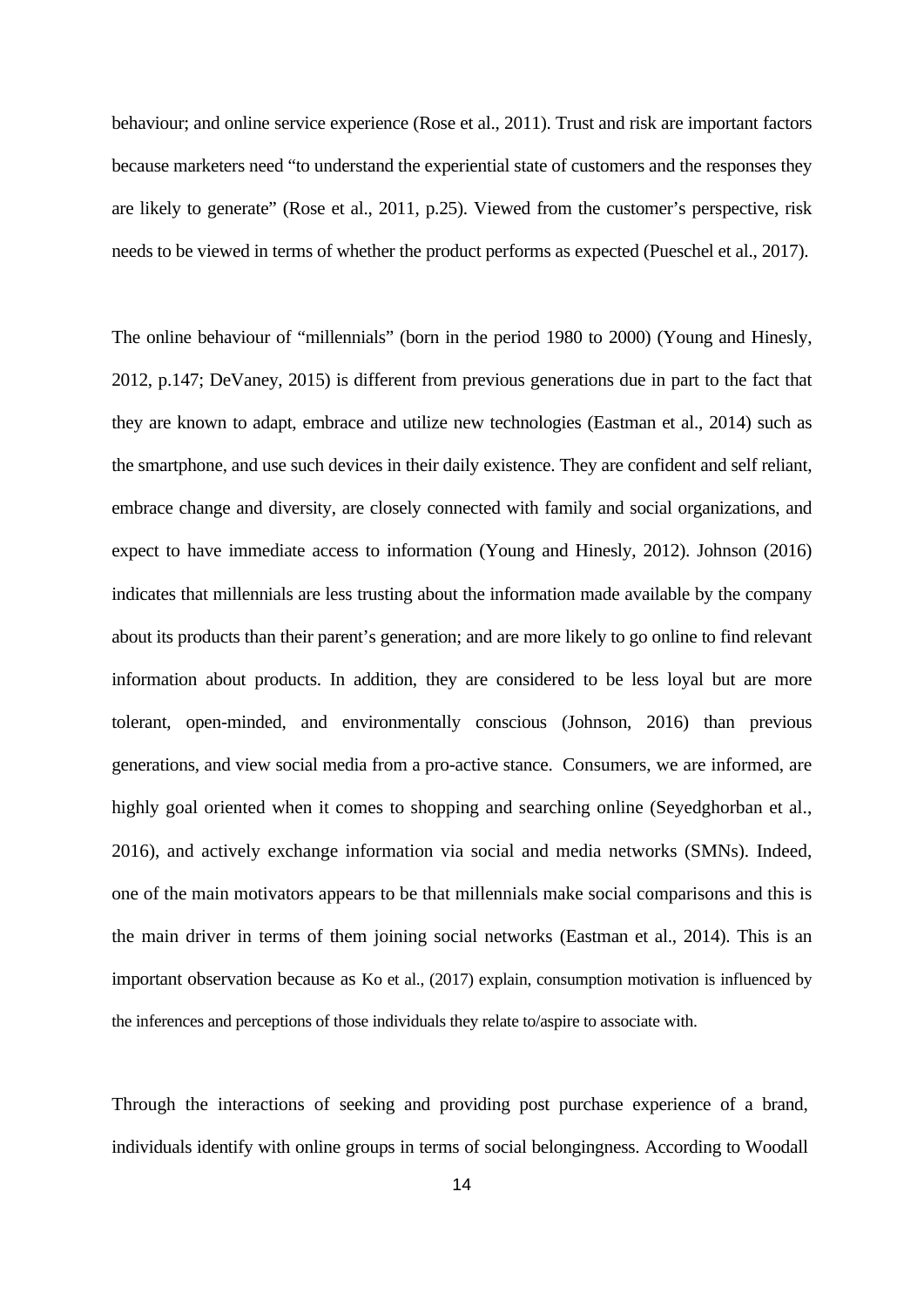behaviour; and online service experience (Rose et al., 2011). Trust and risk are important factors because marketers need "to understand the experiential state of customers and the responses they are likely to generate" (Rose et al., 2011, p.25). Viewed from the customer's perspective, risk needs to be viewed in terms of whether the product performs as expected (Pueschel et al., 2017).

The online behaviour of "millennials" (born in the period 1980 to 2000) (Young and Hinesly, 2012, p.147; DeVaney, 2015) is different from previous generations due in part to the fact that they are known to adapt, embrace and utilize new technologies (Eastman et al., 2014) such as the smartphone, and use such devices in their daily existence. They are confident and self reliant, embrace change and diversity, are closely connected with family and social organizations, and expect to have immediate access to information (Young and Hinesly, 2012). Johnson (2016) indicates that millennials are less trusting about the information made available by the company about its products than their parent's generation; and are more likely to go online to find relevant information about products. In addition, they are considered to be less loyal but are more tolerant, open-minded, and environmentally conscious (Johnson, 2016) than previous generations, and view social media from a pro-active stance. Consumers, we are informed, are highly goal oriented when it comes to shopping and searching online (Seyedghorban et al., 2016), and actively exchange information via social and media networks (SMNs). Indeed, one of the main motivators appears to be that millennials make social comparisons and this is the main driver in terms of them joining social networks (Eastman et al., 2014). This is an important observation because as Ko et al., (2017) explain, consumption motivation is influenced by the inferences and perceptions of those individuals they relate to/aspire to associate with.

Through the interactions of seeking and providing post purchase experience of a brand, individuals identify with online groups in terms of social belongingness. According to Woodall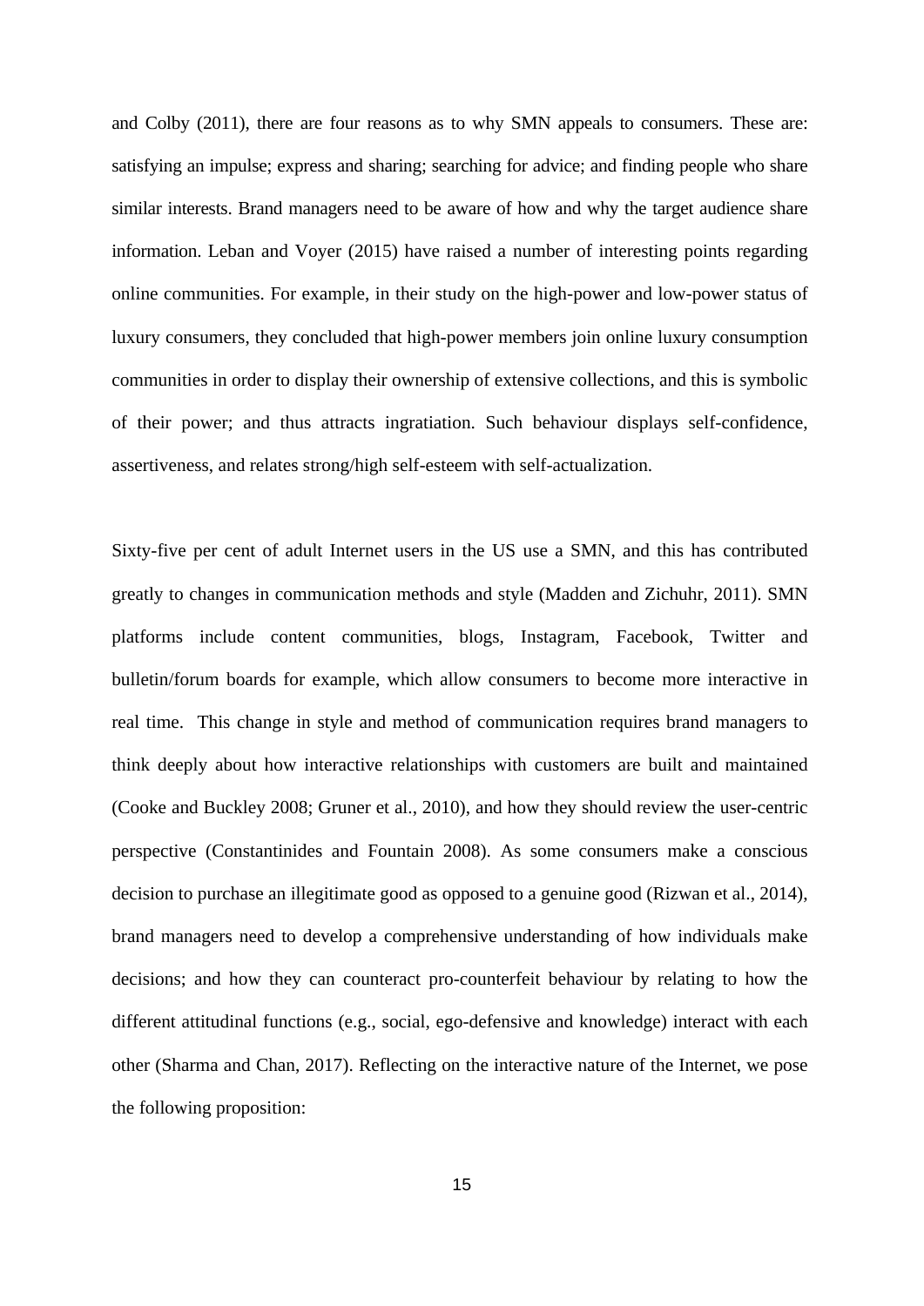and Colby (2011), there are four reasons as to why SMN appeals to consumers. These are: satisfying an impulse; express and sharing; searching for advice; and finding people who share similar interests. Brand managers need to be aware of how and why the target audience share information. Leban and Voyer (2015) have raised a number of interesting points regarding online communities. For example, in their study on the high-power and low-power status of luxury consumers, they concluded that high-power members join online luxury consumption communities in order to display their ownership of extensive collections, and this is symbolic of their power; and thus attracts ingratiation. Such behaviour displays self-confidence, assertiveness, and relates strong/high self-esteem with self-actualization.

Sixty-five per cent of adult Internet users in the US use a SMN, and this has contributed greatly to changes in communication methods and style (Madden and Zichuhr, 2011). SMN platforms include content communities, blogs, Instagram, Facebook, Twitter and bulletin/forum boards for example, which allow consumers to become more interactive in real time. This change in style and method of communication requires brand managers to think deeply about how interactive relationships with customers are built and maintained (Cooke and Buckley 2008; Gruner et al., 2010), and how they should review the user-centric perspective (Constantinides and Fountain 2008). As some consumers make a conscious decision to purchase an illegitimate good as opposed to a genuine good (Rizwan et al., 2014), brand managers need to develop a comprehensive understanding of how individuals make decisions; and how they can counteract pro-counterfeit behaviour by relating to how the different attitudinal functions (e.g., social, ego-defensive and knowledge) interact with each other (Sharma and Chan, 2017). Reflecting on the interactive nature of the Internet, we pose the following proposition: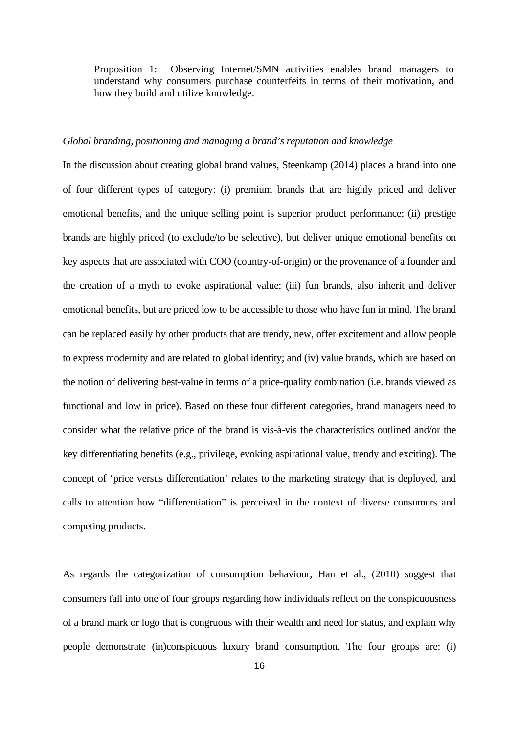Proposition 1: Observing Internet/SMN activities enables brand managers to understand why consumers purchase counterfeits in terms of their motivation, and how they build and utilize knowledge.

*Global branding, positioning and managing a brand's reputation and knowledge*

In the discussion about creating global brand values, Steenkamp (2014) places a brand into one of four different types of category: (i) premium brands that are highly priced and deliver emotional benefits, and the unique selling point is superior product performance; (ii) prestige brands are highly priced (to exclude/to be selective), but deliver unique emotional benefits on key aspects that are associated with COO (country-of-origin) or the provenance of a founder and the creation of a myth to evoke aspirational value; (iii) fun brands, also inherit and deliver emotional benefits, but are priced low to be accessible to those who have fun in mind. The brand can be replaced easily by other products that are trendy, new, offer excitement and allow people to express modernity and are related to global identity; and (iv) value brands, which are based on the notion of delivering best-value in terms of a price-quality combination (i.e. brands viewed as functional and low in price). Based on these four different categories, brand managers need to consider what the relative price of the brand is vis-à-vis the characteristics outlined and/or the key differentiating benefits (e.g., privilege, evoking aspirational value, trendy and exciting). The concept of 'price versus differentiation' relates to the marketing strategy that is deployed, and calls to attention how "differentiation" is perceived in the context of diverse consumers and competing products.

As regards the categorization of consumption behaviour, Han et al., (2010) suggest that consumers fall into one of four groups regarding how individuals reflect on the conspicuousness of a brand mark or logo that is congruous with their wealth and need for status, and explain why people demonstrate (in)conspicuous luxury brand consumption. The four groups are: (i)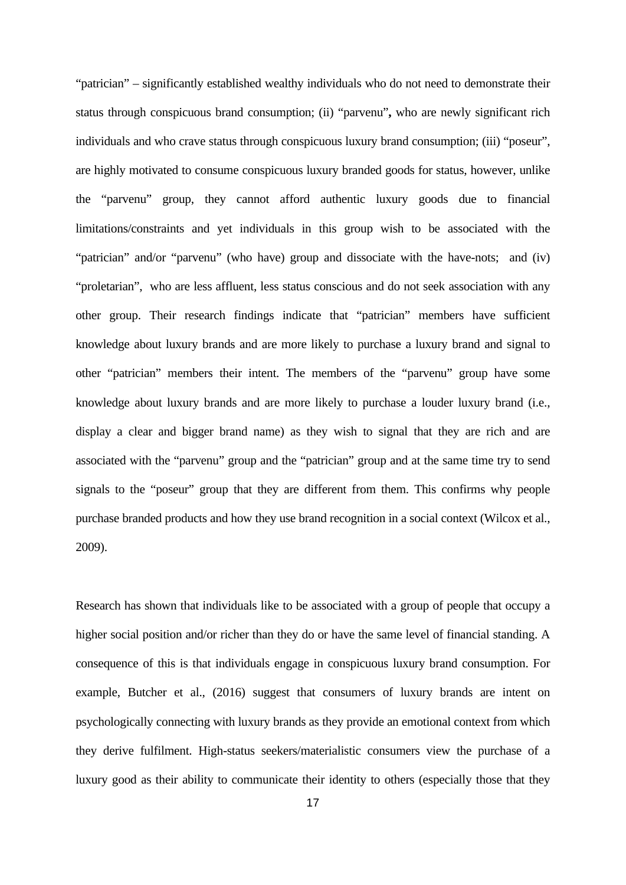"patrician" – significantly established wealthy individuals who do not need to demonstrate their status through conspicuous brand consumption; (ii) "parvenu", who are newly significant rich individuals and who crave status through conspicuous luxury brand consumption; (iii) "poseur", are highly motivated to consume conspicuous luxury branded goods for status, however, unlike the "parvenu" group, they cannot afford authentic luxury goods due to financial limitations/constraints and yet individuals in this group wish to be associated with the "patrician" and/or "parvenu" (who have) group and dissociate with the have-nots; and (iv) "proletarian", who are less affluent, less status conscious and do not seek association with any other group. Their research findings indicate that "patrician" members have sufficient knowledge about luxury brands and are more likely to purchase a luxury brand and signal to other "patrician" members their intent. The members of the "parvenu" group have some knowledge about luxury brands and are more likely to purchase a louder luxury brand (i.e., display a clear and bigger brand name) as they wish to signal that they are rich and are associated with the "parvenu" group and the "patrician" group and at the same time try to send signals to the "poseur" group that they are different from them. This confirms why people purchase branded products and how they use brand recognition in a social context (Wilcox et al., 2009).

Research has shown that individuals like to be associated with a group of people that occupy a higher social position and/or richer than they do or have the same level of financial standing. A consequence of this is that individuals engage in conspicuous luxury brand consumption. For example, Butcher et al., (2016) suggest that consumers of luxury brands are intent on psychologically connecting with luxury brands as they provide an emotional context from which they derive fulfilment. High-status seekers/materialistic consumers view the purchase of a luxury good as their ability to communicate their identity to others (especially those that they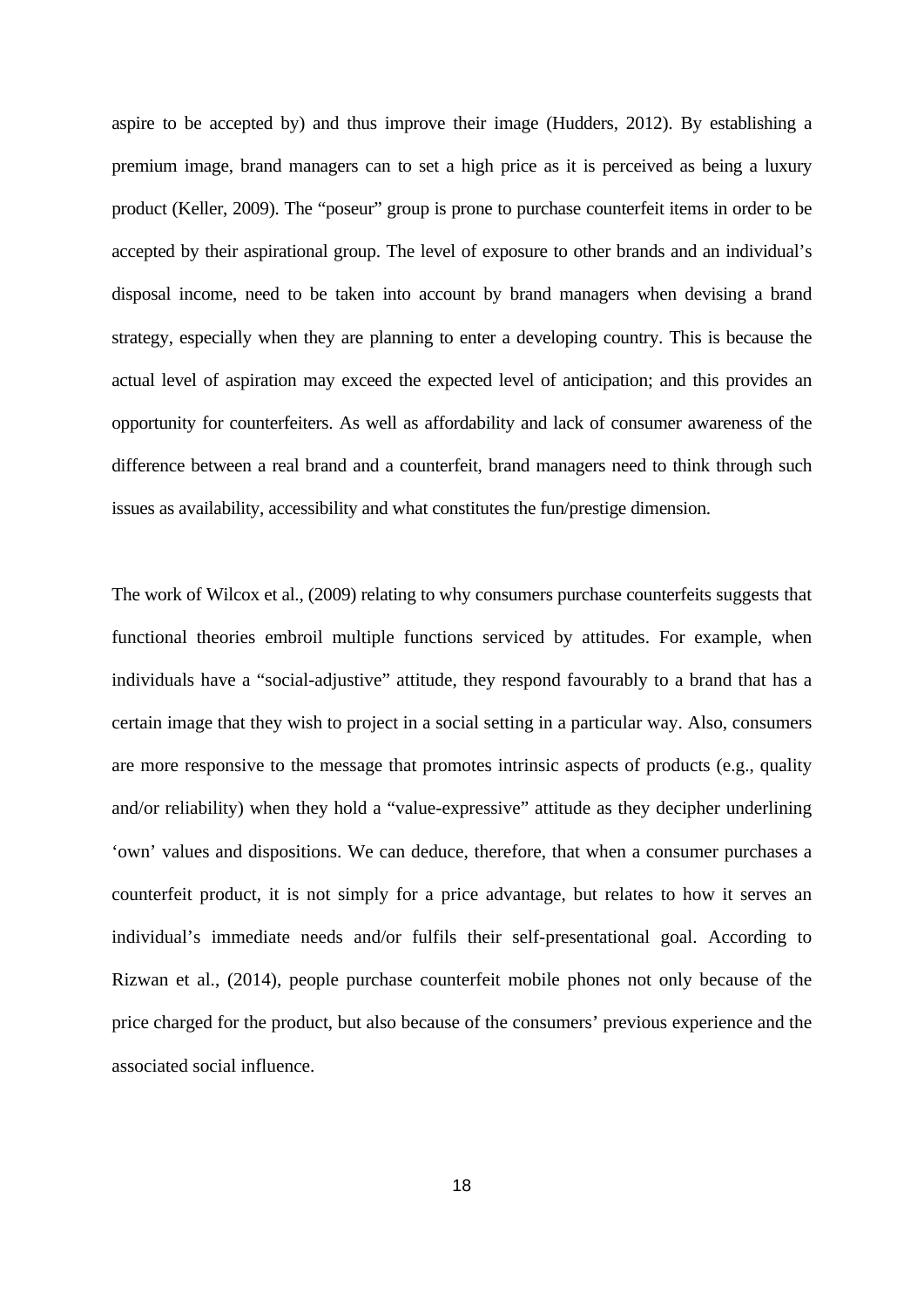aspire to be accepted by) and thus improve their image (Hudders, 2012). By establishing a premium image, brand managers can to set a high price as it is perceived as being a luxury product (Keller, 2009). The "poseur" group is prone to purchase counterfeit items in order to be accepted by their aspirational group. The level of exposure to other brands and an individual's disposal income, need to be taken into account by brand managers when devising a brand strategy, especially when they are planning to enter a developing country. This is because the actual level of aspiration may exceed the expected level of anticipation; and this provides an opportunity for counterfeiters. As well as affordability and lack of consumer awareness of the difference between a real brand and a counterfeit, brand managers need to think through such issues as availability, accessibility and what constitutes the fun/prestige dimension.

The work of Wilcox et al., (2009) relating to why consumers purchase counterfeits suggests that functional theories embroil multiple functions serviced by attitudes. For example, when individuals have a "social-adjustive" attitude, they respond favourably to a brand that has a certain image that they wish to project in a social setting in a particular way. Also, consumers are more responsive to the message that promotes intrinsic aspects of products (e.g., quality and/or reliability) when they hold a "value-expressive" attitude as they decipher underlining 'own' values and dispositions. We can deduce, therefore, that when a consumer purchases a counterfeit product, it is not simply for a price advantage, but relates to how it serves an individual's immediate needs and/or fulfils their self-presentational goal. According to Rizwan et al., (2014), people purchase counterfeit mobile phones not only because of the price charged for the product, but also because of the consumers' previous experience and the associated social influence.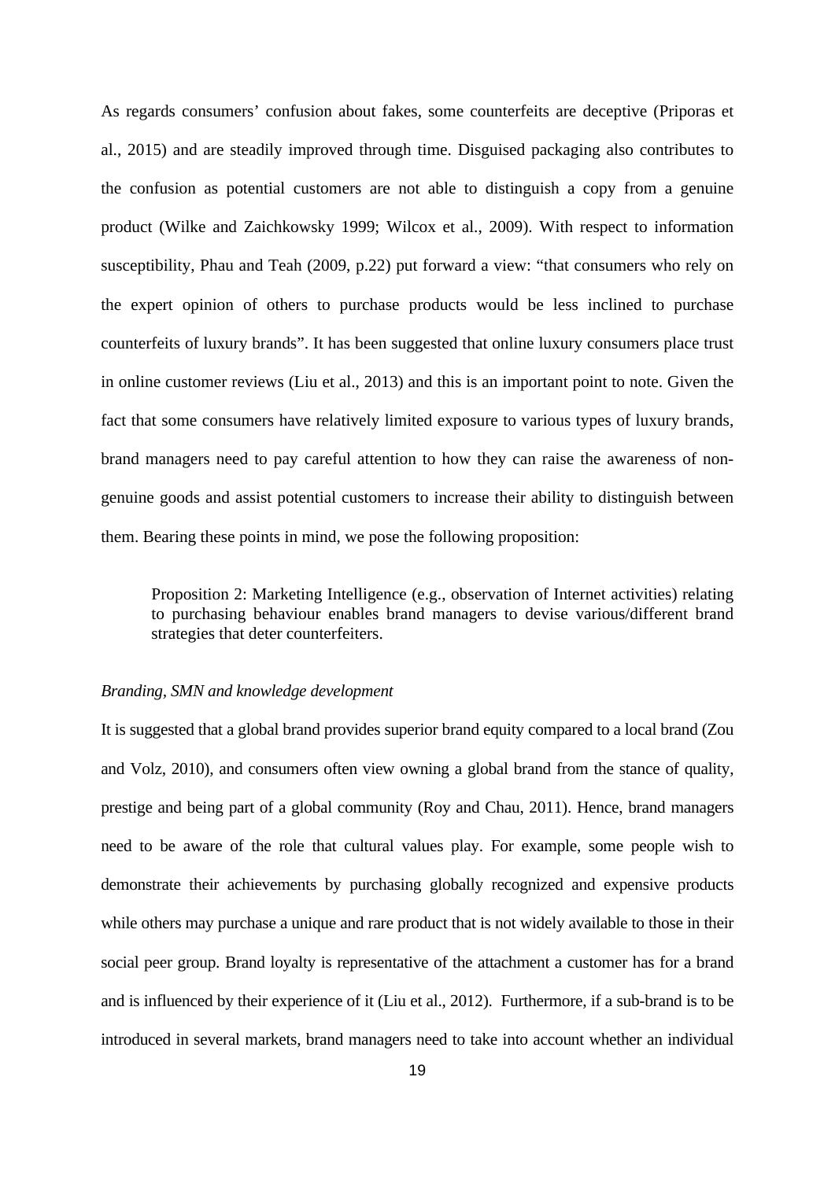As regards consumers' confusion about fakes, some counterfeits are deceptive (Priporas et al., 2015) and are steadily improved through time. Disguised packaging also contributes to the confusion as potential customers are not able to distinguish a copy from a genuine product (Wilke and Zaichkowsky 1999; Wilcox et al., 2009). With respect to information susceptibility, Phau and Teah (2009, p.22) put forward a view: "that consumers who rely on the expert opinion of others to purchase products would be less inclined to purchase counterfeits of luxury brands". It has been suggested that online luxury consumers place trust in online customer reviews (Liu et al., 2013) and this is an important point to note. Given the fact that some consumers have relatively limited exposure to various types of luxury brands, brand managers need to pay careful attention to how they can raise the awareness of non-genuine goods and assist potential customers to increase their ability to distinguish between them. Bearing these points in mind, we pose the following proposition:

> Proposition 2: Marketing Intelligence (e.g., observation of Internet activities) relating to purchasing behaviour enables brand managers to devise various/different brand strategies that deter counterfeiters.

*Branding, SMN and knowledge development*

It is suggested that a global brand provides superior brand equity compared to a local brand (Zou and Volz, 2010), and consumers often view owning a global brand from the stance of quality, prestige and being part of a global community (Roy and Chau, 2011). Hence, brand managers need to be aware of the role that cultural values play. For example, some people wish to demonstrate their achievements by purchasing globally recognized and expensive products while others may purchase a unique and rare product that is not widely available to those in their social peer group. Brand loyalty is representative of the attachment a customer has for a brand and is influenced by their experience of it (Liu et al., 2012). Furthermore, if a sub-brand is to be introduced in several markets, brand managers need to take into account whether an individual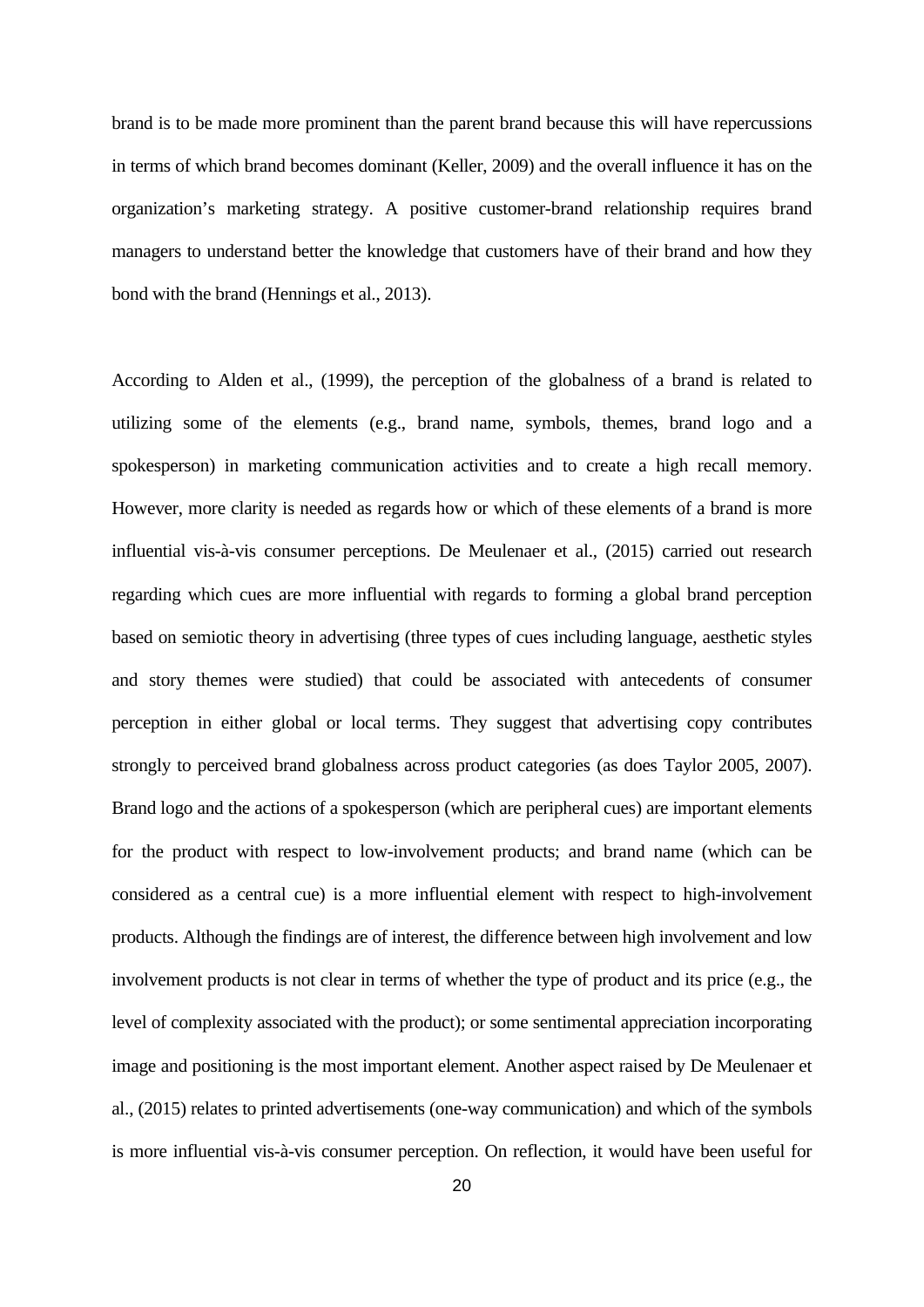brand is to be made more prominent than the parent brand because this will have repercussions in terms of which brand becomes dominant (Keller, 2009) and the overall influence it has on the organization's marketing strategy. A positive customer-brand relationship requires brand managers to understand better the knowledge that customers have of their brand and how they bond with the brand (Hennings et al., 2013).

According to Alden et al., (1999), the perception of the globalness of a brand is related to utilizing some of the elements (e.g., brand name, symbols, themes, brand logo and a spokesperson) in marketing communication activities and to create a high recall memory. However, more clarity is needed as regards how or which of these elements of a brand is more influential vis-à-vis consumer perceptions. De Meulenaer et al., (2015) carried out research regarding which cues are more influential with regards to forming a global brand perception based on semiotic theory in advertising (three types of cues including language, aesthetic styles and story themes were studied) that could be associated with antecedents of consumer perception in either global or local terms. They suggest that advertising copy contributes strongly to perceived brand globalness across product categories (as does Taylor 2005, 2007). Brand logo and the actions of a spokesperson (which are peripheral cues) are important elements for the product with respect to low-involvement products; and brand name (which can be considered as a central cue) is a more influential element with respect to high-involvement products. Although the findings are of interest, the difference between high involvement and low involvement products is not clear in terms of whether the type of product and its price (e.g., the level of complexity associated with the product); or some sentimental appreciation incorporating image and positioning is the most important element. Another aspect raised by De Meulenaer et al., (2015) relates to printed advertisements (one-way communication) and which of the symbols is more influential vis-à-vis consumer perception. On reflection, it would have been useful for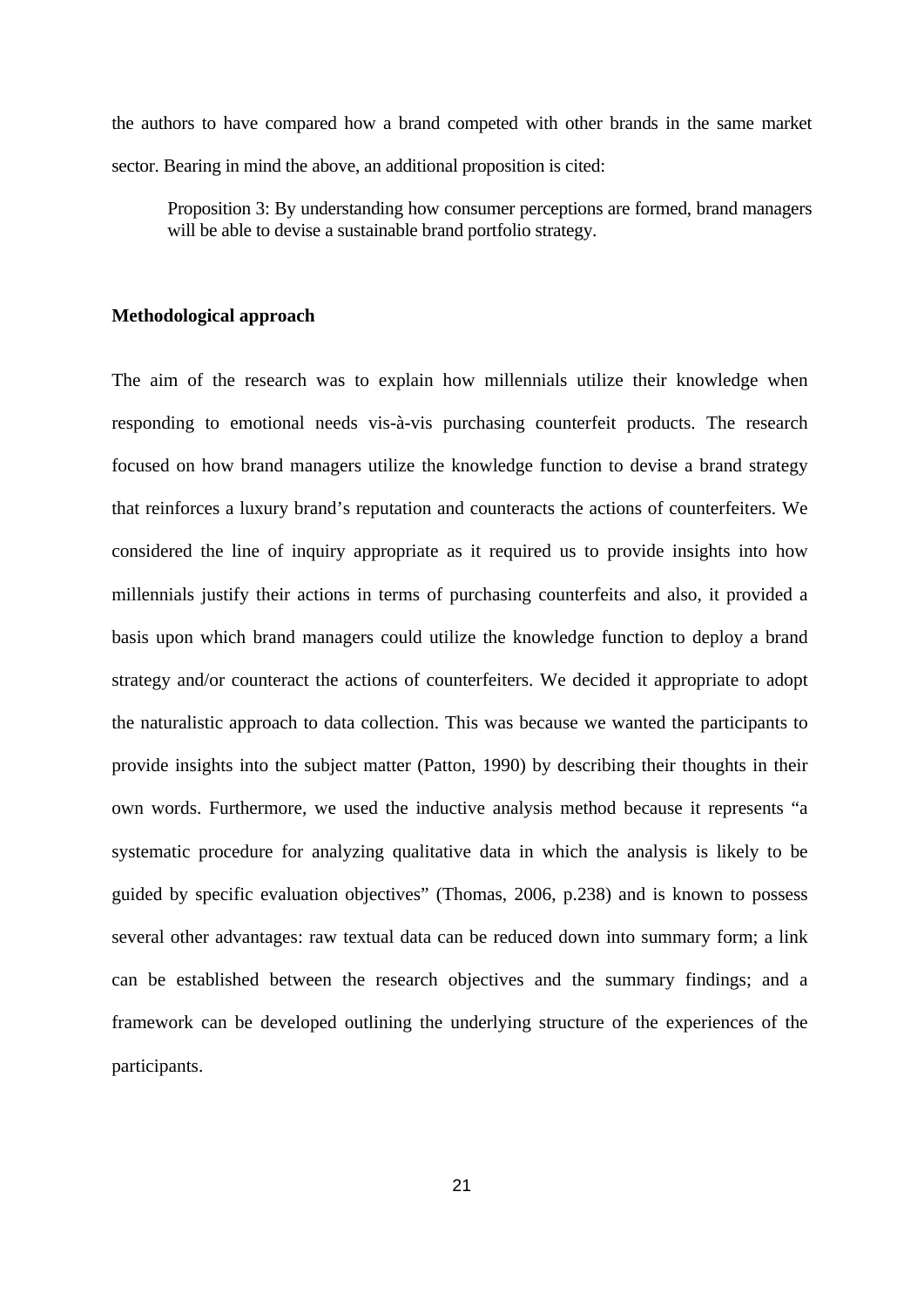the authors to have compared how a brand competed with other brands in the same market sector. Bearing in mind the above, an additional proposition is cited:

> Proposition 3: By understanding how consumer perceptions are formed, brand managers will be able to devise a sustainable brand portfolio strategy.

**Methodological approach**

The aim of the research was to explain how millennials utilize their knowledge when responding to emotional needs vis-à-vis purchasing counterfeit products. The research focused on how brand managers utilize the knowledge function to devise a brand strategy that reinforces a luxury brand's reputation and counteracts the actions of counterfeiters. We considered the line of inquiry appropriate as it required us to provide insights into how millennials justify their actions in terms of purchasing counterfeits and also, it provided a basis upon which brand managers could utilize the knowledge function to deploy a brand strategy and/or counteract the actions of counterfeiters. We decided it appropriate to adopt the naturalistic approach to data collection. This was because we wanted the participants to provide insights into the subject matter (Patton, 1990) by describing their thoughts in their own words. Furthermore, we used the inductive analysis method because it represents "a systematic procedure for analyzing qualitative data in which the analysis is likely to be guided by specific evaluation objectives" (Thomas, 2006, p.238) and is known to possess several other advantages: raw textual data can be reduced down into summary form; a link can be established between the research objectives and the summary findings; and a framework can be developed outlining the underlying structure of the experiences of the participants.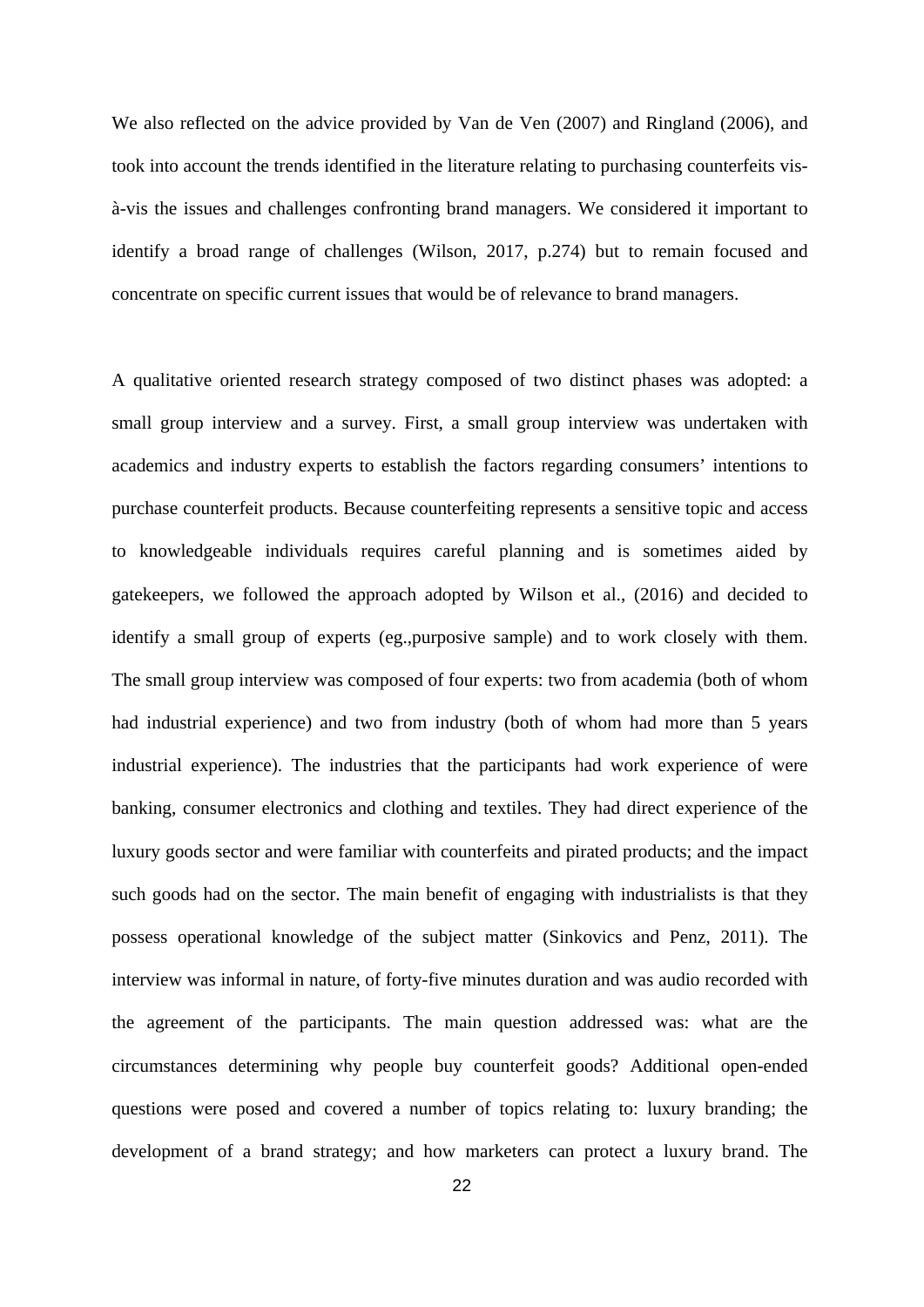We also reflected on the advice provided by Van de Ven (2007) and Ringland (2006), and took into account the trends identified in the literature relating to purchasing counterfeits vis-à-vis the issues and challenges confronting brand managers. We considered it important to identify a broad range of challenges (Wilson, 2017, p.274) but to remain focused and concentrate on specific current issues that would be of relevance to brand managers.

A qualitative oriented research strategy composed of two distinct phases was adopted: a small group interview and a survey. First, a small group interview was undertaken with academics and industry experts to establish the factors regarding consumers' intentions to purchase counterfeit products. Because counterfeiting represents a sensitive topic and access to knowledgeable individuals requires careful planning and is sometimes aided by gatekeepers, we followed the approach adopted by Wilson et al., (2016) and decided to identify a small group of experts (eg.,purposive sample) and to work closely with them. The small group interview was composed of four experts: two from academia (both of whom had industrial experience) and two from industry (both of whom had more than 5 years industrial experience). The industries that the participants had work experience of were banking, consumer electronics and clothing and textiles. They had direct experience of the luxury goods sector and were familiar with counterfeits and pirated products; and the impact such goods had on the sector. The main benefit of engaging with industrialists is that they possess operational knowledge of the subject matter (Sinkovics and Penz, 2011). The interview was informal in nature, of forty-five minutes duration and was audio recorded with the agreement of the participants. The main question addressed was: what are the circumstances determining why people buy counterfeit goods? Additional open-ended questions were posed and covered a number of topics relating to: luxury branding; the development of a brand strategy; and how marketers can protect a luxury brand. The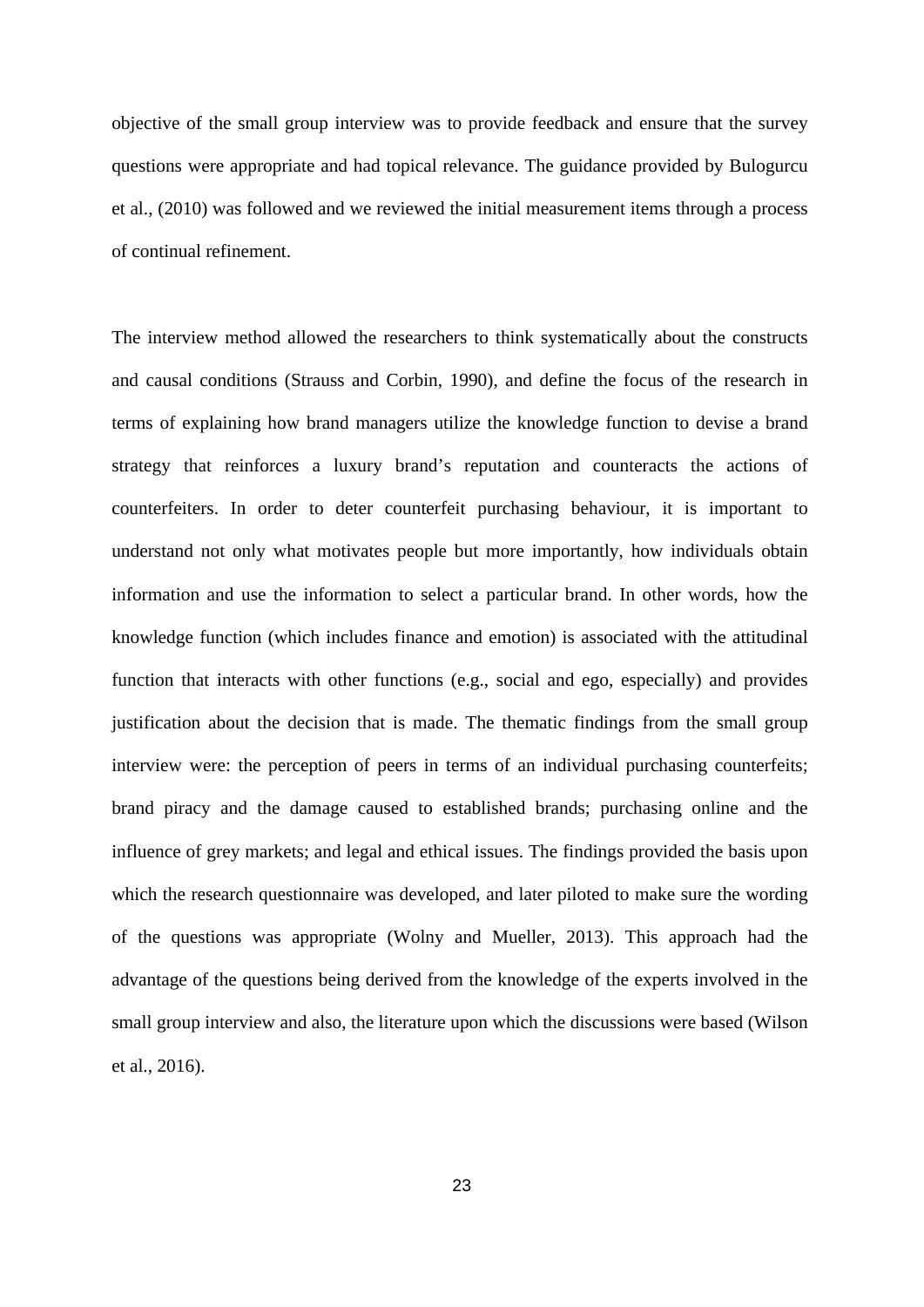objective of the small group interview was to provide feedback and ensure that the survey questions were appropriate and had topical relevance. The guidance provided by Bulogurcu et al., (2010) was followed and we reviewed the initial measurement items through a process of continual refinement.

The interview method allowed the researchers to think systematically about the constructs and causal conditions (Strauss and Corbin, 1990), and define the focus of the research in terms of explaining how brand managers utilize the knowledge function to devise a brand strategy that reinforces a luxury brand's reputation and counteracts the actions of counterfeiters. In order to deter counterfeit purchasing behaviour, it is important to understand not only what motivates people but more importantly, how individuals obtain information and use the information to select a particular brand. In other words, how the knowledge function (which includes finance and emotion) is associated with the attitudinal function that interacts with other functions (e.g., social and ego, especially) and provides justification about the decision that is made. The thematic findings from the small group interview were: the perception of peers in terms of an individual purchasing counterfeits; brand piracy and the damage caused to established brands; purchasing online and the influence of grey markets; and legal and ethical issues. The findings provided the basis upon which the research questionnaire was developed, and later piloted to make sure the wording of the questions was appropriate (Wolny and Mueller, 2013). This approach had the advantage of the questions being derived from the knowledge of the experts involved in the small group interview and also, the literature upon which the discussions were based (Wilson et al., 2016).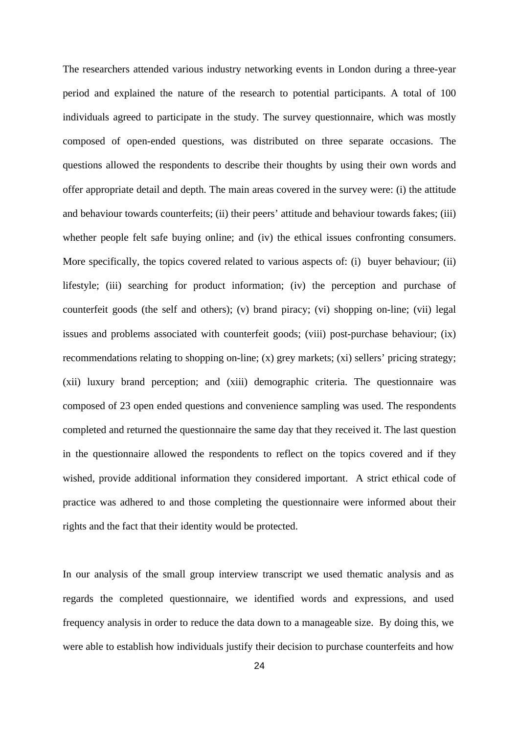The researchers attended various industry networking events in London during a three-year period and explained the nature of the research to potential participants. A total of 100 individuals agreed to participate in the study. The survey questionnaire, which was mostly composed of open-ended questions, was distributed on three separate occasions. The questions allowed the respondents to describe their thoughts by using their own words and offer appropriate detail and depth. The main areas covered in the survey were: (i) the attitude and behaviour towards counterfeits; (ii) their peers' attitude and behaviour towards fakes; (iii) whether people felt safe buying online; and (iv) the ethical issues confronting consumers. More specifically, the topics covered related to various aspects of: (i) buyer behaviour; (ii) lifestyle; (iii) searching for product information; (iv) the perception and purchase of counterfeit goods (the self and others); (v) brand piracy; (vi) shopping on-line; (vii) legal issues and problems associated with counterfeit goods; (viii) post-purchase behaviour; (ix) recommendations relating to shopping on-line; (x) grey markets; (xi) sellers' pricing strategy; (xii) luxury brand perception; and (xiii) demographic criteria. The questionnaire was composed of 23 open ended questions and convenience sampling was used. The respondents completed and returned the questionnaire the same day that they received it. The last question in the questionnaire allowed the respondents to reflect on the topics covered and if they wished, provide additional information they considered important. A strict ethical code of practice was adhered to and those completing the questionnaire were informed about their rights and the fact that their identity would be protected.

In our analysis of the small group interview transcript we used thematic analysis and as regards the completed questionnaire, we identified words and expressions, and used frequency analysis in order to reduce the data down to a manageable size. By doing this, we were able to establish how individuals justify their decision to purchase counterfeits and how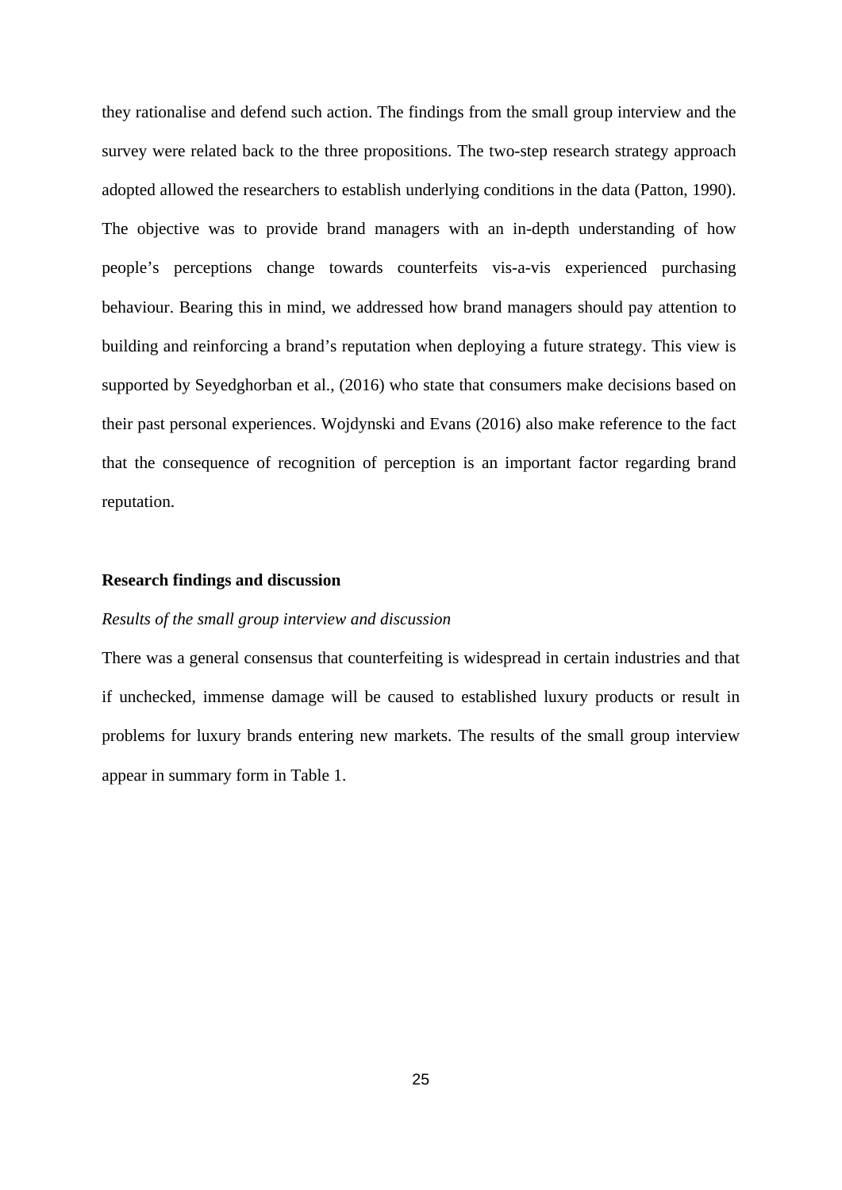they rationalise and defend such action. The findings from the small group interview and the survey were related back to the three propositions. The two-step research strategy approach adopted allowed the researchers to establish underlying conditions in the data (Patton, 1990). The objective was to provide brand managers with an in-depth understanding of how people's perceptions change towards counterfeits vis-a-vis experienced purchasing behaviour. Bearing this in mind, we addressed how brand managers should pay attention to building and reinforcing a brand's reputation when deploying a future strategy. This view is supported by Seyedghorban et al., (2016) who state that consumers make decisions based on their past personal experiences. Wojdynski and Evans (2016) also make reference to the fact that the consequence of recognition of perception is an important factor regarding brand reputation.

## Research findings and discussion

*Results of the small group interview and discussion*

There was a general consensus that counterfeiting is widespread in certain industries and that if unchecked, immense damage will be caused to established luxury products or result in problems for luxury brands entering new markets. The results of the small group interview appear in summary form in Table 1.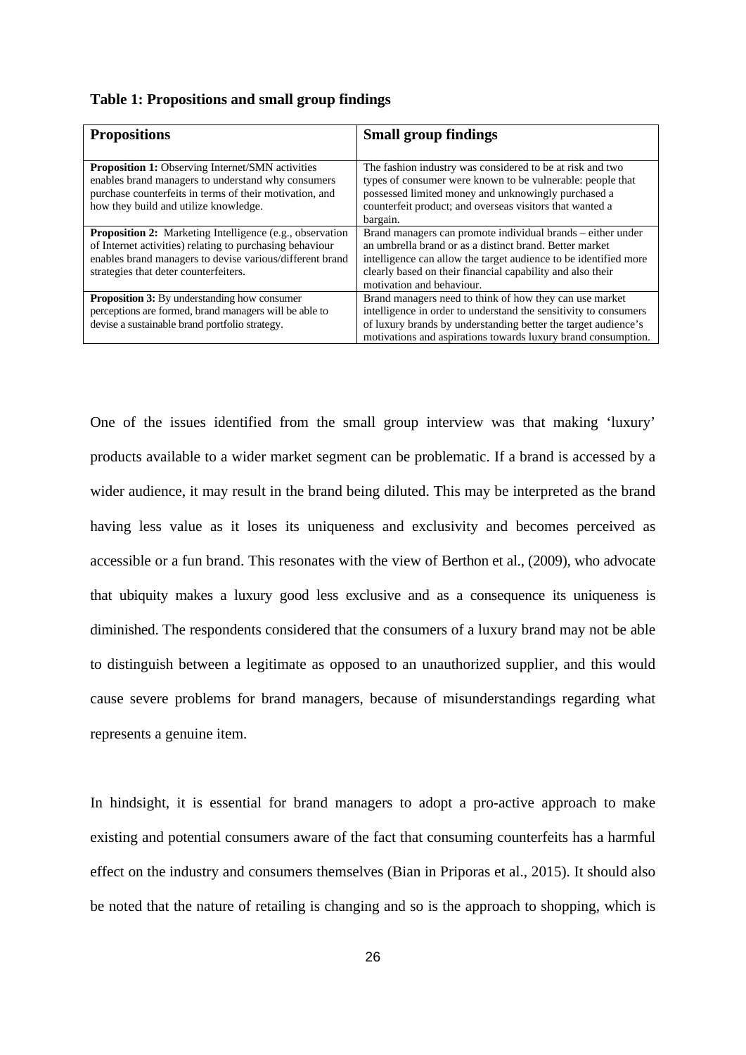**Table 1: Propositions and small group findings**

| Propositions | Small group findings |
|---|---|
| **Proposition 1:** Observing Internet/SMN activities enables brand managers to understand why consumers purchase counterfeits in terms of their motivation, and how they build and utilize knowledge. | The fashion industry was considered to be at risk and two types of consumer were known to be vulnerable: people that possessed limited money and unknowingly purchased a counterfeit product; and overseas visitors that wanted a bargain. |
| **Proposition 2:** Marketing Intelligence (e.g., observation of Internet activities) relating to purchasing behaviour enables brand managers to devise various/different brand strategies that deter counterfeiters. | Brand managers can promote individual brands – either under an umbrella brand or as a distinct brand. Better market intelligence can allow the target audience to be identified more clearly based on their financial capability and also their motivation and behaviour. |
| **Proposition 3:** By understanding how consumer perceptions are formed, brand managers will be able to devise a sustainable brand portfolio strategy. | Brand managers need to think of how they can use market intelligence in order to understand the sensitivity to consumers of luxury brands by understanding better the target audience's motivations and aspirations towards luxury brand consumption. |

One of the issues identified from the small group interview was that making 'luxury' products available to a wider market segment can be problematic. If a brand is accessed by a wider audience, it may result in the brand being diluted. This may be interpreted as the brand having less value as it loses its uniqueness and exclusivity and becomes perceived as accessible or a fun brand. This resonates with the view of Berthon et al., (2009), who advocate that ubiquity makes a luxury good less exclusive and as a consequence its uniqueness is diminished. The respondents considered that the consumers of a luxury brand may not be able to distinguish between a legitimate as opposed to an unauthorized supplier, and this would cause severe problems for brand managers, because of misunderstandings regarding what represents a genuine item.

In hindsight, it is essential for brand managers to adopt a pro-active approach to make existing and potential consumers aware of the fact that consuming counterfeits has a harmful effect on the industry and consumers themselves (Bian in Priporas et al., 2015). It should also be noted that the nature of retailing is changing and so is the approach to shopping, which is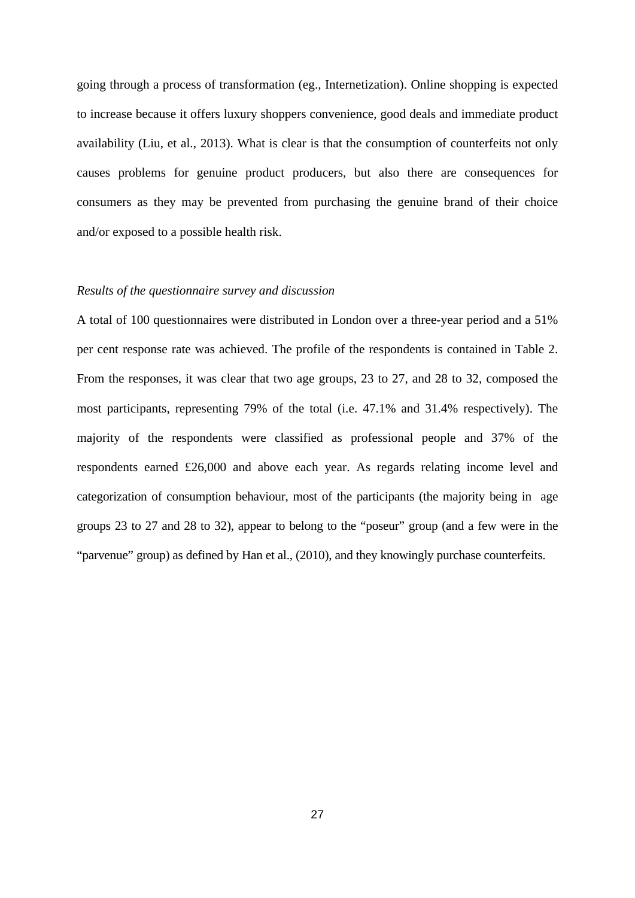going through a process of transformation (eg., Internetization). Online shopping is expected to increase because it offers luxury shoppers convenience, good deals and immediate product availability (Liu, et al., 2013). What is clear is that the consumption of counterfeits not only causes problems for genuine product producers, but also there are consequences for consumers as they may be prevented from purchasing the genuine brand of their choice and/or exposed to a possible health risk.

*Results of the questionnaire survey and discussion*

A total of 100 questionnaires were distributed in London over a three-year period and a 51% per cent response rate was achieved. The profile of the respondents is contained in Table 2. From the responses, it was clear that two age groups, 23 to 27, and 28 to 32, composed the most participants, representing 79% of the total (i.e. 47.1% and 31.4% respectively). The majority of the respondents were classified as professional people and 37% of the respondents earned £26,000 and above each year. As regards relating income level and categorization of consumption behaviour, most of the participants (the majority being in age groups 23 to 27 and 28 to 32), appear to belong to the "poseur" group (and a few were in the "parvenue" group) as defined by Han et al., (2010), and they knowingly purchase counterfeits.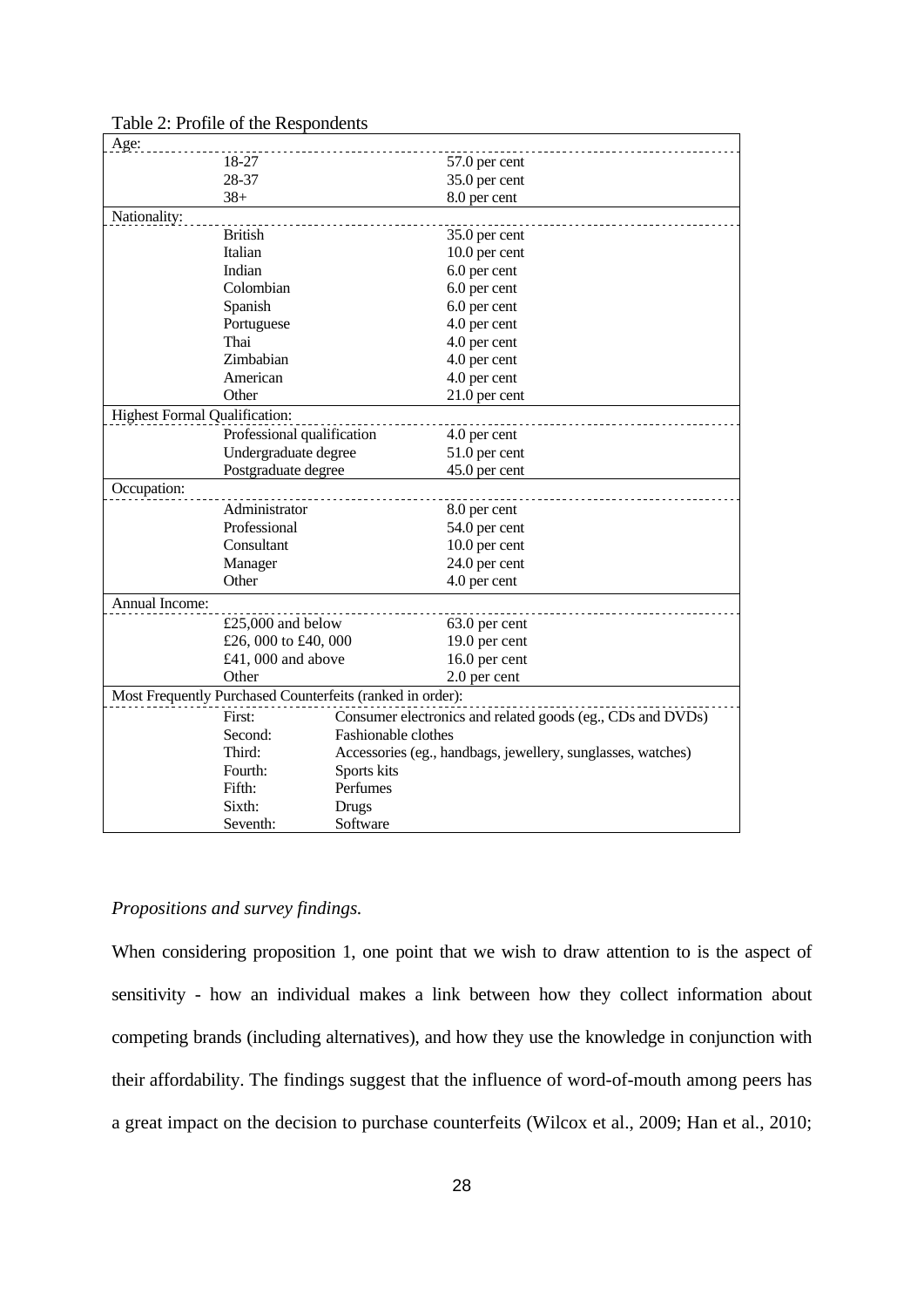Table 2: Profile of the Respondents

| | | |
|---|---|---|
| Age: | | |
| | 18-27 | 57.0 per cent |
| | 28-37 | 35.0 per cent |
| | 38+ | 8.0 per cent |
| Nationality: | | |
| | British | 35.0 per cent |
| | Italian | 10.0 per cent |
| | Indian | 6.0 per cent |
| | Colombian | 6.0 per cent |
| | Spanish | 6.0 per cent |
| | Portuguese | 4.0 per cent |
| | Thai | 4.0 per cent |
| | Zimbabian | 4.0 per cent |
| | American | 4.0 per cent |
| | Other | 21.0 per cent |
| Highest Formal Qualification: | | |
| | Professional qualification | 4.0 per cent |
| | Undergraduate degree | 51.0 per cent |
| | Postgraduate degree | 45.0 per cent |
| Occupation: | | |
| | Administrator | 8.0 per cent |
| | Professional | 54.0 per cent |
| | Consultant | 10.0 per cent |
| | Manager | 24.0 per cent |
| | Other | 4.0 per cent |
| Annual Income: | | |
| | £25,000 and below | 63.0 per cent |
| | £26, 000 to £40, 000 | 19.0 per cent |
| | £41, 000 and above | 16.0 per cent |
| | Other | 2.0 per cent |
| Most Frequently Purchased Counterfeits (ranked in order): | | |
| | First: | Consumer electronics and related goods (eg., CDs and DVDs) |
| | Second: | Fashionable clothes |
| | Third: | Accessories (eg., handbags, jewellery, sunglasses, watches) |
| | Fourth: | Sports kits |
| | Fifth: | Perfumes |
| | Sixth: | Drugs |
| | Seventh: | Software |

*Propositions and survey findings.*

When considering proposition 1, one point that we wish to draw attention to is the aspect of sensitivity - how an individual makes a link between how they collect information about competing brands (including alternatives), and how they use the knowledge in conjunction with their affordability. The findings suggest that the influence of word-of-mouth among peers has a great impact on the decision to purchase counterfeits (Wilcox et al., 2009; Han et al., 2010;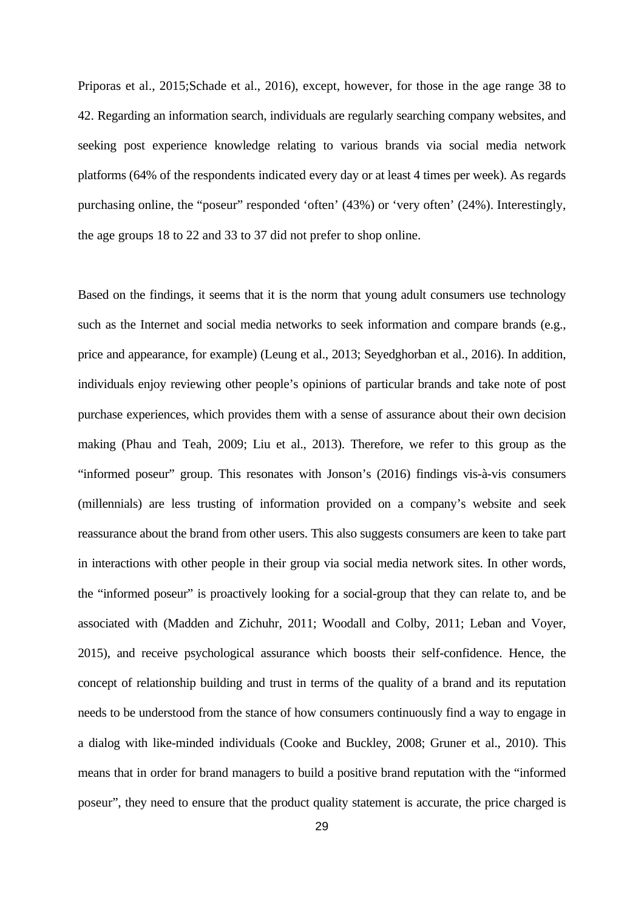Priporas et al., 2015;Schade et al., 2016), except, however, for those in the age range 38 to 42. Regarding an information search, individuals are regularly searching company websites, and seeking post experience knowledge relating to various brands via social media network platforms (64% of the respondents indicated every day or at least 4 times per week). As regards purchasing online, the "poseur" responded 'often' (43%) or 'very often' (24%). Interestingly, the age groups 18 to 22 and 33 to 37 did not prefer to shop online.

Based on the findings, it seems that it is the norm that young adult consumers use technology such as the Internet and social media networks to seek information and compare brands (e.g., price and appearance, for example) (Leung et al., 2013; Seyedghorban et al., 2016). In addition, individuals enjoy reviewing other people's opinions of particular brands and take note of post purchase experiences, which provides them with a sense of assurance about their own decision making (Phau and Teah, 2009; Liu et al., 2013). Therefore, we refer to this group as the "informed poseur" group. This resonates with Jonson's (2016) findings vis-à-vis consumers (millennials) are less trusting of information provided on a company's website and seek reassurance about the brand from other users. This also suggests consumers are keen to take part in interactions with other people in their group via social media network sites. In other words, the "informed poseur" is proactively looking for a social-group that they can relate to, and be associated with (Madden and Zichuhr, 2011; Woodall and Colby, 2011; Leban and Voyer, 2015), and receive psychological assurance which boosts their self-confidence. Hence, the concept of relationship building and trust in terms of the quality of a brand and its reputation needs to be understood from the stance of how consumers continuously find a way to engage in a dialog with like-minded individuals (Cooke and Buckley, 2008; Gruner et al., 2010). This means that in order for brand managers to build a positive brand reputation with the "informed poseur", they need to ensure that the product quality statement is accurate, the price charged is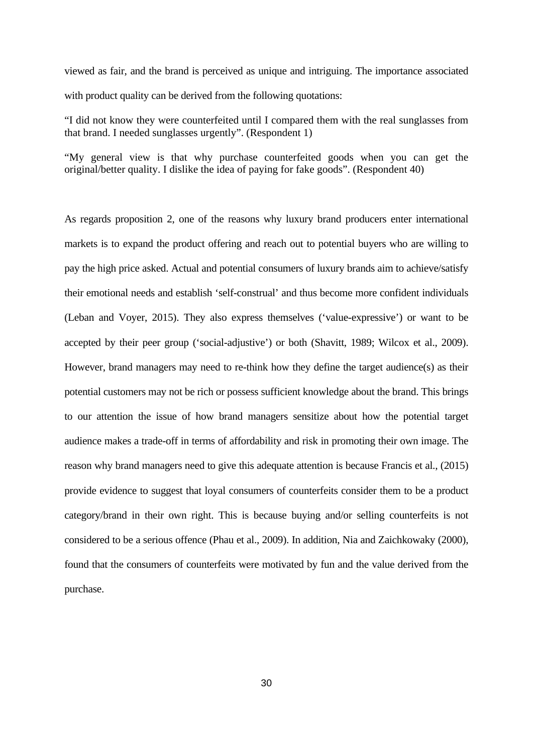viewed as fair, and the brand is perceived as unique and intriguing. The importance associated with product quality can be derived from the following quotations:

"I did not know they were counterfeited until I compared them with the real sunglasses from that brand. I needed sunglasses urgently". (Respondent 1)

"My general view is that why purchase counterfeited goods when you can get the original/better quality. I dislike the idea of paying for fake goods". (Respondent 40)

As regards proposition 2, one of the reasons why luxury brand producers enter international markets is to expand the product offering and reach out to potential buyers who are willing to pay the high price asked. Actual and potential consumers of luxury brands aim to achieve/satisfy their emotional needs and establish 'self-construal' and thus become more confident individuals (Leban and Voyer, 2015). They also express themselves ('value-expressive') or want to be accepted by their peer group ('social-adjustive') or both (Shavitt, 1989; Wilcox et al., 2009). However, brand managers may need to re-think how they define the target audience(s) as their potential customers may not be rich or possess sufficient knowledge about the brand. This brings to our attention the issue of how brand managers sensitize about how the potential target audience makes a trade-off in terms of affordability and risk in promoting their own image. The reason why brand managers need to give this adequate attention is because Francis et al., (2015) provide evidence to suggest that loyal consumers of counterfeits consider them to be a product category/brand in their own right. This is because buying and/or selling counterfeits is not considered to be a serious offence (Phau et al., 2009). In addition, Nia and Zaichkowaky (2000), found that the consumers of counterfeits were motivated by fun and the value derived from the purchase.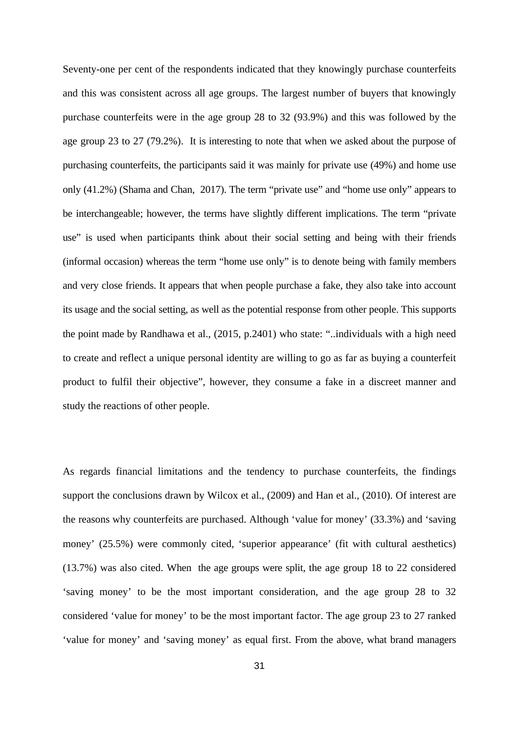Seventy-one per cent of the respondents indicated that they knowingly purchase counterfeits and this was consistent across all age groups. The largest number of buyers that knowingly purchase counterfeits were in the age group 28 to 32 (93.9%) and this was followed by the age group 23 to 27 (79.2%). It is interesting to note that when we asked about the purpose of purchasing counterfeits, the participants said it was mainly for private use (49%) and home use only (41.2%) (Shama and Chan, 2017). The term "private use" and "home use only" appears to be interchangeable; however, the terms have slightly different implications. The term "private use" is used when participants think about their social setting and being with their friends (informal occasion) whereas the term "home use only" is to denote being with family members and very close friends. It appears that when people purchase a fake, they also take into account its usage and the social setting, as well as the potential response from other people. This supports the point made by Randhawa et al., (2015, p.2401) who state: "..individuals with a high need to create and reflect a unique personal identity are willing to go as far as buying a counterfeit product to fulfil their objective", however, they consume a fake in a discreet manner and study the reactions of other people.

As regards financial limitations and the tendency to purchase counterfeits, the findings support the conclusions drawn by Wilcox et al., (2009) and Han et al., (2010). Of interest are the reasons why counterfeits are purchased. Although 'value for money' (33.3%) and 'saving money' (25.5%) were commonly cited, 'superior appearance' (fit with cultural aesthetics) (13.7%) was also cited. When the age groups were split, the age group 18 to 22 considered 'saving money' to be the most important consideration, and the age group 28 to 32 considered 'value for money' to be the most important factor. The age group 23 to 27 ranked 'value for money' and 'saving money' as equal first. From the above, what brand managers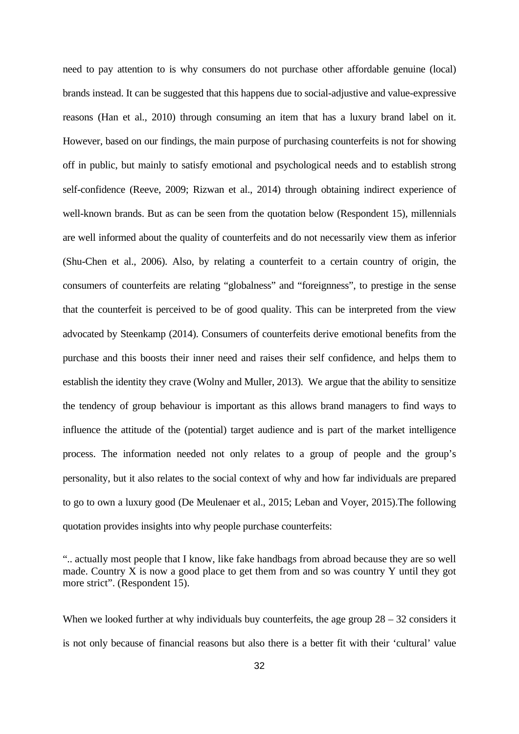need to pay attention to is why consumers do not purchase other affordable genuine (local) brands instead. It can be suggested that this happens due to social-adjustive and value-expressive reasons (Han et al., 2010) through consuming an item that has a luxury brand label on it. However, based on our findings, the main purpose of purchasing counterfeits is not for showing off in public, but mainly to satisfy emotional and psychological needs and to establish strong self-confidence (Reeve, 2009; Rizwan et al., 2014) through obtaining indirect experience of well-known brands. But as can be seen from the quotation below (Respondent 15), millennials are well informed about the quality of counterfeits and do not necessarily view them as inferior (Shu-Chen et al., 2006). Also, by relating a counterfeit to a certain country of origin, the consumers of counterfeits are relating "globalness" and "foreignness", to prestige in the sense that the counterfeit is perceived to be of good quality. This can be interpreted from the view advocated by Steenkamp (2014). Consumers of counterfeits derive emotional benefits from the purchase and this boosts their inner need and raises their self confidence, and helps them to establish the identity they crave (Wolny and Muller, 2013). We argue that the ability to sensitize the tendency of group behaviour is important as this allows brand managers to find ways to influence the attitude of the (potential) target audience and is part of the market intelligence process. The information needed not only relates to a group of people and the group's personality, but it also relates to the social context of why and how far individuals are prepared to go to own a luxury good (De Meulenaer et al., 2015; Leban and Voyer, 2015).The following quotation provides insights into why people purchase counterfeits:

".. actually most people that I know, like fake handbags from abroad because they are so well made. Country X is now a good place to get them from and so was country Y until they got more strict". (Respondent 15).

When we looked further at why individuals buy counterfeits, the age group 28 – 32 considers it is not only because of financial reasons but also there is a better fit with their 'cultural' value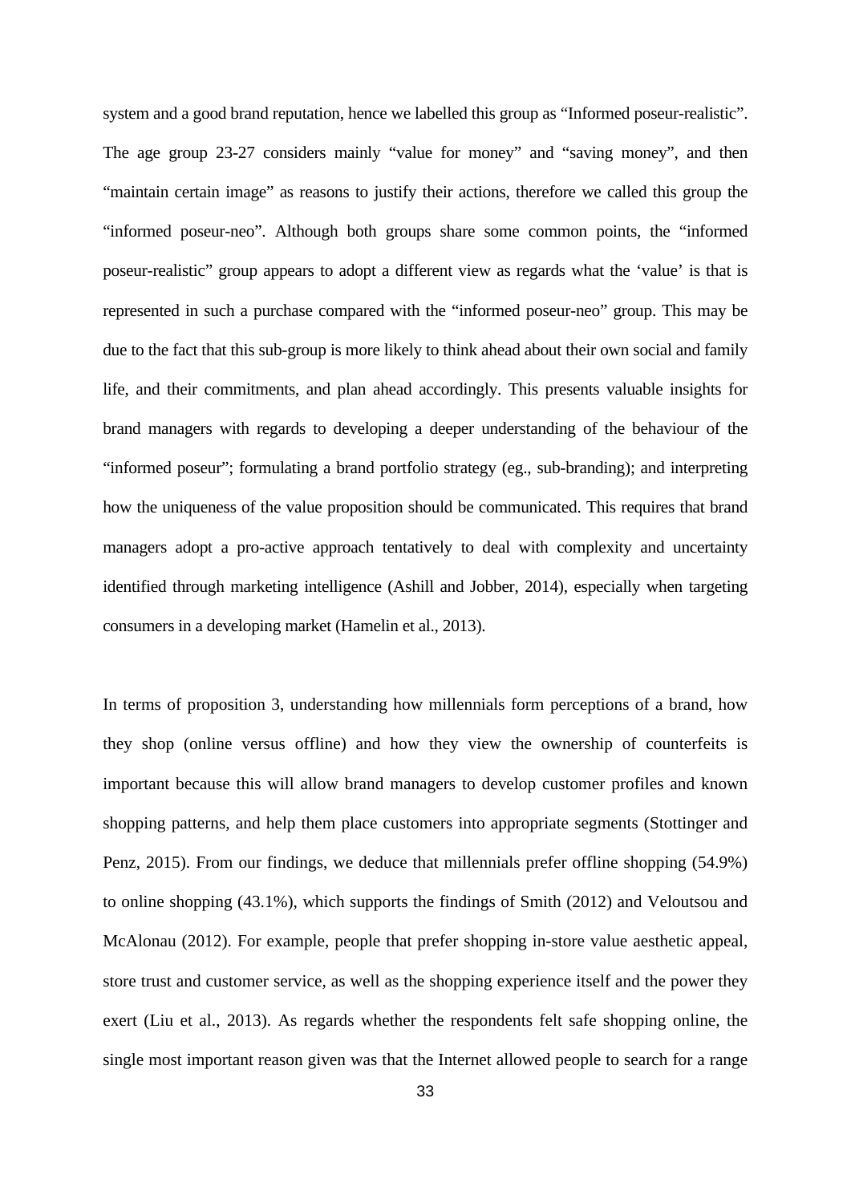system and a good brand reputation, hence we labelled this group as "Informed poseur-realistic". The age group 23-27 considers mainly "value for money" and "saving money", and then "maintain certain image" as reasons to justify their actions, therefore we called this group the "informed poseur-neo". Although both groups share some common points, the "informed poseur-realistic" group appears to adopt a different view as regards what the 'value' is that is represented in such a purchase compared with the "informed poseur-neo" group. This may be due to the fact that this sub-group is more likely to think ahead about their own social and family life, and their commitments, and plan ahead accordingly. This presents valuable insights for brand managers with regards to developing a deeper understanding of the behaviour of the "informed poseur"; formulating a brand portfolio strategy (eg., sub-branding); and interpreting how the uniqueness of the value proposition should be communicated. This requires that brand managers adopt a pro-active approach tentatively to deal with complexity and uncertainty identified through marketing intelligence (Ashill and Jobber, 2014), especially when targeting consumers in a developing market (Hamelin et al., 2013).

In terms of proposition 3, understanding how millennials form perceptions of a brand, how they shop (online versus offline) and how they view the ownership of counterfeits is important because this will allow brand managers to develop customer profiles and known shopping patterns, and help them place customers into appropriate segments (Stottinger and Penz, 2015). From our findings, we deduce that millennials prefer offline shopping (54.9%) to online shopping (43.1%), which supports the findings of Smith (2012) and Veloutsou and McAlonau (2012). For example, people that prefer shopping in-store value aesthetic appeal, store trust and customer service, as well as the shopping experience itself and the power they exert (Liu et al., 2013). As regards whether the respondents felt safe shopping online, the single most important reason given was that the Internet allowed people to search for a range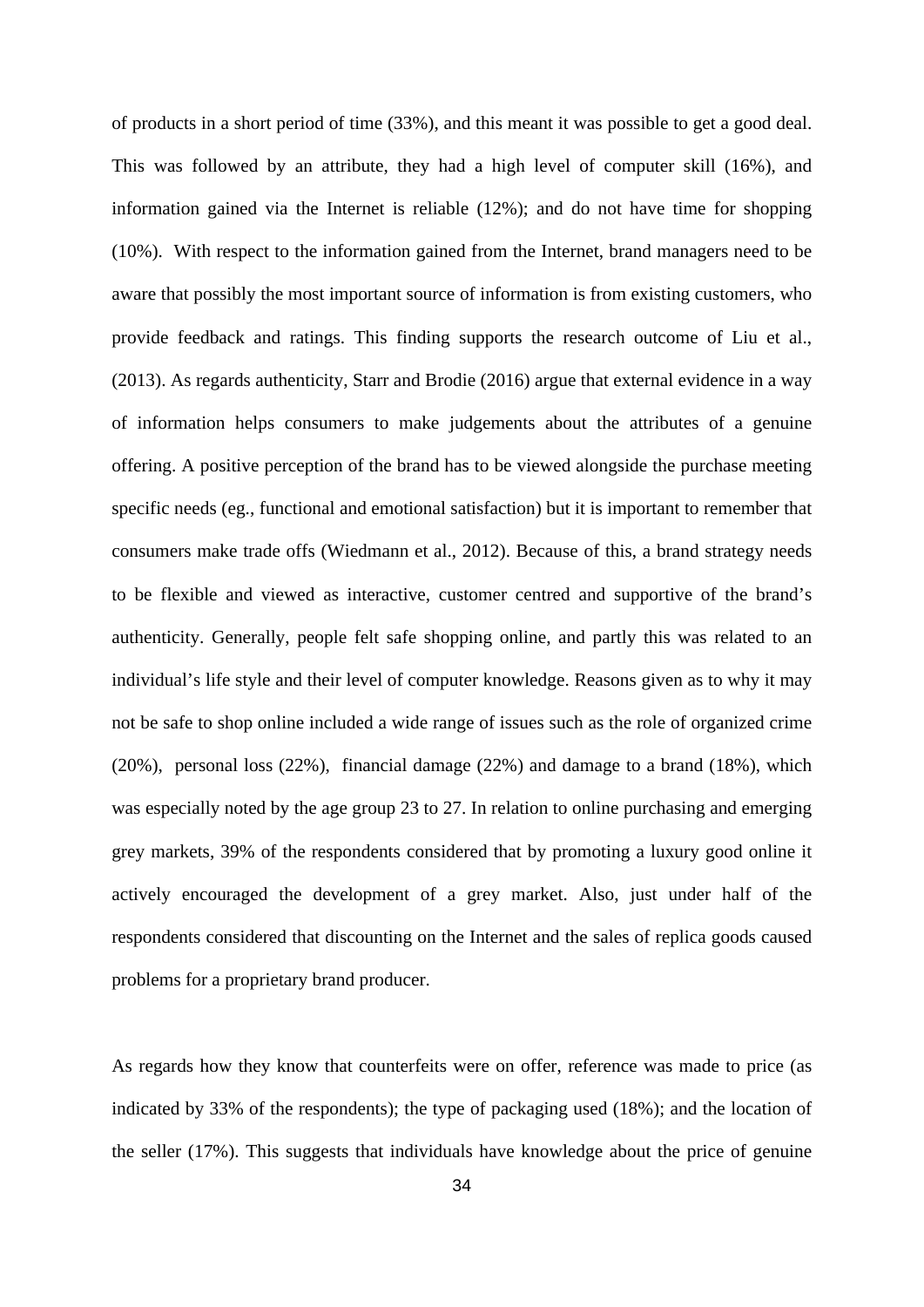of products in a short period of time (33%), and this meant it was possible to get a good deal. This was followed by an attribute, they had a high level of computer skill (16%), and information gained via the Internet is reliable (12%); and do not have time for shopping (10%). With respect to the information gained from the Internet, brand managers need to be aware that possibly the most important source of information is from existing customers, who provide feedback and ratings. This finding supports the research outcome of Liu et al., (2013). As regards authenticity, Starr and Brodie (2016) argue that external evidence in a way of information helps consumers to make judgements about the attributes of a genuine offering. A positive perception of the brand has to be viewed alongside the purchase meeting specific needs (eg., functional and emotional satisfaction) but it is important to remember that consumers make trade offs (Wiedmann et al., 2012). Because of this, a brand strategy needs to be flexible and viewed as interactive, customer centred and supportive of the brand's authenticity. Generally, people felt safe shopping online, and partly this was related to an individual's life style and their level of computer knowledge. Reasons given as to why it may not be safe to shop online included a wide range of issues such as the role of organized crime (20%), personal loss (22%), financial damage (22%) and damage to a brand (18%), which was especially noted by the age group 23 to 27. In relation to online purchasing and emerging grey markets, 39% of the respondents considered that by promoting a luxury good online it actively encouraged the development of a grey market. Also, just under half of the respondents considered that discounting on the Internet and the sales of replica goods caused problems for a proprietary brand producer.

As regards how they know that counterfeits were on offer, reference was made to price (as indicated by 33% of the respondents); the type of packaging used (18%); and the location of the seller (17%). This suggests that individuals have knowledge about the price of genuine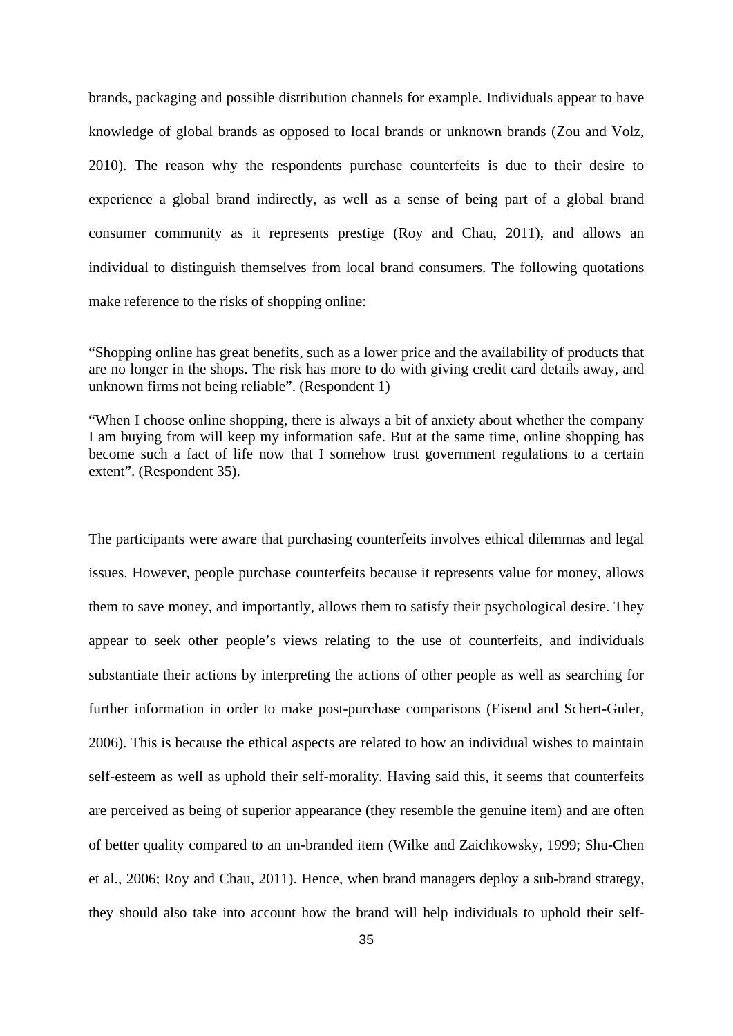brands, packaging and possible distribution channels for example. Individuals appear to have knowledge of global brands as opposed to local brands or unknown brands (Zou and Volz, 2010). The reason why the respondents purchase counterfeits is due to their desire to experience a global brand indirectly, as well as a sense of being part of a global brand consumer community as it represents prestige (Roy and Chau, 2011), and allows an individual to distinguish themselves from local brand consumers. The following quotations make reference to the risks of shopping online:

"Shopping online has great benefits, such as a lower price and the availability of products that are no longer in the shops. The risk has more to do with giving credit card details away, and unknown firms not being reliable". (Respondent 1)

"When I choose online shopping, there is always a bit of anxiety about whether the company I am buying from will keep my information safe. But at the same time, online shopping has become such a fact of life now that I somehow trust government regulations to a certain extent". (Respondent 35).

The participants were aware that purchasing counterfeits involves ethical dilemmas and legal issues. However, people purchase counterfeits because it represents value for money, allows them to save money, and importantly, allows them to satisfy their psychological desire. They appear to seek other people's views relating to the use of counterfeits, and individuals substantiate their actions by interpreting the actions of other people as well as searching for further information in order to make post-purchase comparisons (Eisend and Schert-Guler, 2006). This is because the ethical aspects are related to how an individual wishes to maintain self-esteem as well as uphold their self-morality. Having said this, it seems that counterfeits are perceived as being of superior appearance (they resemble the genuine item) and are often of better quality compared to an un-branded item (Wilke and Zaichkowsky, 1999; Shu-Chen et al., 2006; Roy and Chau, 2011). Hence, when brand managers deploy a sub-brand strategy, they should also take into account how the brand will help individuals to uphold their self-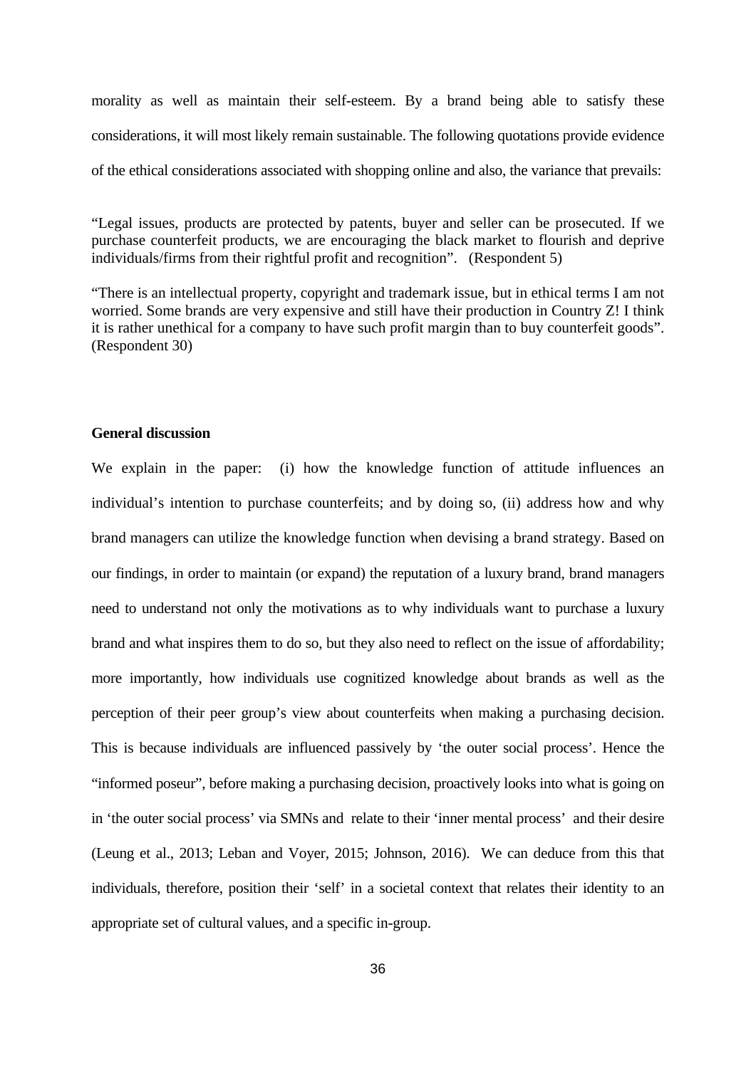morality as well as maintain their self-esteem. By a brand being able to satisfy these considerations, it will most likely remain sustainable. The following quotations provide evidence of the ethical considerations associated with shopping online and also, the variance that prevails:

> "Legal issues, products are protected by patents, buyer and seller can be prosecuted. If we purchase counterfeit products, we are encouraging the black market to flourish and deprive individuals/firms from their rightful profit and recognition". (Respondent 5)

> "There is an intellectual property, copyright and trademark issue, but in ethical terms I am not worried. Some brands are very expensive and still have their production in Country Z! I think it is rather unethical for a company to have such profit margin than to buy counterfeit goods". (Respondent 30)

**General discussion**

We explain in the paper: (i) how the knowledge function of attitude influences an individual's intention to purchase counterfeits; and by doing so, (ii) address how and why brand managers can utilize the knowledge function when devising a brand strategy. Based on our findings, in order to maintain (or expand) the reputation of a luxury brand, brand managers need to understand not only the motivations as to why individuals want to purchase a luxury brand and what inspires them to do so, but they also need to reflect on the issue of affordability; more importantly, how individuals use cognitized knowledge about brands as well as the perception of their peer group's view about counterfeits when making a purchasing decision. This is because individuals are influenced passively by 'the outer social process'. Hence the "informed poseur", before making a purchasing decision, proactively looks into what is going on in 'the outer social process' via SMNs and relate to their 'inner mental process' and their desire (Leung et al., 2013; Leban and Voyer, 2015; Johnson, 2016). We can deduce from this that individuals, therefore, position their 'self' in a societal context that relates their identity to an appropriate set of cultural values, and a specific in-group.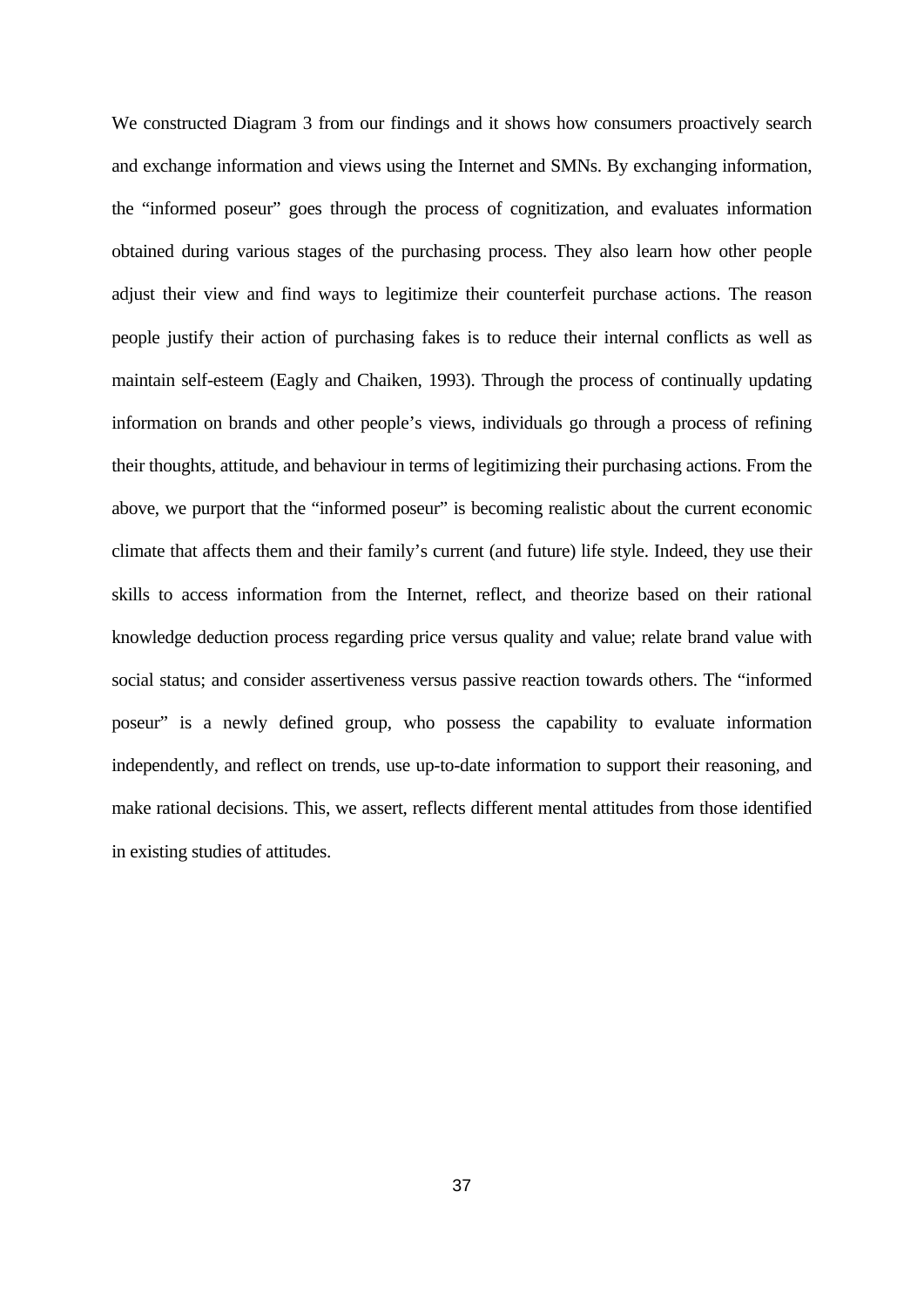We constructed Diagram 3 from our findings and it shows how consumers proactively search and exchange information and views using the Internet and SMNs. By exchanging information, the "informed poseur" goes through the process of cognitization, and evaluates information obtained during various stages of the purchasing process. They also learn how other people adjust their view and find ways to legitimize their counterfeit purchase actions. The reason people justify their action of purchasing fakes is to reduce their internal conflicts as well as maintain self-esteem (Eagly and Chaiken, 1993). Through the process of continually updating information on brands and other people's views, individuals go through a process of refining their thoughts, attitude, and behaviour in terms of legitimizing their purchasing actions. From the above, we purport that the "informed poseur" is becoming realistic about the current economic climate that affects them and their family's current (and future) life style. Indeed, they use their skills to access information from the Internet, reflect, and theorize based on their rational knowledge deduction process regarding price versus quality and value; relate brand value with social status; and consider assertiveness versus passive reaction towards others. The "informed poseur" is a newly defined group, who possess the capability to evaluate information independently, and reflect on trends, use up-to-date information to support their reasoning, and make rational decisions. This, we assert, reflects different mental attitudes from those identified in existing studies of attitudes.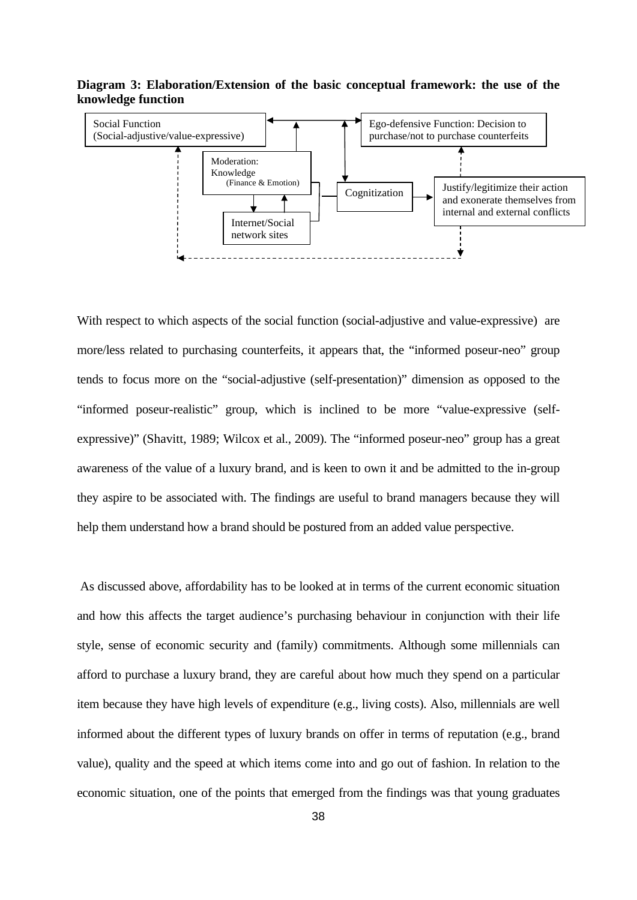**Diagram 3: Elaboration/Extension of the basic conceptual framework: the use of the knowledge function**

Social Function (Social-adjustive/value-expressive)

Ego-defensive Function: Decision to purchase/not to purchase counterfeits

Moderation: Knowledge (Finance & Emotion)

Cognitization

Justify/legitimize their action and exonerate themselves from internal and external conflicts

Internet/Social network sites

With respect to which aspects of the social function (social-adjustive and value-expressive) are more/less related to purchasing counterfeits, it appears that, the "informed poseur-neo" group tends to focus more on the "social-adjustive (self-presentation)" dimension as opposed to the "informed poseur-realistic" group, which is inclined to be more "value-expressive (self-expressive)" (Shavitt, 1989; Wilcox et al., 2009). The "informed poseur-neo" group has a great awareness of the value of a luxury brand, and is keen to own it and be admitted to the in-group they aspire to be associated with. The findings are useful to brand managers because they will help them understand how a brand should be postured from an added value perspective.

As discussed above, affordability has to be looked at in terms of the current economic situation and how this affects the target audience's purchasing behaviour in conjunction with their life style, sense of economic security and (family) commitments. Although some millennials can afford to purchase a luxury brand, they are careful about how much they spend on a particular item because they have high levels of expenditure (e.g., living costs). Also, millennials are well informed about the different types of luxury brands on offer in terms of reputation (e.g., brand value), quality and the speed at which items come into and go out of fashion. In relation to the economic situation, one of the points that emerged from the findings was that young graduates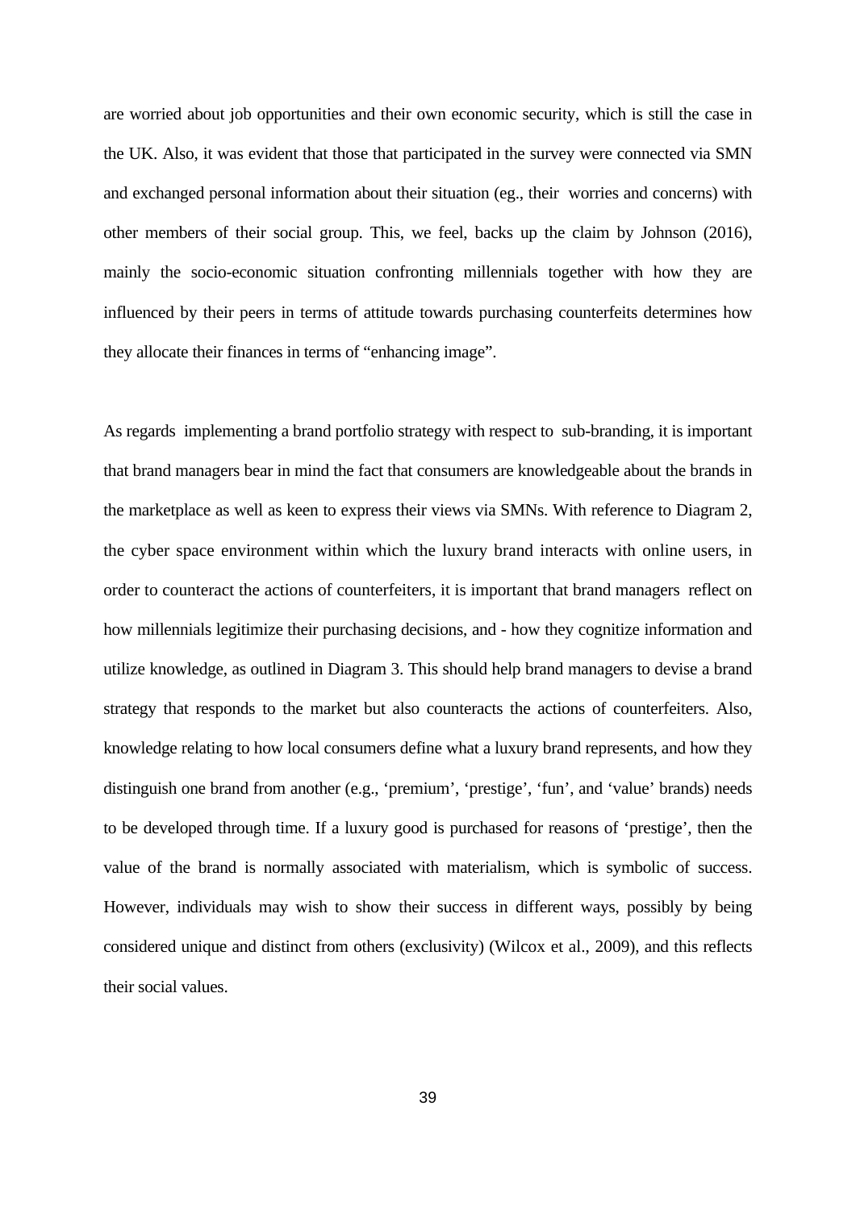are worried about job opportunities and their own economic security, which is still the case in the UK. Also, it was evident that those that participated in the survey were connected via SMN and exchanged personal information about their situation (eg., their worries and concerns) with other members of their social group. This, we feel, backs up the claim by Johnson (2016), mainly the socio-economic situation confronting millennials together with how they are influenced by their peers in terms of attitude towards purchasing counterfeits determines how they allocate their finances in terms of "enhancing image".

As regards implementing a brand portfolio strategy with respect to sub-branding, it is important that brand managers bear in mind the fact that consumers are knowledgeable about the brands in the marketplace as well as keen to express their views via SMNs. With reference to Diagram 2, the cyber space environment within which the luxury brand interacts with online users, in order to counteract the actions of counterfeiters, it is important that brand managers reflect on how millennials legitimize their purchasing decisions, and - how they cognitize information and utilize knowledge, as outlined in Diagram 3. This should help brand managers to devise a brand strategy that responds to the market but also counteracts the actions of counterfeiters. Also, knowledge relating to how local consumers define what a luxury brand represents, and how they distinguish one brand from another (e.g., 'premium', 'prestige', 'fun', and 'value' brands) needs to be developed through time. If a luxury good is purchased for reasons of 'prestige', then the value of the brand is normally associated with materialism, which is symbolic of success. However, individuals may wish to show their success in different ways, possibly by being considered unique and distinct from others (exclusivity) (Wilcox et al., 2009), and this reflects their social values.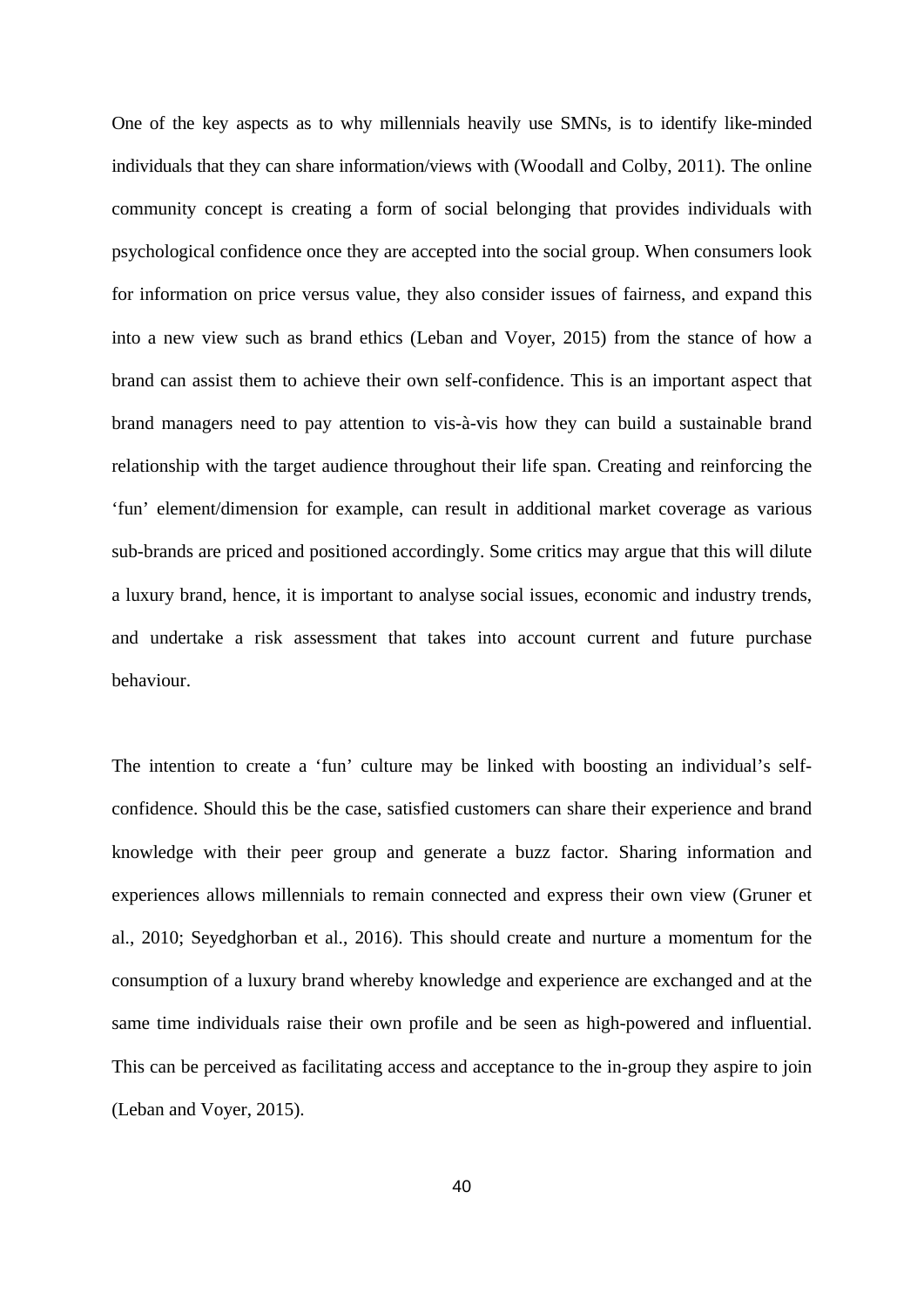One of the key aspects as to why millennials heavily use SMNs, is to identify like-minded individuals that they can share information/views with (Woodall and Colby, 2011). The online community concept is creating a form of social belonging that provides individuals with psychological confidence once they are accepted into the social group. When consumers look for information on price versus value, they also consider issues of fairness, and expand this into a new view such as brand ethics (Leban and Voyer, 2015) from the stance of how a brand can assist them to achieve their own self-confidence. This is an important aspect that brand managers need to pay attention to vis-à-vis how they can build a sustainable brand relationship with the target audience throughout their life span. Creating and reinforcing the 'fun' element/dimension for example, can result in additional market coverage as various sub-brands are priced and positioned accordingly. Some critics may argue that this will dilute a luxury brand, hence, it is important to analyse social issues, economic and industry trends, and undertake a risk assessment that takes into account current and future purchase behaviour.

The intention to create a 'fun' culture may be linked with boosting an individual's self-confidence. Should this be the case, satisfied customers can share their experience and brand knowledge with their peer group and generate a buzz factor. Sharing information and experiences allows millennials to remain connected and express their own view (Gruner et al., 2010; Seyedghorban et al., 2016). This should create and nurture a momentum for the consumption of a luxury brand whereby knowledge and experience are exchanged and at the same time individuals raise their own profile and be seen as high-powered and influential. This can be perceived as facilitating access and acceptance to the in-group they aspire to join (Leban and Voyer, 2015).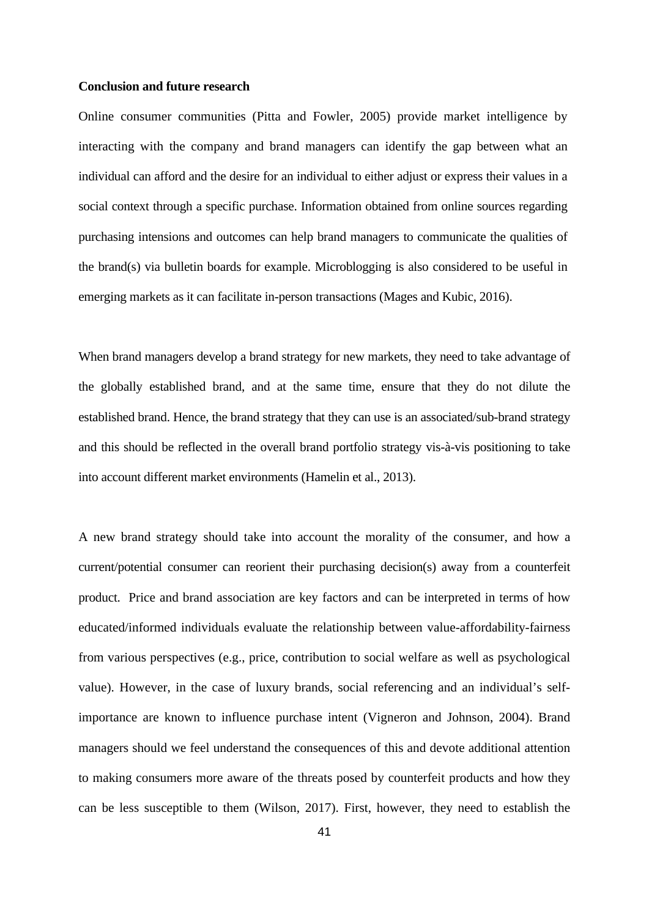**Conclusion and future research**

Online consumer communities (Pitta and Fowler, 2005) provide market intelligence by interacting with the company and brand managers can identify the gap between what an individual can afford and the desire for an individual to either adjust or express their values in a social context through a specific purchase. Information obtained from online sources regarding purchasing intensions and outcomes can help brand managers to communicate the qualities of the brand(s) via bulletin boards for example. Microblogging is also considered to be useful in emerging markets as it can facilitate in-person transactions (Mages and Kubic, 2016).

When brand managers develop a brand strategy for new markets, they need to take advantage of the globally established brand, and at the same time, ensure that they do not dilute the established brand. Hence, the brand strategy that they can use is an associated/sub-brand strategy and this should be reflected in the overall brand portfolio strategy vis-à-vis positioning to take into account different market environments (Hamelin et al., 2013).

A new brand strategy should take into account the morality of the consumer, and how a current/potential consumer can reorient their purchasing decision(s) away from a counterfeit product. Price and brand association are key factors and can be interpreted in terms of how educated/informed individuals evaluate the relationship between value-affordability-fairness from various perspectives (e.g., price, contribution to social welfare as well as psychological value). However, in the case of luxury brands, social referencing and an individual's self-importance are known to influence purchase intent (Vigneron and Johnson, 2004). Brand managers should we feel understand the consequences of this and devote additional attention to making consumers more aware of the threats posed by counterfeit products and how they can be less susceptible to them (Wilson, 2017). First, however, they need to establish the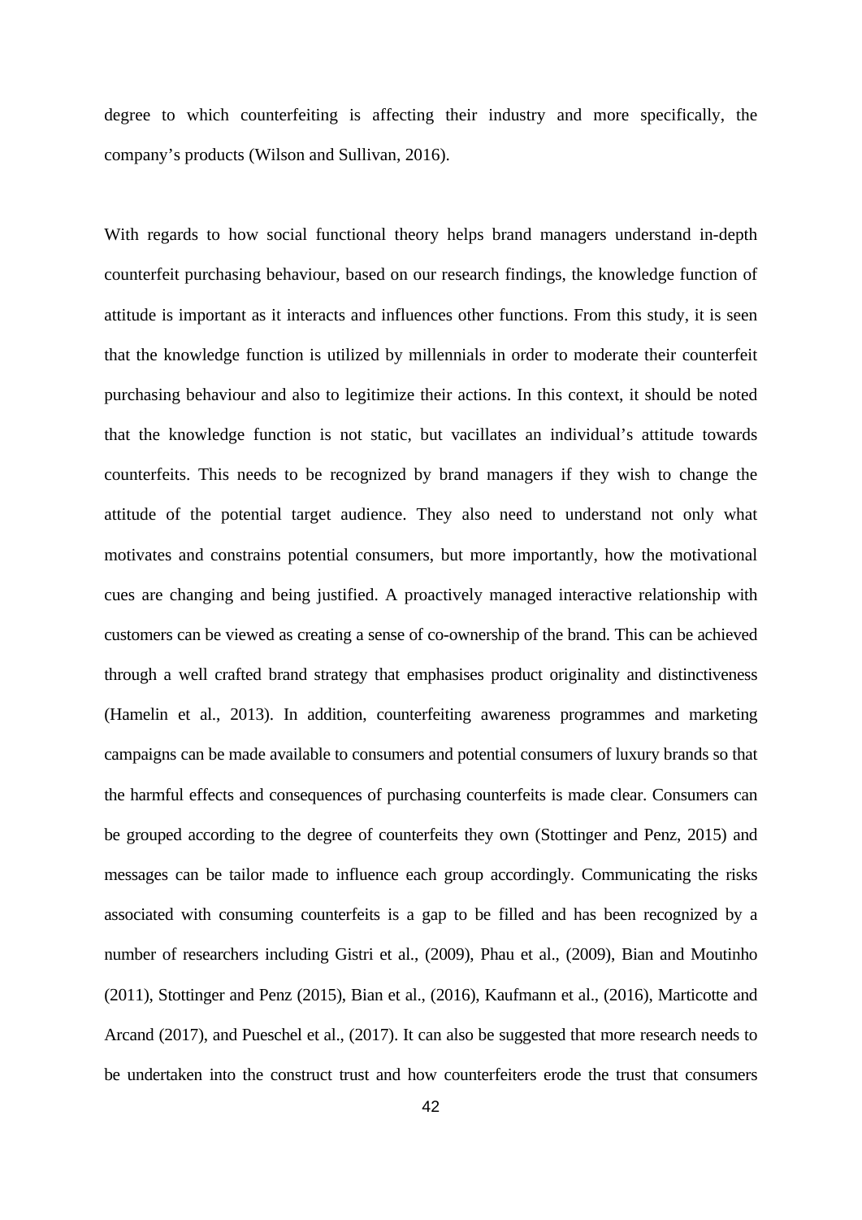degree to which counterfeiting is affecting their industry and more specifically, the company's products (Wilson and Sullivan, 2016).

With regards to how social functional theory helps brand managers understand in-depth counterfeit purchasing behaviour, based on our research findings, the knowledge function of attitude is important as it interacts and influences other functions. From this study, it is seen that the knowledge function is utilized by millennials in order to moderate their counterfeit purchasing behaviour and also to legitimize their actions. In this context, it should be noted that the knowledge function is not static, but vacillates an individual's attitude towards counterfeits. This needs to be recognized by brand managers if they wish to change the attitude of the potential target audience. They also need to understand not only what motivates and constrains potential consumers, but more importantly, how the motivational cues are changing and being justified. A proactively managed interactive relationship with customers can be viewed as creating a sense of co-ownership of the brand. This can be achieved through a well crafted brand strategy that emphasises product originality and distinctiveness (Hamelin et al., 2013). In addition, counterfeiting awareness programmes and marketing campaigns can be made available to consumers and potential consumers of luxury brands so that the harmful effects and consequences of purchasing counterfeits is made clear. Consumers can be grouped according to the degree of counterfeits they own (Stottinger and Penz, 2015) and messages can be tailor made to influence each group accordingly. Communicating the risks associated with consuming counterfeits is a gap to be filled and has been recognized by a number of researchers including Gistri et al., (2009), Phau et al., (2009), Bian and Moutinho (2011), Stottinger and Penz (2015), Bian et al., (2016), Kaufmann et al., (2016), Marticotte and Arcand (2017), and Pueschel et al., (2017). It can also be suggested that more research needs to be undertaken into the construct trust and how counterfeiters erode the trust that consumers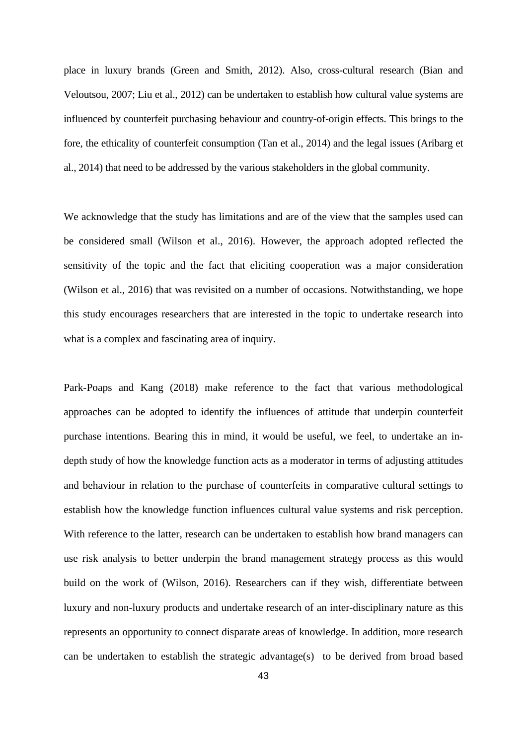place in luxury brands (Green and Smith, 2012). Also, cross-cultural research (Bian and Veloutsou, 2007; Liu et al., 2012) can be undertaken to establish how cultural value systems are influenced by counterfeit purchasing behaviour and country-of-origin effects. This brings to the fore, the ethicality of counterfeit consumption (Tan et al., 2014) and the legal issues (Aribarg et al., 2014) that need to be addressed by the various stakeholders in the global community.

We acknowledge that the study has limitations and are of the view that the samples used can be considered small (Wilson et al., 2016). However, the approach adopted reflected the sensitivity of the topic and the fact that eliciting cooperation was a major consideration (Wilson et al., 2016) that was revisited on a number of occasions. Notwithstanding, we hope this study encourages researchers that are interested in the topic to undertake research into what is a complex and fascinating area of inquiry.

Park-Poaps and Kang (2018) make reference to the fact that various methodological approaches can be adopted to identify the influences of attitude that underpin counterfeit purchase intentions. Bearing this in mind, it would be useful, we feel, to undertake an in-depth study of how the knowledge function acts as a moderator in terms of adjusting attitudes and behaviour in relation to the purchase of counterfeits in comparative cultural settings to establish how the knowledge function influences cultural value systems and risk perception. With reference to the latter, research can be undertaken to establish how brand managers can use risk analysis to better underpin the brand management strategy process as this would build on the work of (Wilson, 2016). Researchers can if they wish, differentiate between luxury and non-luxury products and undertake research of an inter-disciplinary nature as this represents an opportunity to connect disparate areas of knowledge. In addition, more research can be undertaken to establish the strategic advantage(s) to be derived from broad based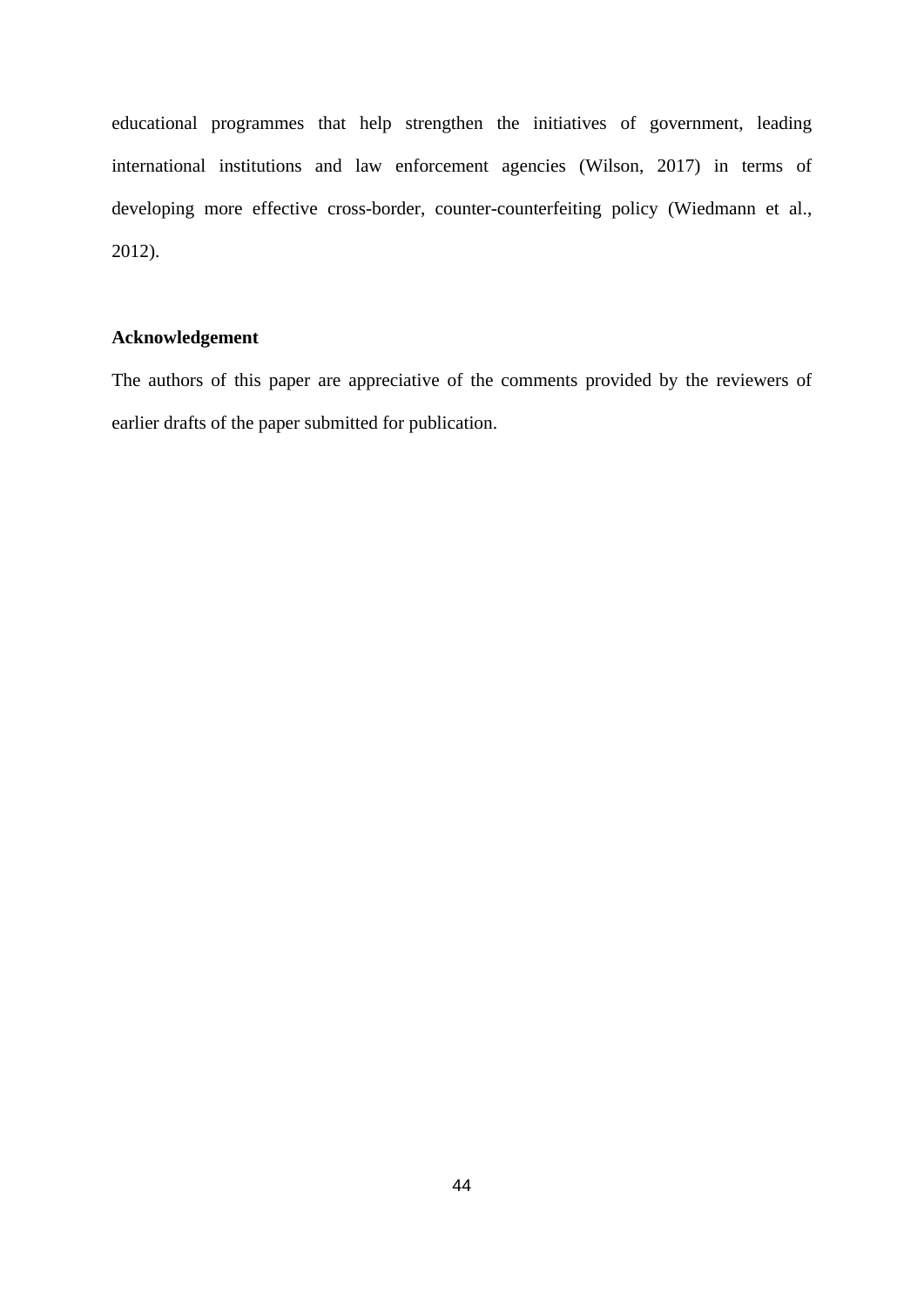educational programmes that help strengthen the initiatives of government, leading international institutions and law enforcement agencies (Wilson, 2017) in terms of developing more effective cross-border, counter-counterfeiting policy (Wiedmann et al., 2012).

## Acknowledgement

The authors of this paper are appreciative of the comments provided by the reviewers of earlier drafts of the paper submitted for publication.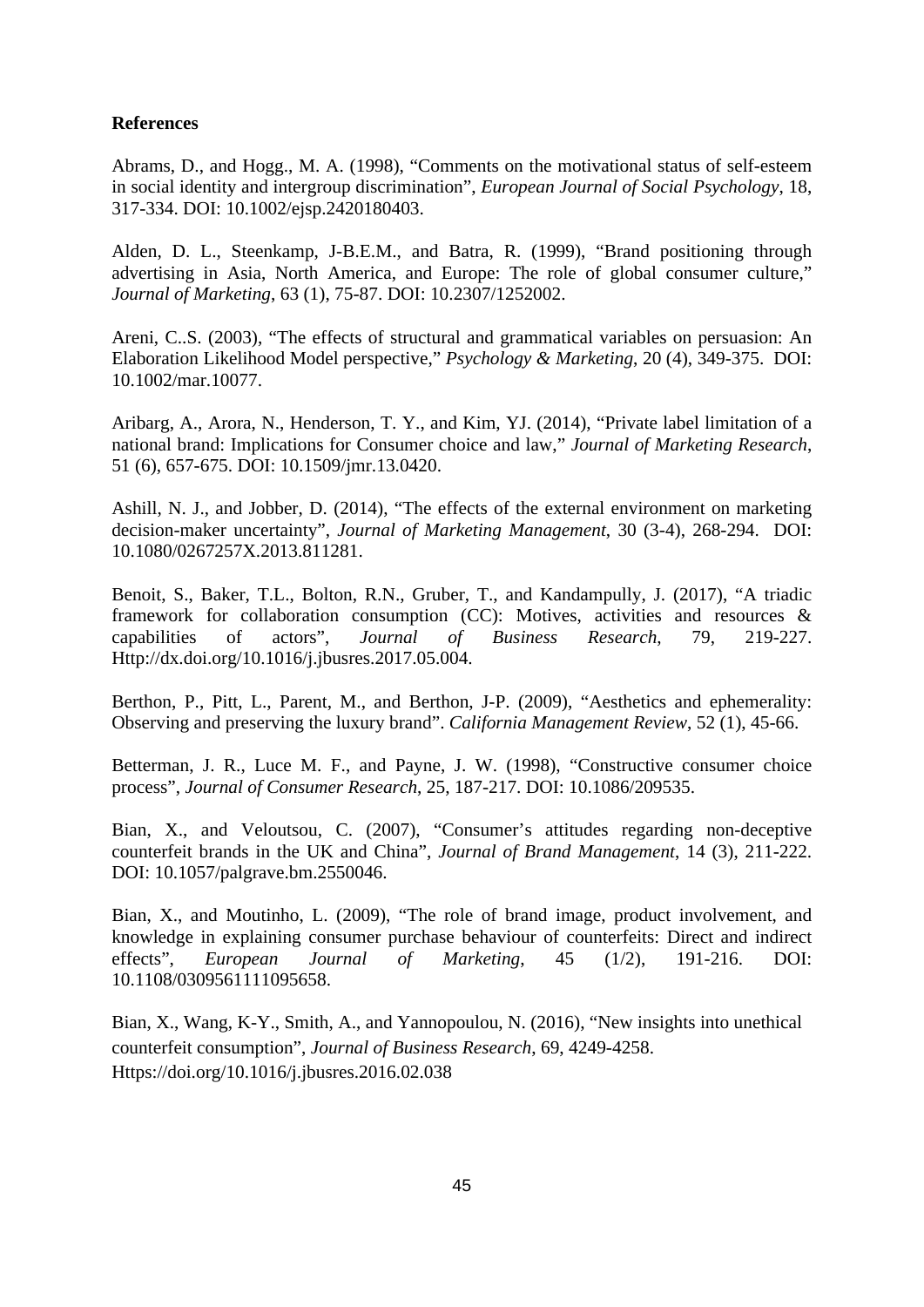**References**

Abrams, D., and Hogg., M. A. (1998), "Comments on the motivational status of self-esteem in social identity and intergroup discrimination", *European Journal of Social Psychology*, 18, 317-334. DOI: 10.1002/ejsp.2420180403.

Alden, D. L., Steenkamp, J-B.E.M., and Batra, R. (1999), "Brand positioning through advertising in Asia, North America, and Europe: The role of global consumer culture," *Journal of Marketing*, 63 (1), 75-87. DOI: 10.2307/1252002.

Areni, C..S. (2003), "The effects of structural and grammatical variables on persuasion: An Elaboration Likelihood Model perspective," *Psychology & Marketing*, 20 (4), 349-375. DOI: 10.1002/mar.10077.

Aribarg, A., Arora, N., Henderson, T. Y., and Kim, YJ. (2014), "Private label limitation of a national brand: Implications for Consumer choice and law," *Journal of Marketing Research*, 51 (6), 657-675. DOI: 10.1509/jmr.13.0420.

Ashill, N. J., and Jobber, D. (2014), "The effects of the external environment on marketing decision-maker uncertainty", *Journal of Marketing Management*, 30 (3-4), 268-294. DOI: 10.1080/0267257X.2013.811281.

Benoit, S., Baker, T.L., Bolton, R.N., Gruber, T., and Kandampully, J. (2017), "A triadic framework for collaboration consumption (CC): Motives, activities and resources & capabilities of actors", *Journal of Business Research*, 79, 219-227. Http://dx.doi.org/10.1016/j.jbusres.2017.05.004.

Berthon, P., Pitt, L., Parent, M., and Berthon, J-P. (2009), "Aesthetics and ephemerality: Observing and preserving the luxury brand". *California Management Review*, 52 (1), 45-66.

Betterman, J. R., Luce M. F., and Payne, J. W. (1998), "Constructive consumer choice process", *Journal of Consumer Research*, 25, 187-217. DOI: 10.1086/209535.

Bian, X., and Veloutsou, C. (2007), "Consumer's attitudes regarding non-deceptive counterfeit brands in the UK and China", *Journal of Brand Management*, 14 (3), 211-222. DOI: 10.1057/palgrave.bm.2550046.

Bian, X., and Moutinho, L. (2009), "The role of brand image, product involvement, and knowledge in explaining consumer purchase behaviour of counterfeits: Direct and indirect effects", *European Journal of Marketing*, 45 (1/2), 191-216. DOI: 10.1108/0309561111095658.

Bian, X., Wang, K-Y., Smith, A., and Yannopoulou, N. (2016), "New insights into unethical counterfeit consumption", *Journal of Business Research*, 69, 4249-4258. Https://doi.org/10.1016/j.jbusres.2016.02.038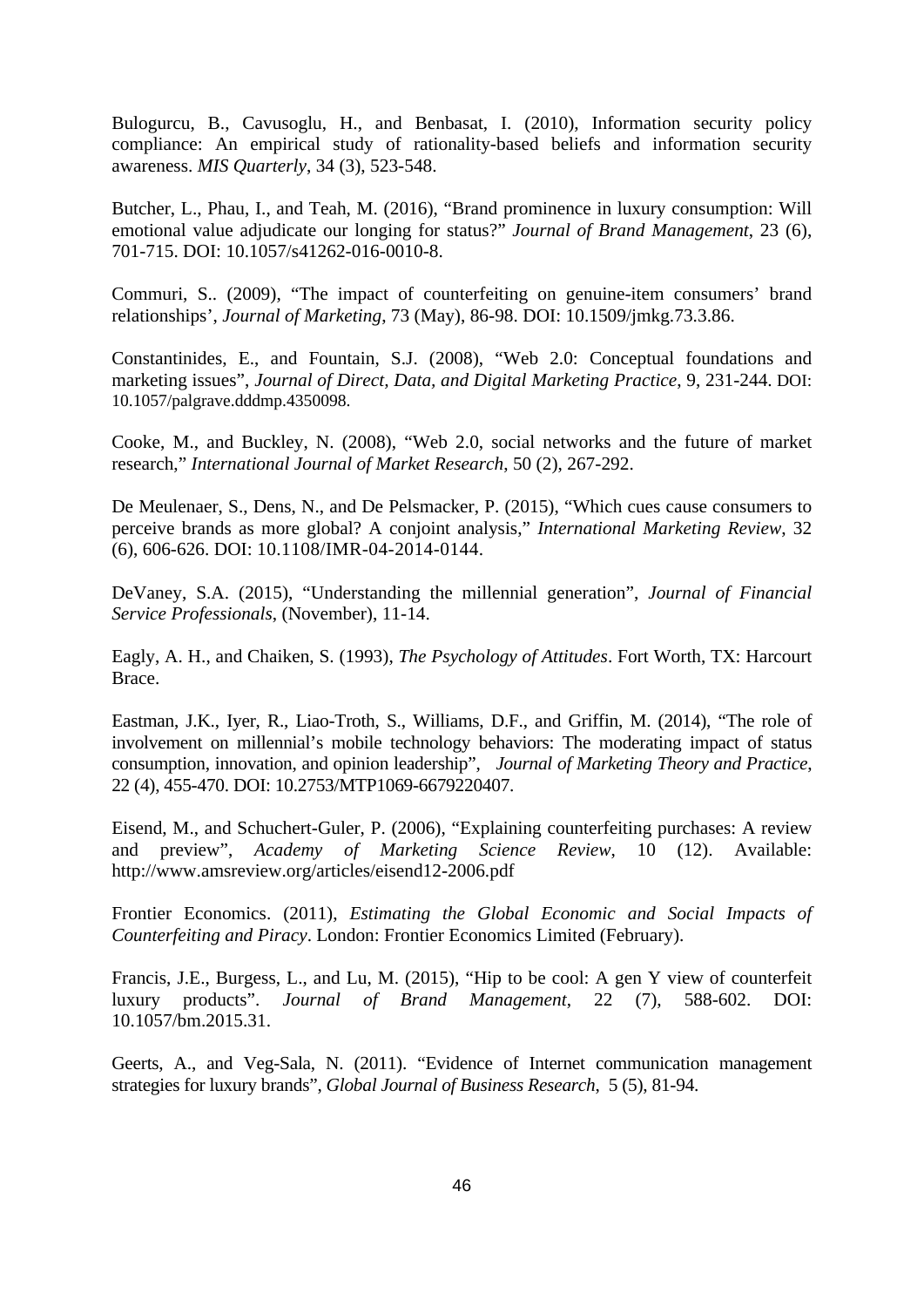Bulogurcu, B., Cavusoglu, H., and Benbasat, I. (2010), Information security policy compliance: An empirical study of rationality-based beliefs and information security awareness. *MIS Quarterly*, 34 (3), 523-548.

Butcher, L., Phau, I., and Teah, M. (2016), "Brand prominence in luxury consumption: Will emotional value adjudicate our longing for status?" *Journal of Brand Management*, 23 (6), 701-715. DOI: 10.1057/s41262-016-0010-8.

Commuri, S.. (2009), "The impact of counterfeiting on genuine-item consumers' brand relationships', *Journal of Marketing*, 73 (May), 86-98. DOI: 10.1509/jmkg.73.3.86.

Constantinides, E., and Fountain, S.J. (2008), "Web 2.0: Conceptual foundations and marketing issues", *Journal of Direct, Data, and Digital Marketing Practice*, 9, 231-244. DOI: 10.1057/palgrave.dddmp.4350098.

Cooke, M., and Buckley, N. (2008), "Web 2.0, social networks and the future of market research," *International Journal of Market Research*, 50 (2), 267-292.

De Meulenaer, S., Dens, N., and De Pelsmacker, P. (2015), "Which cues cause consumers to perceive brands as more global? A conjoint analysis," *International Marketing Review*, 32 (6), 606-626. DOI: 10.1108/IMR-04-2014-0144.

DeVaney, S.A. (2015), "Understanding the millennial generation", *Journal of Financial Service Professionals*, (November), 11-14.

Eagly, A. H., and Chaiken, S. (1993), *The Psychology of Attitudes*. Fort Worth, TX: Harcourt Brace.

Eastman, J.K., Iyer, R., Liao-Troth, S., Williams, D.F., and Griffin, M. (2014), "The role of involvement on millennial's mobile technology behaviors: The moderating impact of status consumption, innovation, and opinion leadership", *Journal of Marketing Theory and Practice*, 22 (4), 455-470. DOI: 10.2753/MTP1069-6679220407.

Eisend, M., and Schuchert-Guler, P. (2006), "Explaining counterfeiting purchases: A review and preview", *Academy of Marketing Science Review*, 10 (12). Available: http://www.amsreview.org/articles/eisend12-2006.pdf

Frontier Economics. (2011), *Estimating the Global Economic and Social Impacts of Counterfeiting and Piracy*. London: Frontier Economics Limited (February).

Francis, J.E., Burgess, L., and Lu, M. (2015), "Hip to be cool: A gen Y view of counterfeit luxury products". *Journal of Brand Management*, 22 (7), 588-602. DOI: 10.1057/bm.2015.31.

Geerts, A., and Veg-Sala, N. (2011). "Evidence of Internet communication management strategies for luxury brands", *Global Journal of Business Research*, 5 (5), 81-94.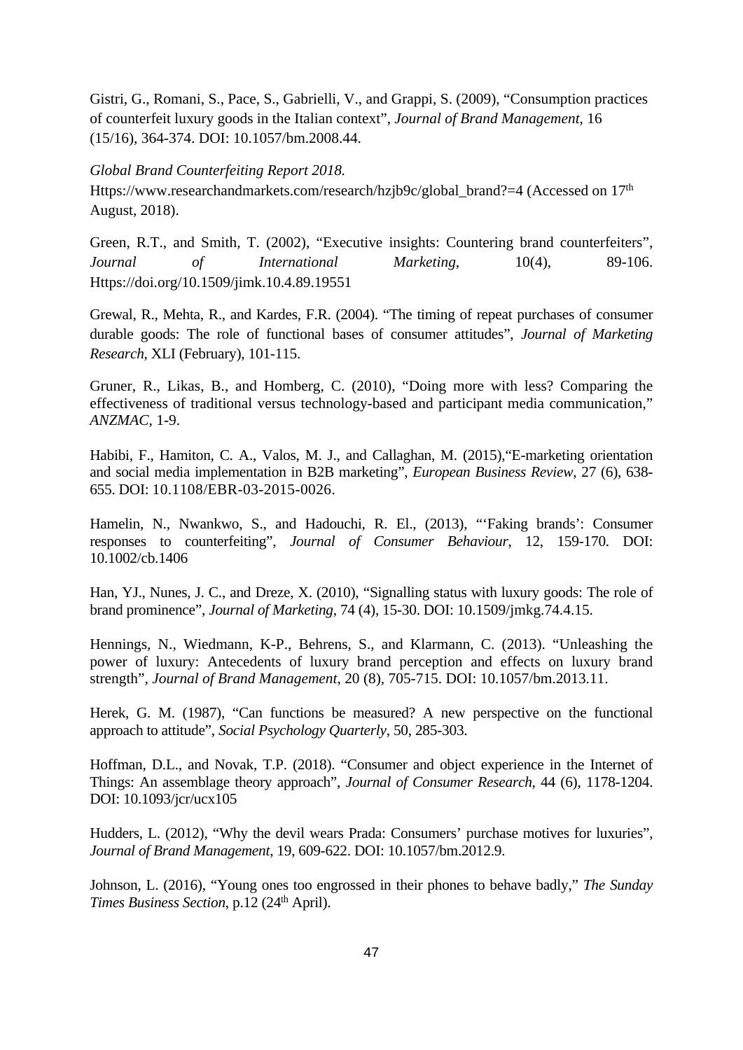Gistri, G., Romani, S., Pace, S., Gabrielli, V., and Grappi, S. (2009), "Consumption practices of counterfeit luxury goods in the Italian context", *Journal of Brand Management*, 16 (15/16), 364-374. DOI: 10.1057/bm.2008.44.

*Global Brand Counterfeiting Report 2018.* Https://www.researchandmarkets.com/research/hzjb9c/global_brand?=4 (Accessed on 17th August, 2018).

Green, R.T., and Smith, T. (2002), "Executive insights: Countering brand counterfeiters", *Journal of International Marketing*, 10(4), 89-106. Https://doi.org/10.1509/jimk.10.4.89.19551

Grewal, R., Mehta, R., and Kardes, F.R. (2004). "The timing of repeat purchases of consumer durable goods: The role of functional bases of consumer attitudes", *Journal of Marketing Research*, XLI (February), 101-115.

Gruner, R., Likas, B., and Homberg, C. (2010), "Doing more with less? Comparing the effectiveness of traditional versus technology-based and participant media communication," *ANZMAC*, 1-9.

Habibi, F., Hamiton, C. A., Valos, M. J., and Callaghan, M. (2015),"E-marketing orientation and social media implementation in B2B marketing", *European Business Review*, 27 (6), 638-655. DOI: 10.1108/EBR-03-2015-0026.

Hamelin, N., Nwankwo, S., and Hadouchi, R. El., (2013), "'Faking brands': Consumer responses to counterfeiting", *Journal of Consumer Behaviour*, 12, 159-170. DOI: 10.1002/cb.1406

Han, YJ., Nunes, J. C., and Dreze, X. (2010), "Signalling status with luxury goods: The role of brand prominence", *Journal of Marketing*, 74 (4), 15-30. DOI: 10.1509/jmkg.74.4.15.

Hennings, N., Wiedmann, K-P., Behrens, S., and Klarmann, C. (2013). "Unleashing the power of luxury: Antecedents of luxury brand perception and effects on luxury brand strength", *Journal of Brand Management*, 20 (8), 705-715. DOI: 10.1057/bm.2013.11.

Herek, G. M. (1987), "Can functions be measured? A new perspective on the functional approach to attitude", *Social Psychology Quarterly*, 50, 285-303.

Hoffman, D.L., and Novak, T.P. (2018). "Consumer and object experience in the Internet of Things: An assemblage theory approach", *Journal of Consumer Research*, 44 (6), 1178-1204. DOI: 10.1093/jcr/ucx105

Hudders, L. (2012), "Why the devil wears Prada: Consumers' purchase motives for luxuries", *Journal of Brand Management*, 19, 609-622. DOI: 10.1057/bm.2012.9.

Johnson, L. (2016), "Young ones too engrossed in their phones to behave badly," *The Sunday Times Business Section*, p.12 (24th April).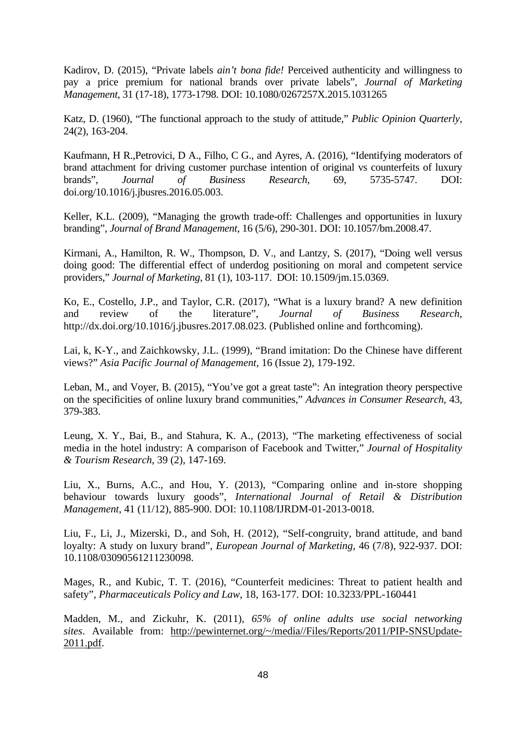Kadirov, D. (2015), "Private labels *ain't bona fide!* Perceived authenticity and willingness to pay a price premium for national brands over private labels", *Journal of Marketing Management*, 31 (17-18), 1773-1798. DOI: 10.1080/0267257X.2015.1031265

Katz, D. (1960), "The functional approach to the study of attitude," *Public Opinion Quarterly*, 24(2), 163-204.

Kaufmann, H R.,Petrovici, D A., Filho, C G., and Ayres, A. (2016), "Identifying moderators of brand attachment for driving customer purchase intention of original vs counterfeits of luxury brands", *Journal of Business Research*, 69, 5735-5747. DOI: doi.org/10.1016/j.jbusres.2016.05.003.

Keller, K.L. (2009), "Managing the growth trade-off: Challenges and opportunities in luxury branding", *Journal of Brand Management*, 16 (5/6), 290-301. DOI: 10.1057/bm.2008.47.

Kirmani, A., Hamilton, R. W., Thompson, D. V., and Lantzy, S. (2017), "Doing well versus doing good: The differential effect of underdog positioning on moral and competent service providers," *Journal of Marketing*, 81 (1), 103-117. DOI: 10.1509/jm.15.0369.

Ko, E., Costello, J.P., and Taylor, C.R. (2017), "What is a luxury brand? A new definition and review of the literature", *Journal of Business Research*, http://dx.doi.org/10.1016/j.jbusres.2017.08.023. (Published online and forthcoming).

Lai, k, K-Y., and Zaichkowsky, J.L. (1999), "Brand imitation: Do the Chinese have different views?" *Asia Pacific Journal of Management*, 16 (Issue 2), 179-192.

Leban, M., and Voyer, B. (2015), "You've got a great taste": An integration theory perspective on the specificities of online luxury brand communities," *Advances in Consumer Research*, 43, 379-383.

Leung, X. Y., Bai, B., and Stahura, K. A., (2013), "The marketing effectiveness of social media in the hotel industry: A comparison of Facebook and Twitter," *Journal of Hospitality & Tourism Research*, 39 (2), 147-169.

Liu, X., Burns, A.C., and Hou, Y. (2013), "Comparing online and in-store shopping behaviour towards luxury goods", *International Journal of Retail & Distribution Management*, 41 (11/12), 885-900. DOI: 10.1108/IJRDM-01-2013-0018.

Liu, F., Li, J., Mizerski, D., and Soh, H. (2012), "Self-congruity, brand attitude, and band loyalty: A study on luxury brand", *European Journal of Marketing*, 46 (7/8), 922-937. DOI: 10.1108/03090561211230098.

Mages, R., and Kubic, T. T. (2016), "Counterfeit medicines: Threat to patient health and safety", *Pharmaceuticals Policy and Law*, 18, 163-177. DOI: 10.3233/PPL-160441

Madden, M., and Zickuhr, K. (2011), *65% of online adults use social networking sites*. Available from: http://pewinternet.org/~/media//Files/Reports/2011/PIP-SNSUpdate-2011.pdf.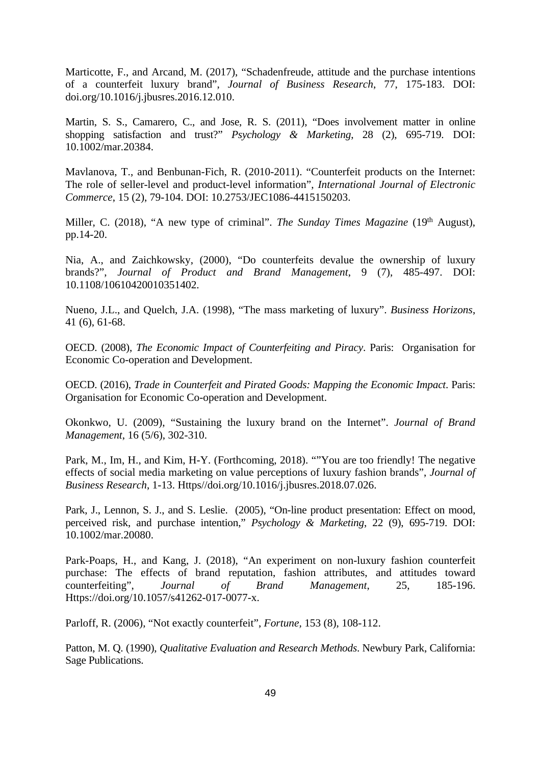Marticotte, F., and Arcand, M. (2017), "Schadenfreude, attitude and the purchase intentions of a counterfeit luxury brand", *Journal of Business Research*, 77, 175-183. DOI: doi.org/10.1016/j.jbusres.2016.12.010.

Martin, S. S., Camarero, C., and Jose, R. S. (2011), "Does involvement matter in online shopping satisfaction and trust?" *Psychology & Marketing*, 28 (2), 695-719. DOI: 10.1002/mar.20384.

Mavlanova, T., and Benbunan-Fich, R. (2010-2011). "Counterfeit products on the Internet: The role of seller-level and product-level information", *International Journal of Electronic Commerce*, 15 (2), 79-104. DOI: 10.2753/JEC1086-4415150203.

Miller, C. (2018), "A new type of criminal". *The Sunday Times Magazine* (19th August), pp.14-20.

Nia, A., and Zaichkowsky, (2000), "Do counterfeits devalue the ownership of luxury brands?", *Journal of Product and Brand Management*, 9 (7), 485-497. DOI: 10.1108/10610420010351402.

Nueno, J.L., and Quelch, J.A. (1998), "The mass marketing of luxury". *Business Horizons*, 41 (6), 61-68.

OECD. (2008), *The Economic Impact of Counterfeiting and Piracy*. Paris: Organisation for Economic Co-operation and Development.

OECD. (2016), *Trade in Counterfeit and Pirated Goods: Mapping the Economic Impact*. Paris: Organisation for Economic Co-operation and Development.

Okonkwo, U. (2009), "Sustaining the luxury brand on the Internet". *Journal of Brand Management*, 16 (5/6), 302-310.

Park, M., Im, H., and Kim, H-Y. (Forthcoming, 2018). ""You are too friendly! The negative effects of social media marketing on value perceptions of luxury fashion brands", *Journal of Business Research*, 1-13. Https//doi.org/10.1016/j.jbusres.2018.07.026.

Park, J., Lennon, S. J., and S. Leslie. (2005), "On-line product presentation: Effect on mood, perceived risk, and purchase intention," *Psychology & Marketing*, 22 (9), 695-719. DOI: 10.1002/mar.20080.

Park-Poaps, H., and Kang, J. (2018), "An experiment on non-luxury fashion counterfeit purchase: The effects of brand reputation, fashion attributes, and attitudes toward counterfeiting", *Journal of Brand Management*, 25, 185-196. Https://doi.org/10.1057/s41262-017-0077-x.

Parloff, R. (2006), "Not exactly counterfeit", *Fortune*, 153 (8), 108-112.

Patton, M. Q. (1990), *Qualitative Evaluation and Research Methods*. Newbury Park, California: Sage Publications.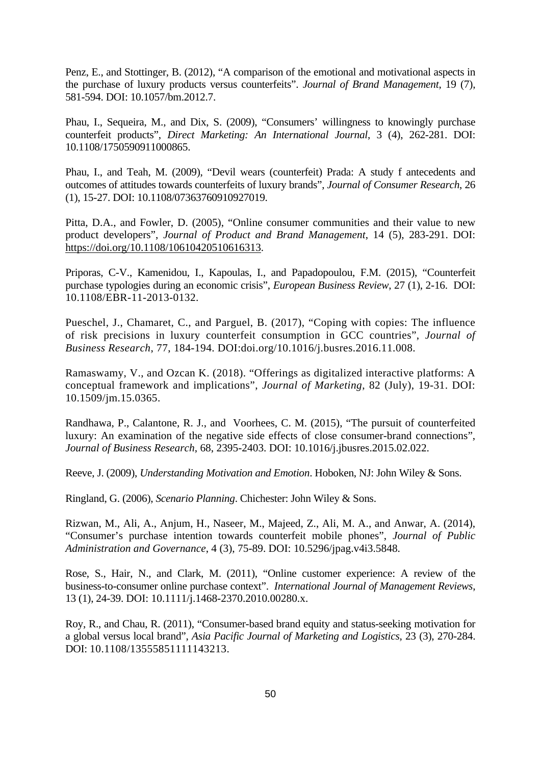Penz, E., and Stottinger, B. (2012), "A comparison of the emotional and motivational aspects in the purchase of luxury products versus counterfeits". *Journal of Brand Management*, 19 (7), 581-594. DOI: 10.1057/bm.2012.7.

Phau, I., Sequeira, M., and Dix, S. (2009), "Consumers' willingness to knowingly purchase counterfeit products", *Direct Marketing: An International Journal*, 3 (4), 262-281. DOI: 10.1108/1750590911000865.

Phau, I., and Teah, M. (2009), "Devil wears (counterfeit) Prada: A study f antecedents and outcomes of attitudes towards counterfeits of luxury brands", *Journal of Consumer Research*, 26 (1), 15-27. DOI: 10.1108/07363760910927019.

Pitta, D.A., and Fowler, D. (2005), "Online consumer communities and their value to new product developers", *Journal of Product and Brand Management*, 14 (5), 283-291. DOI: https://doi.org/10.1108/10610420510616313.

Priporas, C-V., Kamenidou, I., Kapoulas, I., and Papadopoulou, F.M. (2015), "Counterfeit purchase typologies during an economic crisis", *European Business Review*, 27 (1), 2-16. DOI: 10.1108/EBR-11-2013-0132.

Pueschel, J., Chamaret, C., and Parguel, B. (2017), "Coping with copies: The influence of risk precisions in luxury counterfeit consumption in GCC countries", *Journal of Business Research*, 77, 184-194. DOI:doi.org/10.1016/j.busres.2016.11.008.

Ramaswamy, V., and Ozcan K. (2018). "Offerings as digitalized interactive platforms: A conceptual framework and implications", *Journal of Marketing*, 82 (July), 19-31. DOI: 10.1509/jm.15.0365.

Randhawa, P., Calantone, R. J., and Voorhees, C. M. (2015), "The pursuit of counterfeited luxury: An examination of the negative side effects of close consumer-brand connections", *Journal of Business Research*, 68, 2395-2403. DOI: 10.1016/j.jbusres.2015.02.022.

Reeve, J. (2009), *Understanding Motivation and Emotion*. Hoboken, NJ: John Wiley & Sons.

Ringland, G. (2006), *Scenario Planning*. Chichester: John Wiley & Sons.

Rizwan, M., Ali, A., Anjum, H., Naseer, M., Majeed, Z., Ali, M. A., and Anwar, A. (2014), "Consumer's purchase intention towards counterfeit mobile phones", *Journal of Public Administration and Governance*, 4 (3), 75-89. DOI: 10.5296/jpag.v4i3.5848.

Rose, S., Hair, N., and Clark, M. (2011), "Online customer experience: A review of the business-to-consumer online purchase context". *International Journal of Management Reviews*, 13 (1), 24-39. DOI: 10.1111/j.1468-2370.2010.00280.x.

Roy, R., and Chau, R. (2011), "Consumer-based brand equity and status-seeking motivation for a global versus local brand", *Asia Pacific Journal of Marketing and Logistics*, 23 (3), 270-284. DOI: 10.1108/13555851111143213.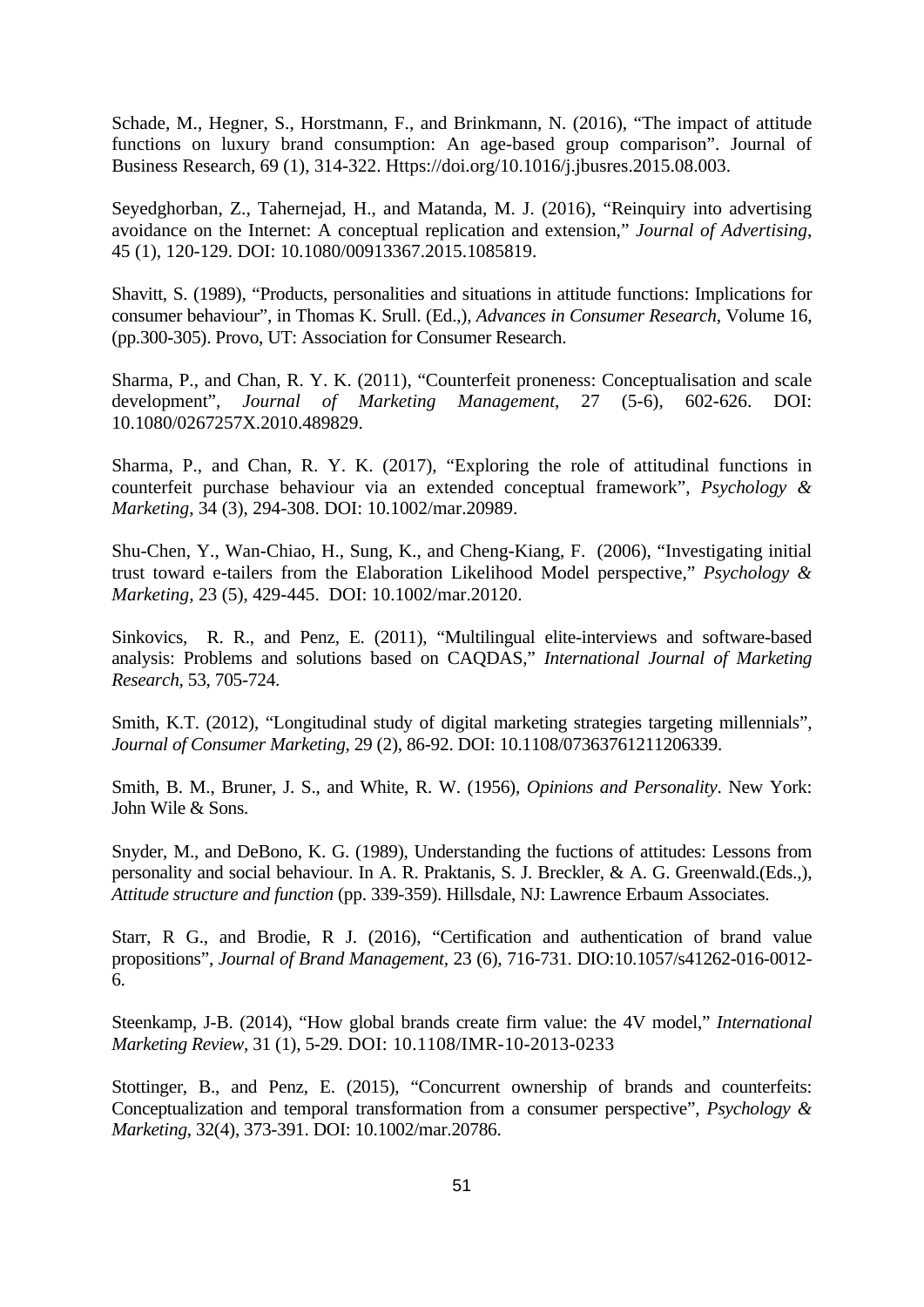Schade, M., Hegner, S., Horstmann, F., and Brinkmann, N. (2016), “The impact of attitude functions on luxury brand consumption: An age-based group comparison”. Journal of Business Research, 69 (1), 314-322. Https://doi.org/10.1016/j.jbusres.2015.08.003.

Seyedghorban, Z., Tahernejad, H., and Matanda, M. J. (2016), “Reinquiry into advertising avoidance on the Internet: A conceptual replication and extension,” *Journal of Advertising*, 45 (1), 120-129. DOI: 10.1080/00913367.2015.1085819.

Shavitt, S. (1989), “Products, personalities and situations in attitude functions: Implications for consumer behaviour”, in Thomas K. Srull. (Ed.,), *Advances in Consumer Research*, Volume 16, (pp.300-305). Provo, UT: Association for Consumer Research.

Sharma, P., and Chan, R. Y. K. (2011), “Counterfeit proneness: Conceptualisation and scale development”, *Journal of Marketing Management*, 27 (5-6), 602-626. DOI: 10.1080/0267257X.2010.489829.

Sharma, P., and Chan, R. Y. K. (2017), “Exploring the role of attitudinal functions in counterfeit purchase behaviour via an extended conceptual framework”, *Psychology & Marketing*, 34 (3), 294-308. DOI: 10.1002/mar.20989.

Shu-Chen, Y., Wan-Chiao, H., Sung, K., and Cheng-Kiang, F. (2006), “Investigating initial trust toward e-tailers from the Elaboration Likelihood Model perspective,” *Psychology & Marketing*, 23 (5), 429-445. DOI: 10.1002/mar.20120.

Sinkovics, R. R., and Penz, E. (2011), “Multilingual elite-interviews and software-based analysis: Problems and solutions based on CAQDAS,” *International Journal of Marketing Research*, 53, 705-724.

Smith, K.T. (2012), “Longitudinal study of digital marketing strategies targeting millennials”, *Journal of Consumer Marketing*, 29 (2), 86-92. DOI: 10.1108/07363761211206339.

Smith, B. M., Bruner, J. S., and White, R. W. (1956), *Opinions and Personality*. New York: John Wile & Sons.

Snyder, M., and DeBono, K. G. (1989), Understanding the fuctions of attitudes: Lessons from personality and social behaviour. In A. R. Praktanis, S. J. Breckler, & A. G. Greenwald.(Eds.,), *Attitude structure and function* (pp. 339-359). Hillsdale, NJ: Lawrence Erbaum Associates.

Starr, R G., and Brodie, R J. (2016), “Certification and authentication of brand value propositions”, *Journal of Brand Management*, 23 (6), 716-731. DIO:10.1057/s41262-016-0012-6.

Steenkamp, J-B. (2014), “How global brands create firm value: the 4V model,” *International Marketing Review*, 31 (1), 5-29. DOI: 10.1108/IMR-10-2013-0233

Stottinger, B., and Penz, E. (2015), “Concurrent ownership of brands and counterfeits: Conceptualization and temporal transformation from a consumer perspective”, *Psychology & Marketing*, 32(4), 373-391. DOI: 10.1002/mar.20786.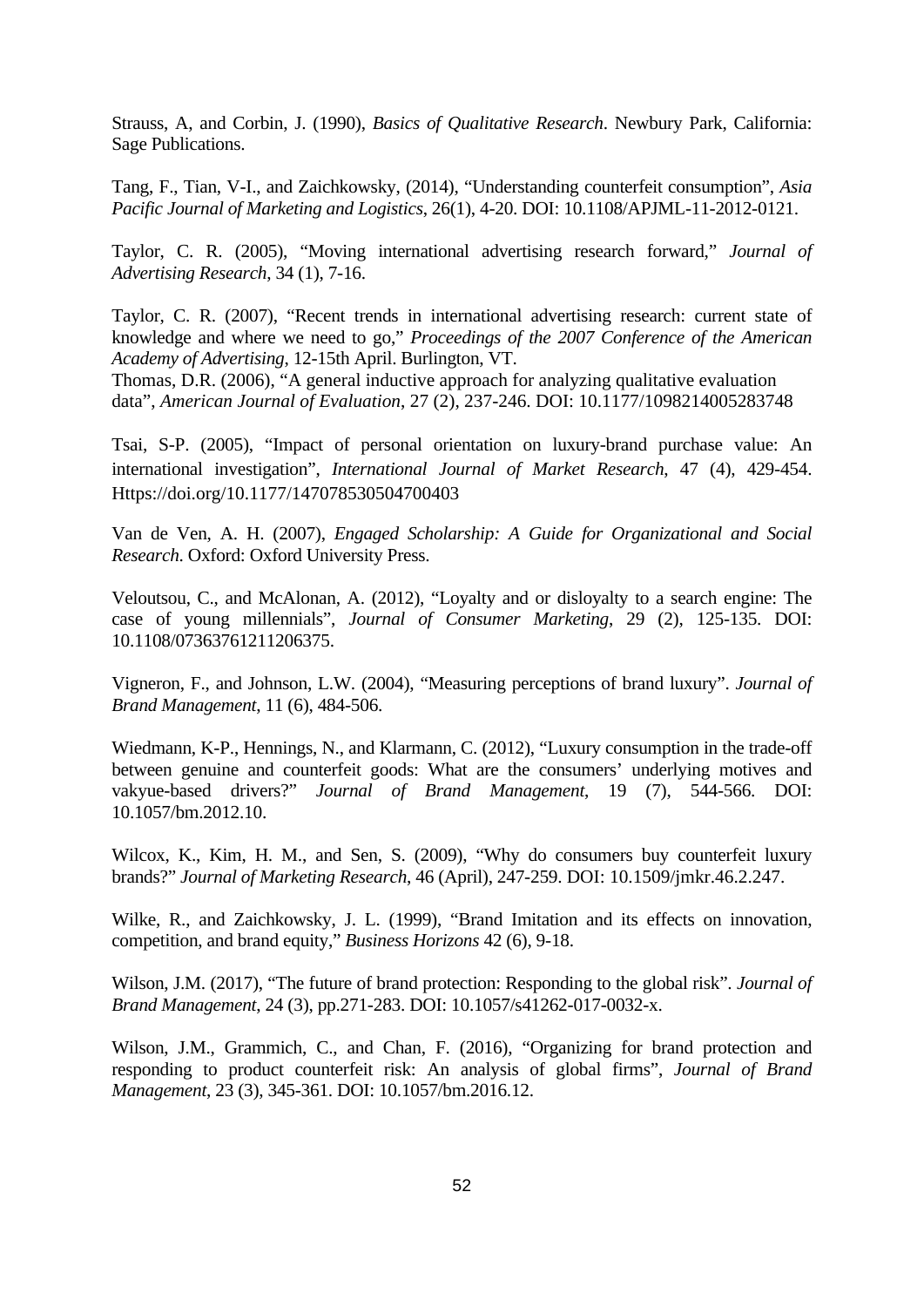Strauss, A, and Corbin, J. (1990), *Basics of Qualitative Research*. Newbury Park, California: Sage Publications.

Tang, F., Tian, V-I., and Zaichkowsky, (2014), "Understanding counterfeit consumption", *Asia Pacific Journal of Marketing and Logistics*, 26(1), 4-20. DOI: 10.1108/APJML-11-2012-0121.

Taylor, C. R. (2005), "Moving international advertising research forward," *Journal of Advertising Research*, 34 (1), 7-16.

Taylor, C. R. (2007), "Recent trends in international advertising research: current state of knowledge and where we need to go," *Proceedings of the 2007 Conference of the American Academy of Advertising*, 12-15th April. Burlington, VT.

Thomas, D.R. (2006), "A general inductive approach for analyzing qualitative evaluation data", *American Journal of Evaluation*, 27 (2), 237-246. DOI: 10.1177/1098214005283748

Tsai, S-P. (2005), "Impact of personal orientation on luxury-brand purchase value: An international investigation", *International Journal of Market Research*, 47 (4), 429-454. Https://doi.org/10.1177/147078530504700403

Van de Ven, A. H. (2007), *Engaged Scholarship: A Guide for Organizational and Social Research*. Oxford: Oxford University Press.

Veloutsou, C., and McAlonan, A. (2012), "Loyalty and or disloyalty to a search engine: The case of young millennials", *Journal of Consumer Marketing*, 29 (2), 125-135. DOI: 10.1108/07363761211206375.

Vigneron, F., and Johnson, L.W. (2004), "Measuring perceptions of brand luxury". *Journal of Brand Management*, 11 (6), 484-506.

Wiedmann, K-P., Hennings, N., and Klarmann, C. (2012), "Luxury consumption in the trade-off between genuine and counterfeit goods: What are the consumers' underlying motives and vakyue-based drivers?" *Journal of Brand Management*, 19 (7), 544-566. DOI: 10.1057/bm.2012.10.

Wilcox, K., Kim, H. M., and Sen, S. (2009), "Why do consumers buy counterfeit luxury brands?" *Journal of Marketing Research*, 46 (April), 247-259. DOI: 10.1509/jmkr.46.2.247.

Wilke, R., and Zaichkowsky, J. L. (1999), "Brand Imitation and its effects on innovation, competition, and brand equity," *Business Horizons* 42 (6), 9-18.

Wilson, J.M. (2017), "The future of brand protection: Responding to the global risk". *Journal of Brand Management*, 24 (3), pp.271-283. DOI: 10.1057/s41262-017-0032-x.

Wilson, J.M., Grammich, C., and Chan, F. (2016), "Organizing for brand protection and responding to product counterfeit risk: An analysis of global firms", *Journal of Brand Management*, 23 (3), 345-361. DOI: 10.1057/bm.2016.12.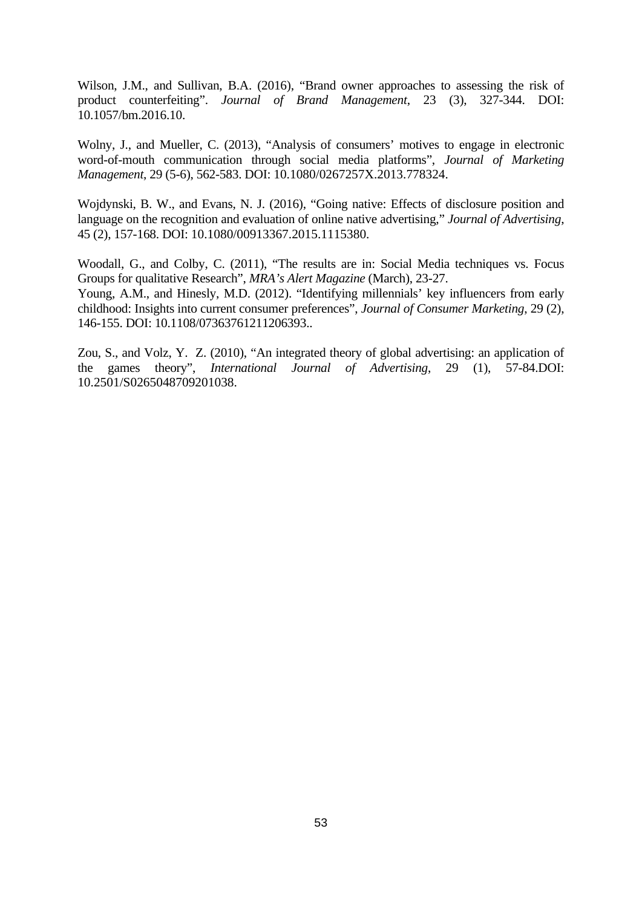Wilson, J.M., and Sullivan, B.A. (2016), "Brand owner approaches to assessing the risk of product counterfeiting". *Journal of Brand Management*, 23 (3), 327-344. DOI: 10.1057/bm.2016.10.

Wolny, J., and Mueller, C. (2013), "Analysis of consumers' motives to engage in electronic word-of-mouth communication through social media platforms", *Journal of Marketing Management*, 29 (5-6), 562-583. DOI: 10.1080/0267257X.2013.778324.

Wojdynski, B. W., and Evans, N. J. (2016), "Going native: Effects of disclosure position and language on the recognition and evaluation of online native advertising," *Journal of Advertising*, 45 (2), 157-168. DOI: 10.1080/00913367.2015.1115380.

Woodall, G., and Colby, C. (2011), "The results are in: Social Media techniques vs. Focus Groups for qualitative Research", *MRA's Alert Magazine* (March), 23-27.
Young, A.M., and Hinesly, M.D. (2012). "Identifying millennials' key influencers from early childhood: Insights into current consumer preferences", *Journal of Consumer Marketing*, 29 (2), 146-155. DOI: 10.1108/07363761211206393..

Zou, S., and Volz, Y. Z. (2010), "An integrated theory of global advertising: an application of the games theory", *International Journal of Advertising*, 29 (1), 57-84.DOI: 10.2501/S0265048709201038.